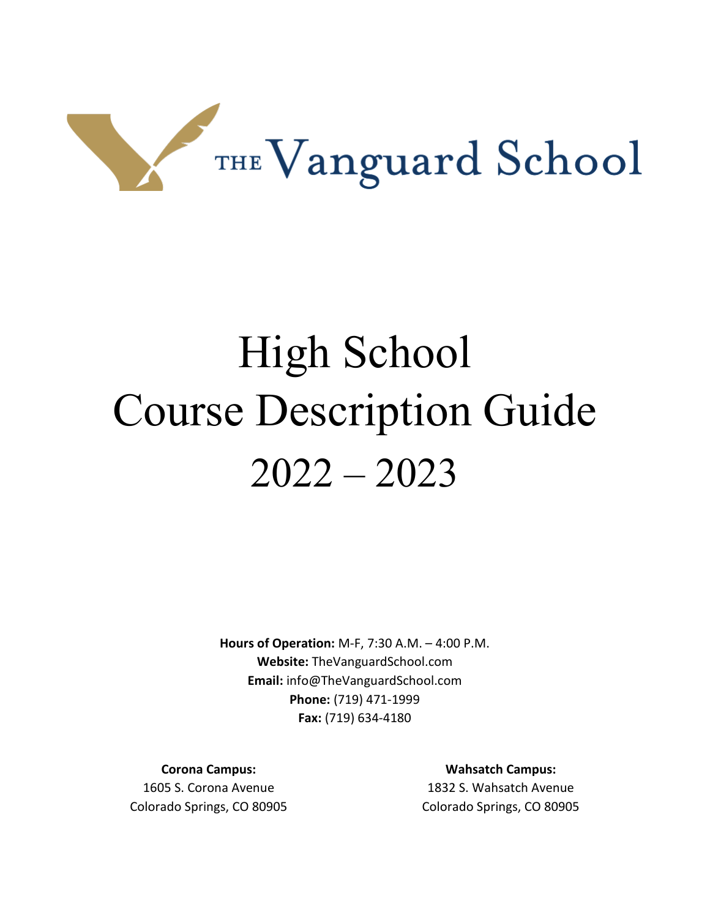THE Vanguard School

# High School Course Description Guide 2022 – 2023

**Hours of Operation:** M-F, 7:30 A.M. – 4:00 P.M.
**Website:** TheVanguardSchool.com
**Email:** info@TheVanguardSchool.com
**Phone:** (719) 471-1999
**Fax:** (719) 634-4180

**Corona Campus:**
1605 S. Corona Avenue
Colorado Springs, CO 80905

**Wahsatch Campus:**
1832 S. Wahsatch Avenue
Colorado Springs, CO 80905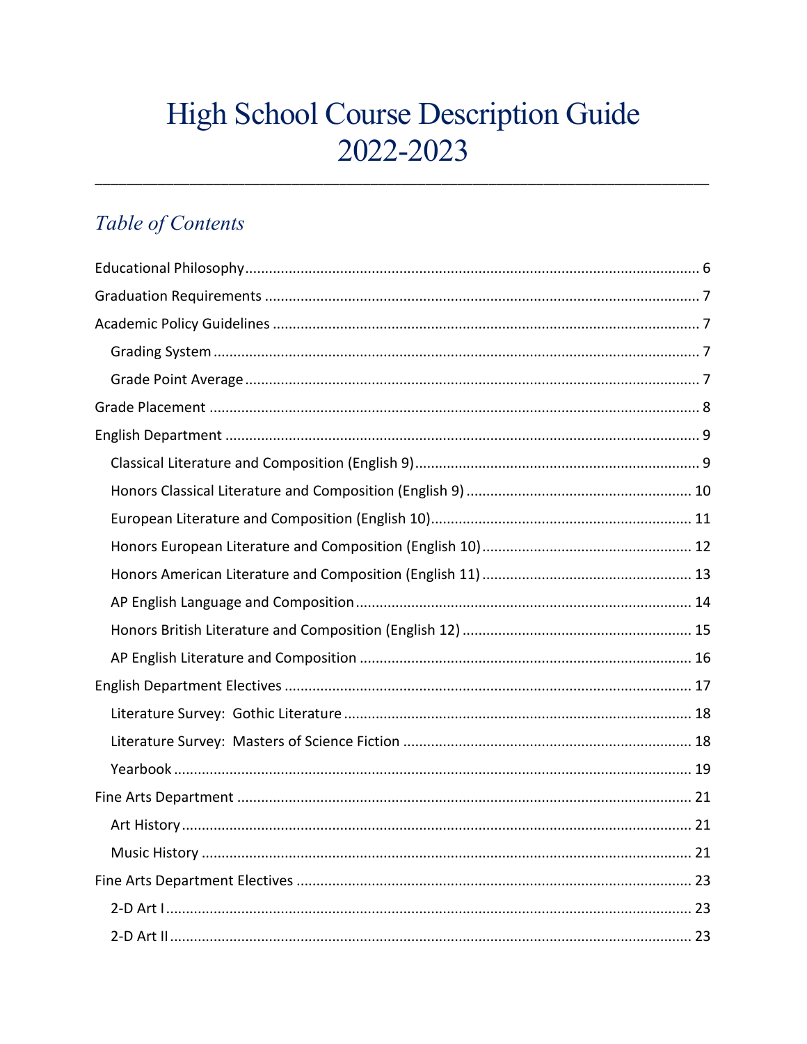# High School Course Description Guide 2022-2023

---

## *Table of Contents*

Educational Philosophy ... 6

Graduation Requirements ... 7

Academic Policy Guidelines ... 7

- Grading System ... 7
- Grade Point Average ... 7

Grade Placement ... 8

English Department ... 9

- Classical Literature and Composition (English 9) ... 9
- Honors Classical Literature and Composition (English 9) ... 10
- European Literature and Composition (English 10) ... 11
- Honors European Literature and Composition (English 10) ... 12
- Honors American Literature and Composition (English 11) ... 13
- AP English Language and Composition ... 14
- Honors British Literature and Composition (English 12) ... 15
- AP English Literature and Composition ... 16

English Department Electives ... 17

- Literature Survey: Gothic Literature ... 18
- Literature Survey: Masters of Science Fiction ... 18
- Yearbook ... 19

Fine Arts Department ... 21

- Art History ... 21
- Music History ... 21

Fine Arts Department Electives ... 23

- 2-D Art I ... 23
- 2-D Art II ... 23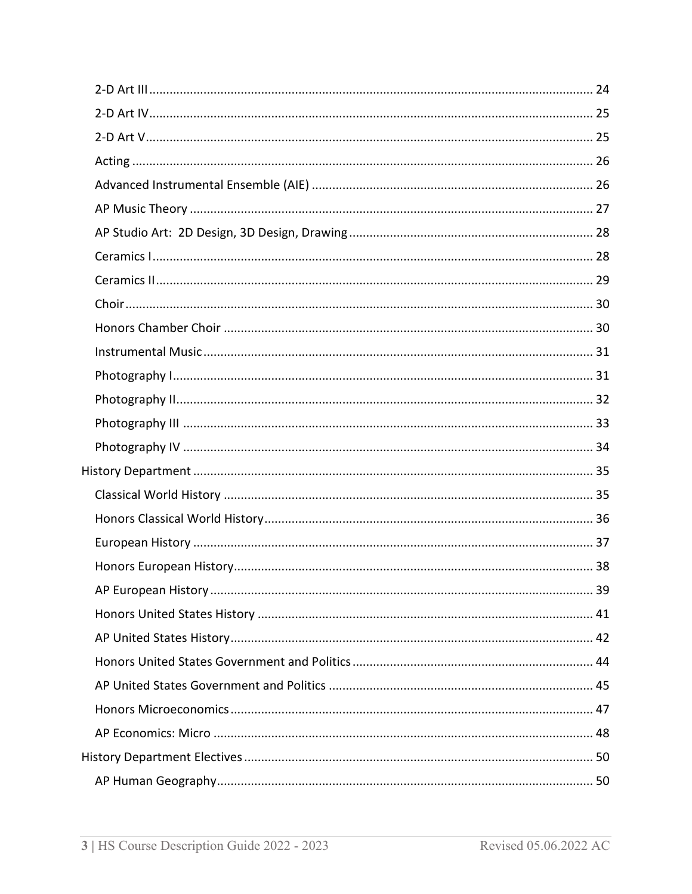- 2-D Art III ........ 24
- 2-D Art IV ........ 25
- 2-D Art V ........ 25
- Acting ........ 26
- Advanced Instrumental Ensemble (AIE) ........ 26
- AP Music Theory ........ 27
- AP Studio Art: 2D Design, 3D Design, Drawing ........ 28
- Ceramics I ........ 28
- Ceramics II ........ 29
- Choir ........ 30
- Honors Chamber Choir ........ 30
- Instrumental Music ........ 31
- Photography I ........ 31
- Photography II ........ 32
- Photography III ........ 33
- Photography IV ........ 34

History Department ........ 35

- Classical World History ........ 35
- Honors Classical World History ........ 36
- European History ........ 37
- Honors European History ........ 38
- AP European History ........ 39
- Honors United States History ........ 41
- AP United States History ........ 42
- Honors United States Government and Politics ........ 44
- AP United States Government and Politics ........ 45
- Honors Microeconomics ........ 47
- AP Economics: Micro ........ 48

History Department Electives ........ 50

- AP Human Geography ........ 50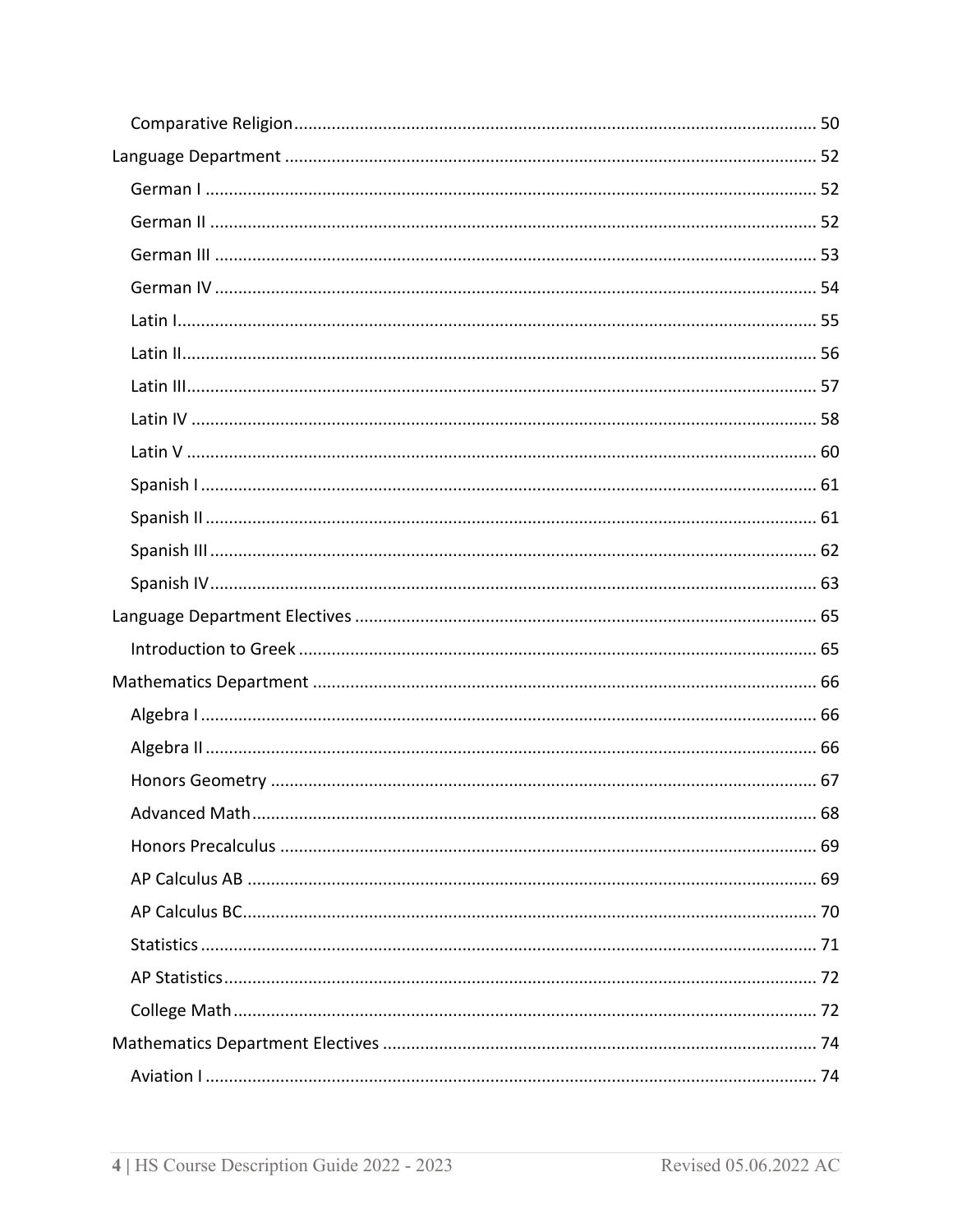Comparative Religion ..... 50

Language Department ..... 52

German I ..... 52

German II ..... 52

German III ..... 53

German IV ..... 54

Latin I ..... 55

Latin II ..... 56

Latin III ..... 57

Latin IV ..... 58

Latin V ..... 60

Spanish I ..... 61

Spanish II ..... 61

Spanish III ..... 62

Spanish IV ..... 63

Language Department Electives ..... 65

Introduction to Greek ..... 65

Mathematics Department ..... 66

Algebra I ..... 66

Algebra II ..... 66

Honors Geometry ..... 67

Advanced Math ..... 68

Honors Precalculus ..... 69

AP Calculus AB ..... 69

AP Calculus BC ..... 70

Statistics ..... 71

AP Statistics ..... 72

College Math ..... 72

Mathematics Department Electives ..... 74

Aviation I ..... 74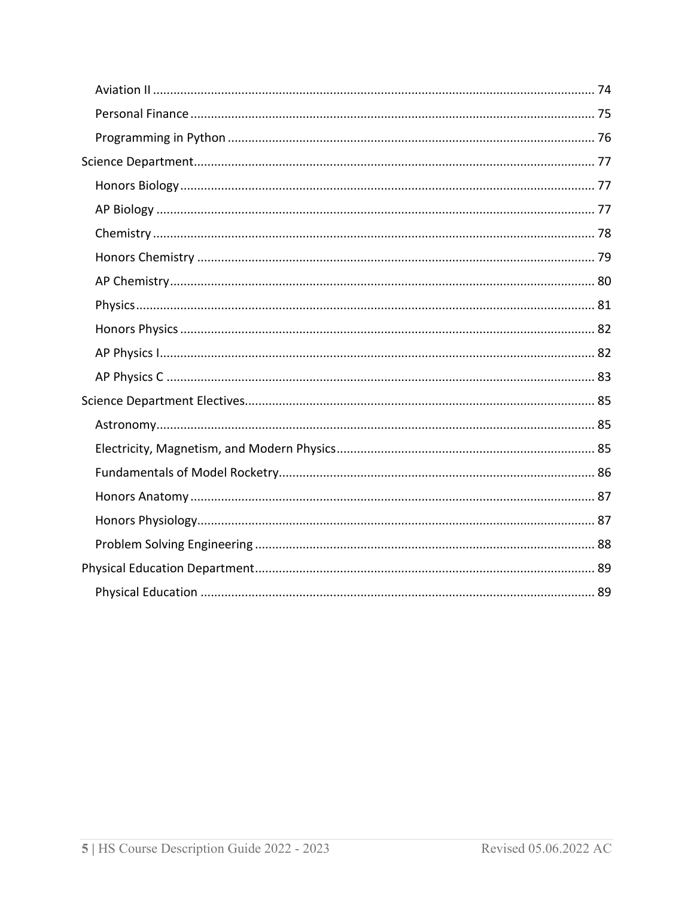- Aviation II ..... 74
- Personal Finance ..... 75
- Programming in Python ..... 76

Science Department ..... 77

- Honors Biology ..... 77
- AP Biology ..... 77
- Chemistry ..... 78
- Honors Chemistry ..... 79
- AP Chemistry ..... 80
- Physics ..... 81
- Honors Physics ..... 82
- AP Physics I ..... 82
- AP Physics C ..... 83

Science Department Electives ..... 85

- Astronomy ..... 85
- Electricity, Magnetism, and Modern Physics ..... 85
- Fundamentals of Model Rocketry ..... 86
- Honors Anatomy ..... 87
- Honors Physiology ..... 87
- Problem Solving Engineering ..... 88

Physical Education Department ..... 89

- Physical Education ..... 89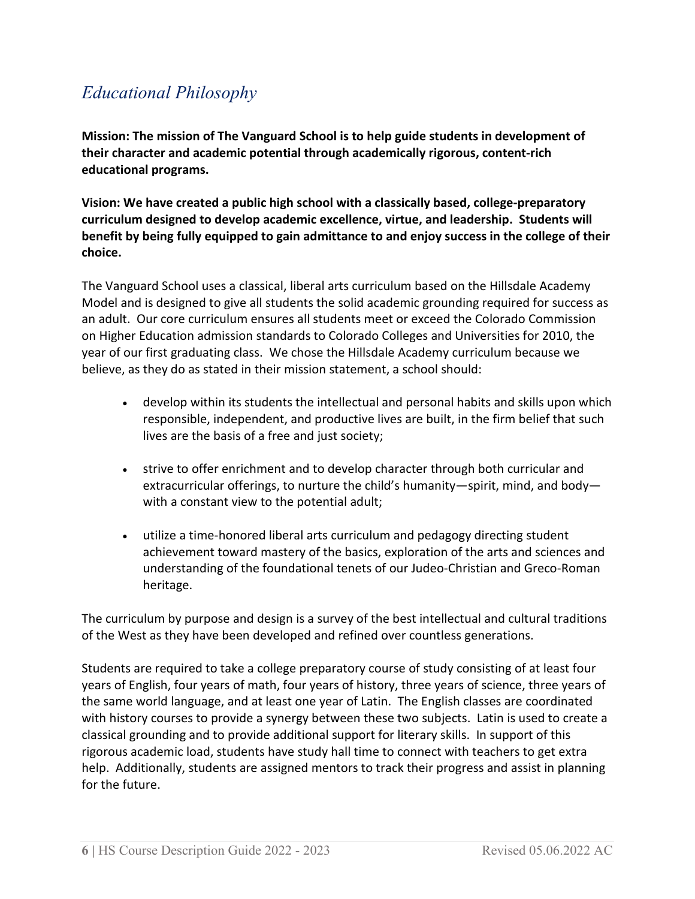## *Educational Philosophy*

**Mission: The mission of The Vanguard School is to help guide students in development of their character and academic potential through academically rigorous, content-rich educational programs.**

**Vision: We have created a public high school with a classically based, college-preparatory curriculum designed to develop academic excellence, virtue, and leadership. Students will benefit by being fully equipped to gain admittance to and enjoy success in the college of their choice.**

The Vanguard School uses a classical, liberal arts curriculum based on the Hillsdale Academy Model and is designed to give all students the solid academic grounding required for success as an adult. Our core curriculum ensures all students meet or exceed the Colorado Commission on Higher Education admission standards to Colorado Colleges and Universities for 2010, the year of our first graduating class. We chose the Hillsdale Academy curriculum because we believe, as they do as stated in their mission statement, a school should:

- develop within its students the intellectual and personal habits and skills upon which responsible, independent, and productive lives are built, in the firm belief that such lives are the basis of a free and just society;
- strive to offer enrichment and to develop character through both curricular and extracurricular offerings, to nurture the child's humanity—spirit, mind, and body—with a constant view to the potential adult;
- utilize a time-honored liberal arts curriculum and pedagogy directing student achievement toward mastery of the basics, exploration of the arts and sciences and understanding of the foundational tenets of our Judeo-Christian and Greco-Roman heritage.

The curriculum by purpose and design is a survey of the best intellectual and cultural traditions of the West as they have been developed and refined over countless generations.

Students are required to take a college preparatory course of study consisting of at least four years of English, four years of math, four years of history, three years of science, three years of the same world language, and at least one year of Latin. The English classes are coordinated with history courses to provide a synergy between these two subjects. Latin is used to create a classical grounding and to provide additional support for literary skills. In support of this rigorous academic load, students have study hall time to connect with teachers to get extra help. Additionally, students are assigned mentors to track their progress and assist in planning for the future.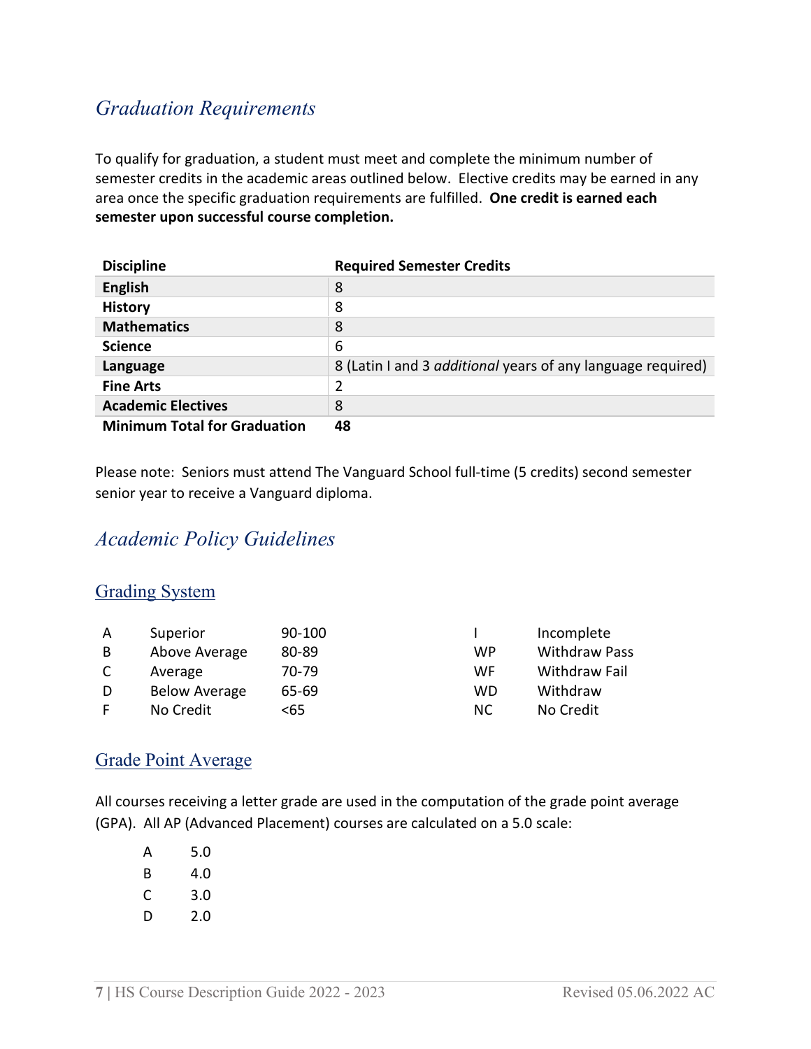## *Graduation Requirements*

To qualify for graduation, a student must meet and complete the minimum number of semester credits in the academic areas outlined below. Elective credits may be earned in any area once the specific graduation requirements are fulfilled. **One credit is earned each semester upon successful course completion.**

| Discipline | Required Semester Credits |
|---|---|
| **English** | 8 |
| **History** | 8 |
| **Mathematics** | 8 |
| **Science** | 6 |
| **Language** | 8 (Latin I and 3 *additional* years of any language required) |
| **Fine Arts** | 2 |
| **Academic Electives** | 8 |
| **Minimum Total for Graduation** | **48** |

Please note: Seniors must attend The Vanguard School full-time (5 credits) second semester senior year to receive a Vanguard diploma.

## *Academic Policy Guidelines*

### Grading System

| | | | | |
|---|---|---|---|---|
| A | Superior | 90-100 | I | Incomplete |
| B | Above Average | 80-89 | WP | Withdraw Pass |
| C | Average | 70-79 | WF | Withdraw Fail |
| D | Below Average | 65-69 | WD | Withdraw |
| F | No Credit | <65 | NC | No Credit |

### Grade Point Average

All courses receiving a letter grade are used in the computation of the grade point average (GPA). All AP (Advanced Placement) courses are calculated on a 5.0 scale:

| | |
|---|---|
| A | 5.0 |
| B | 4.0 |
| C | 3.0 |
| D | 2.0 |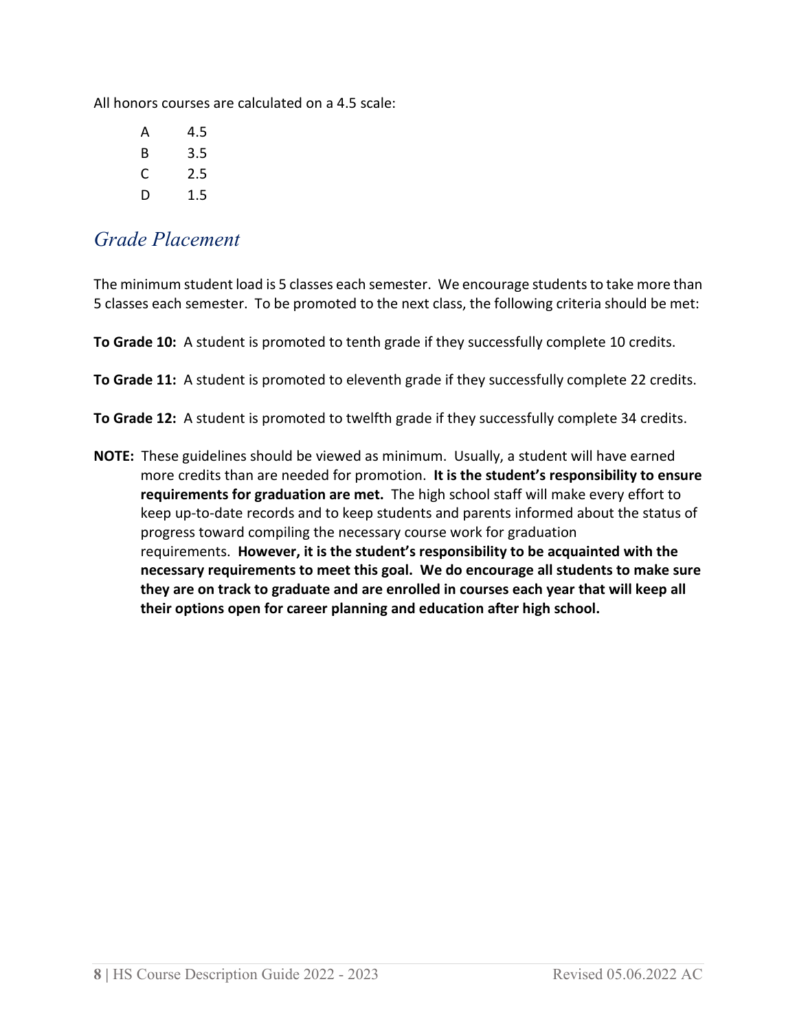All honors courses are calculated on a 4.5 scale:

| | |
|---|---|
| A | 4.5 |
| B | 3.5 |
| C | 2.5 |
| D | 1.5 |

## *Grade Placement*

The minimum student load is 5 classes each semester. We encourage students to take more than 5 classes each semester. To be promoted to the next class, the following criteria should be met:

**To Grade 10:** A student is promoted to tenth grade if they successfully complete 10 credits.

**To Grade 11:** A student is promoted to eleventh grade if they successfully complete 22 credits.

**To Grade 12:** A student is promoted to twelfth grade if they successfully complete 34 credits.

**NOTE:** These guidelines should be viewed as minimum. Usually, a student will have earned more credits than are needed for promotion. **It is the student's responsibility to ensure requirements for graduation are met.** The high school staff will make every effort to keep up-to-date records and to keep students and parents informed about the status of progress toward compiling the necessary course work for graduation requirements. **However, it is the student's responsibility to be acquainted with the necessary requirements to meet this goal. We do encourage all students to make sure they are on track to graduate and are enrolled in courses each year that will keep all their options open for career planning and education after high school.**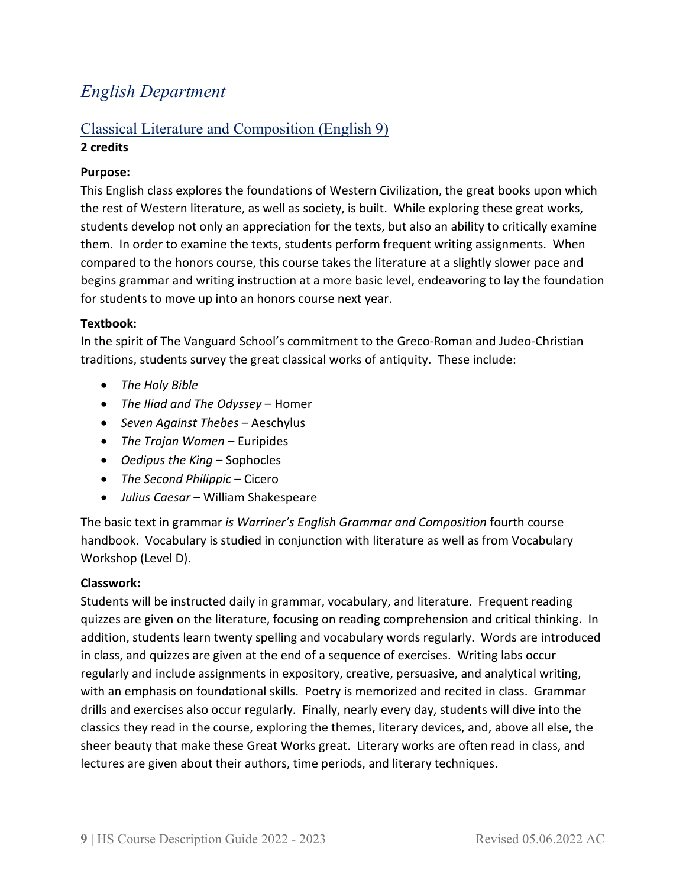# *English Department*

## Classical Literature and Composition (English 9)

**2 credits**

**Purpose:**

This English class explores the foundations of Western Civilization, the great books upon which the rest of Western literature, as well as society, is built. While exploring these great works, students develop not only an appreciation for the texts, but also an ability to critically examine them. In order to examine the texts, students perform frequent writing assignments. When compared to the honors course, this course takes the literature at a slightly slower pace and begins grammar and writing instruction at a more basic level, endeavoring to lay the foundation for students to move up into an honors course next year.

**Textbook:**

In the spirit of The Vanguard School's commitment to the Greco-Roman and Judeo-Christian traditions, students survey the great classical works of antiquity. These include:

- *The Holy Bible*
- *The Iliad and The Odyssey* – Homer
- *Seven Against Thebes* – Aeschylus
- *The Trojan Women* – Euripides
- *Oedipus the King* – Sophocles
- *The Second Philippic* – Cicero
- *Julius Caesar* – William Shakespeare

The basic text in grammar *is Warriner's English Grammar and Composition* fourth course handbook. Vocabulary is studied in conjunction with literature as well as from Vocabulary Workshop (Level D).

**Classwork:**

Students will be instructed daily in grammar, vocabulary, and literature. Frequent reading quizzes are given on the literature, focusing on reading comprehension and critical thinking. In addition, students learn twenty spelling and vocabulary words regularly. Words are introduced in class, and quizzes are given at the end of a sequence of exercises. Writing labs occur regularly and include assignments in expository, creative, persuasive, and analytical writing, with an emphasis on foundational skills. Poetry is memorized and recited in class. Grammar drills and exercises also occur regularly. Finally, nearly every day, students will dive into the classics they read in the course, exploring the themes, literary devices, and, above all else, the sheer beauty that make these Great Works great. Literary works are often read in class, and lectures are given about their authors, time periods, and literary techniques.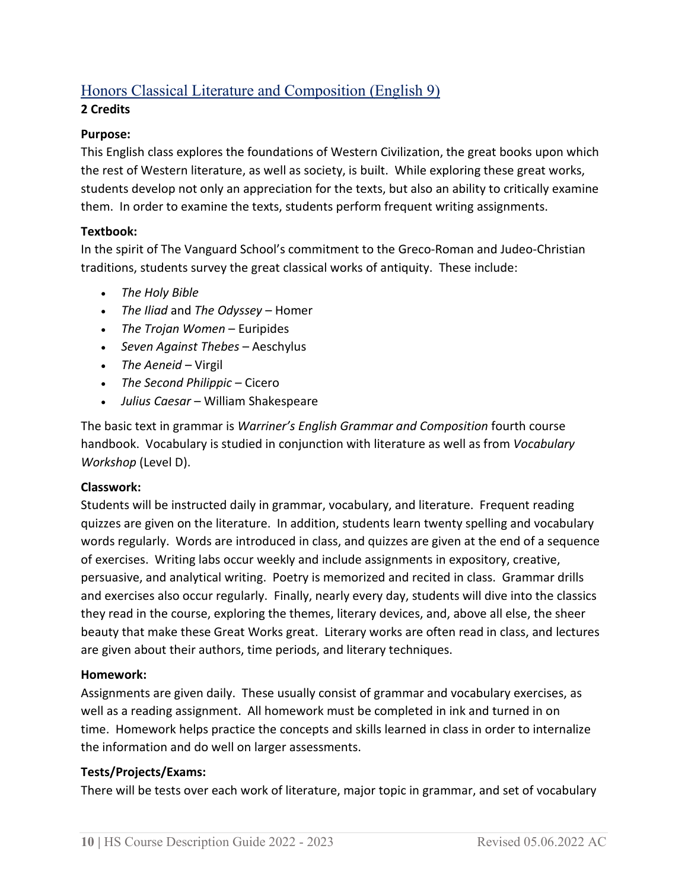## Honors Classical Literature and Composition (English 9)

**2 Credits**

**Purpose:**
This English class explores the foundations of Western Civilization, the great books upon which the rest of Western literature, as well as society, is built. While exploring these great works, students develop not only an appreciation for the texts, but also an ability to critically examine them. In order to examine the texts, students perform frequent writing assignments.

**Textbook:**
In the spirit of The Vanguard School's commitment to the Greco-Roman and Judeo-Christian traditions, students survey the great classical works of antiquity. These include:

- *The Holy Bible*
- *The Iliad* and *The Odyssey* – Homer
- *The Trojan Women* – Euripides
- *Seven Against Thebes* – Aeschylus
- *The Aeneid* – Virgil
- *The Second Philippic* – Cicero
- *Julius Caesar* – William Shakespeare

The basic text in grammar is *Warriner's English Grammar and Composition* fourth course handbook. Vocabulary is studied in conjunction with literature as well as from *Vocabulary Workshop* (Level D).

**Classwork:**
Students will be instructed daily in grammar, vocabulary, and literature. Frequent reading quizzes are given on the literature. In addition, students learn twenty spelling and vocabulary words regularly. Words are introduced in class, and quizzes are given at the end of a sequence of exercises. Writing labs occur weekly and include assignments in expository, creative, persuasive, and analytical writing. Poetry is memorized and recited in class. Grammar drills and exercises also occur regularly. Finally, nearly every day, students will dive into the classics they read in the course, exploring the themes, literary devices, and, above all else, the sheer beauty that make these Great Works great. Literary works are often read in class, and lectures are given about their authors, time periods, and literary techniques.

**Homework:**
Assignments are given daily. These usually consist of grammar and vocabulary exercises, as well as a reading assignment. All homework must be completed in ink and turned in on time. Homework helps practice the concepts and skills learned in class in order to internalize the information and do well on larger assessments.

**Tests/Projects/Exams:**
There will be tests over each work of literature, major topic in grammar, and set of vocabulary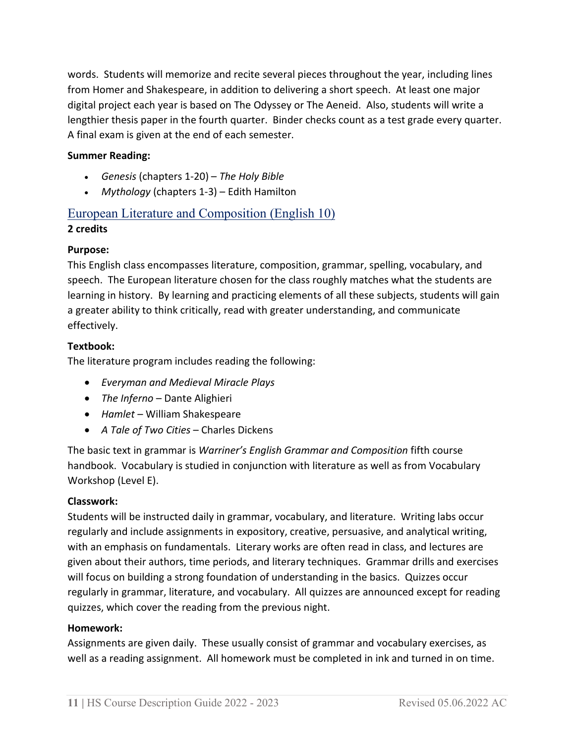words. Students will memorize and recite several pieces throughout the year, including lines from Homer and Shakespeare, in addition to delivering a short speech. At least one major digital project each year is based on The Odyssey or The Aeneid. Also, students will write a lengthier thesis paper in the fourth quarter. Binder checks count as a test grade every quarter. A final exam is given at the end of each semester.

**Summer Reading:**

- *Genesis* (chapters 1-20) – *The Holy Bible*
- *Mythology* (chapters 1-3) – Edith Hamilton

## European Literature and Composition (English 10)

**2 credits**

**Purpose:**
This English class encompasses literature, composition, grammar, spelling, vocabulary, and speech. The European literature chosen for the class roughly matches what the students are learning in history. By learning and practicing elements of all these subjects, students will gain a greater ability to think critically, read with greater understanding, and communicate effectively.

**Textbook:**
The literature program includes reading the following:

- *Everyman and Medieval Miracle Plays*
- *The Inferno* – Dante Alighieri
- *Hamlet* – William Shakespeare
- *A Tale of Two Cities* – Charles Dickens

The basic text in grammar is *Warriner's English Grammar and Composition* fifth course handbook. Vocabulary is studied in conjunction with literature as well as from Vocabulary Workshop (Level E).

**Classwork:**
Students will be instructed daily in grammar, vocabulary, and literature. Writing labs occur regularly and include assignments in expository, creative, persuasive, and analytical writing, with an emphasis on fundamentals. Literary works are often read in class, and lectures are given about their authors, time periods, and literary techniques. Grammar drills and exercises will focus on building a strong foundation of understanding in the basics. Quizzes occur regularly in grammar, literature, and vocabulary. All quizzes are announced except for reading quizzes, which cover the reading from the previous night.

**Homework:**
Assignments are given daily. These usually consist of grammar and vocabulary exercises, as well as a reading assignment. All homework must be completed in ink and turned in on time.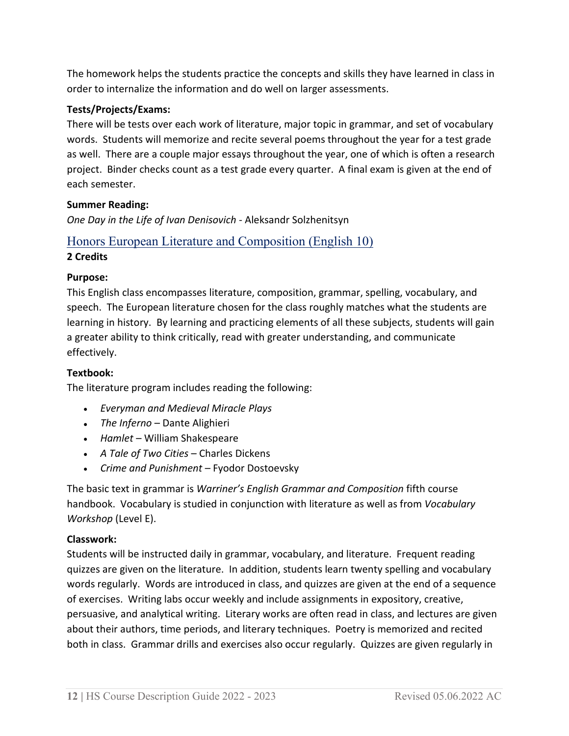The homework helps the students practice the concepts and skills they have learned in class in order to internalize the information and do well on larger assessments.

**Tests/Projects/Exams:**

There will be tests over each work of literature, major topic in grammar, and set of vocabulary words. Students will memorize and recite several poems throughout the year for a test grade as well. There are a couple major essays throughout the year, one of which is often a research project. Binder checks count as a test grade every quarter. A final exam is given at the end of each semester.

**Summer Reading:**

*One Day in the Life of Ivan Denisovich* - Aleksandr Solzhenitsyn

## Honors European Literature and Composition (English 10)

**2 Credits**

**Purpose:**

This English class encompasses literature, composition, grammar, spelling, vocabulary, and speech. The European literature chosen for the class roughly matches what the students are learning in history. By learning and practicing elements of all these subjects, students will gain a greater ability to think critically, read with greater understanding, and communicate effectively.

**Textbook:**

The literature program includes reading the following:

- *Everyman and Medieval Miracle Plays*
- *The Inferno* – Dante Alighieri
- *Hamlet* – William Shakespeare
- *A Tale of Two Cities* – Charles Dickens
- *Crime and Punishment* – Fyodor Dostoevsky

The basic text in grammar is *Warriner's English Grammar and Composition* fifth course handbook. Vocabulary is studied in conjunction with literature as well as from *Vocabulary Workshop* (Level E).

**Classwork:**

Students will be instructed daily in grammar, vocabulary, and literature. Frequent reading quizzes are given on the literature. In addition, students learn twenty spelling and vocabulary words regularly. Words are introduced in class, and quizzes are given at the end of a sequence of exercises. Writing labs occur weekly and include assignments in expository, creative, persuasive, and analytical writing. Literary works are often read in class, and lectures are given about their authors, time periods, and literary techniques. Poetry is memorized and recited both in class. Grammar drills and exercises also occur regularly. Quizzes are given regularly in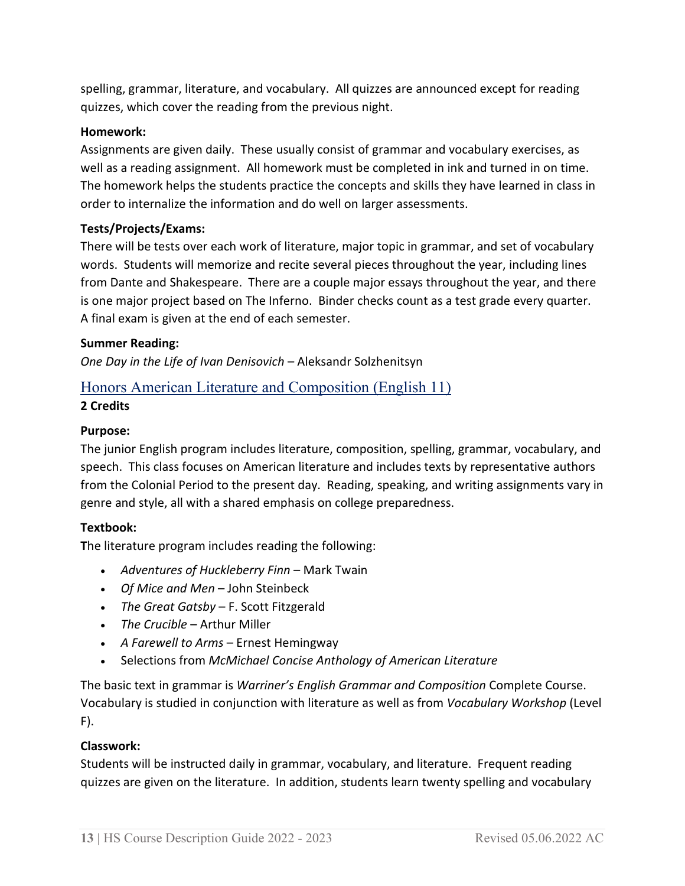spelling, grammar, literature, and vocabulary. All quizzes are announced except for reading quizzes, which cover the reading from the previous night.

**Homework:**
Assignments are given daily. These usually consist of grammar and vocabulary exercises, as well as a reading assignment. All homework must be completed in ink and turned in on time. The homework helps the students practice the concepts and skills they have learned in class in order to internalize the information and do well on larger assessments.

**Tests/Projects/Exams:**
There will be tests over each work of literature, major topic in grammar, and set of vocabulary words. Students will memorize and recite several pieces throughout the year, including lines from Dante and Shakespeare. There are a couple major essays throughout the year, and there is one major project based on The Inferno. Binder checks count as a test grade every quarter. A final exam is given at the end of each semester.

**Summer Reading:**
*One Day in the Life of Ivan Denisovich* – Aleksandr Solzhenitsyn

## Honors American Literature and Composition (English 11)

**2 Credits**

**Purpose:**
The junior English program includes literature, composition, spelling, grammar, vocabulary, and speech. This class focuses on American literature and includes texts by representative authors from the Colonial Period to the present day. Reading, speaking, and writing assignments vary in genre and style, all with a shared emphasis on college preparedness.

**Textbook:**
**T**he literature program includes reading the following:

- *Adventures of Huckleberry Finn* – Mark Twain
- *Of Mice and Men* – John Steinbeck
- *The Great Gatsby* – F. Scott Fitzgerald
- *The Crucible* – Arthur Miller
- *A Farewell to Arms* – Ernest Hemingway
- Selections from *McMichael Concise Anthology of American Literature*

The basic text in grammar is *Warriner's English Grammar and Composition* Complete Course. Vocabulary is studied in conjunction with literature as well as from *Vocabulary Workshop* (Level F).

**Classwork:**
Students will be instructed daily in grammar, vocabulary, and literature. Frequent reading quizzes are given on the literature. In addition, students learn twenty spelling and vocabulary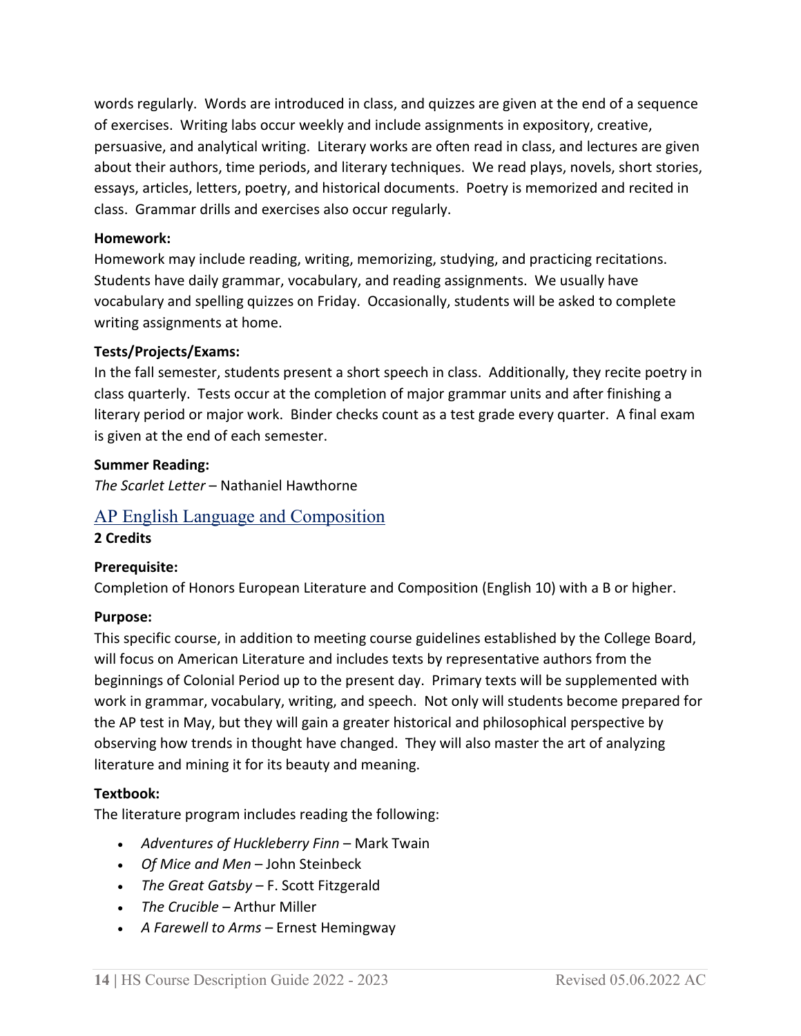words regularly. Words are introduced in class, and quizzes are given at the end of a sequence of exercises. Writing labs occur weekly and include assignments in expository, creative, persuasive, and analytical writing. Literary works are often read in class, and lectures are given about their authors, time periods, and literary techniques. We read plays, novels, short stories, essays, articles, letters, poetry, and historical documents. Poetry is memorized and recited in class. Grammar drills and exercises also occur regularly.

**Homework:**
Homework may include reading, writing, memorizing, studying, and practicing recitations. Students have daily grammar, vocabulary, and reading assignments. We usually have vocabulary and spelling quizzes on Friday. Occasionally, students will be asked to complete writing assignments at home.

**Tests/Projects/Exams:**
In the fall semester, students present a short speech in class. Additionally, they recite poetry in class quarterly. Tests occur at the completion of major grammar units and after finishing a literary period or major work. Binder checks count as a test grade every quarter. A final exam is given at the end of each semester.

**Summer Reading:**
*The Scarlet Letter* – Nathaniel Hawthorne

## AP English Language and Composition

**2 Credits**

**Prerequisite:**
Completion of Honors European Literature and Composition (English 10) with a B or higher.

**Purpose:**
This specific course, in addition to meeting course guidelines established by the College Board, will focus on American Literature and includes texts by representative authors from the beginnings of Colonial Period up to the present day. Primary texts will be supplemented with work in grammar, vocabulary, writing, and speech. Not only will students become prepared for the AP test in May, but they will gain a greater historical and philosophical perspective by observing how trends in thought have changed. They will also master the art of analyzing literature and mining it for its beauty and meaning.

**Textbook:**
The literature program includes reading the following:

- *Adventures of Huckleberry Finn* – Mark Twain
- *Of Mice and Men* – John Steinbeck
- *The Great Gatsby* – F. Scott Fitzgerald
- *The Crucible* – Arthur Miller
- *A Farewell to Arms* – Ernest Hemingway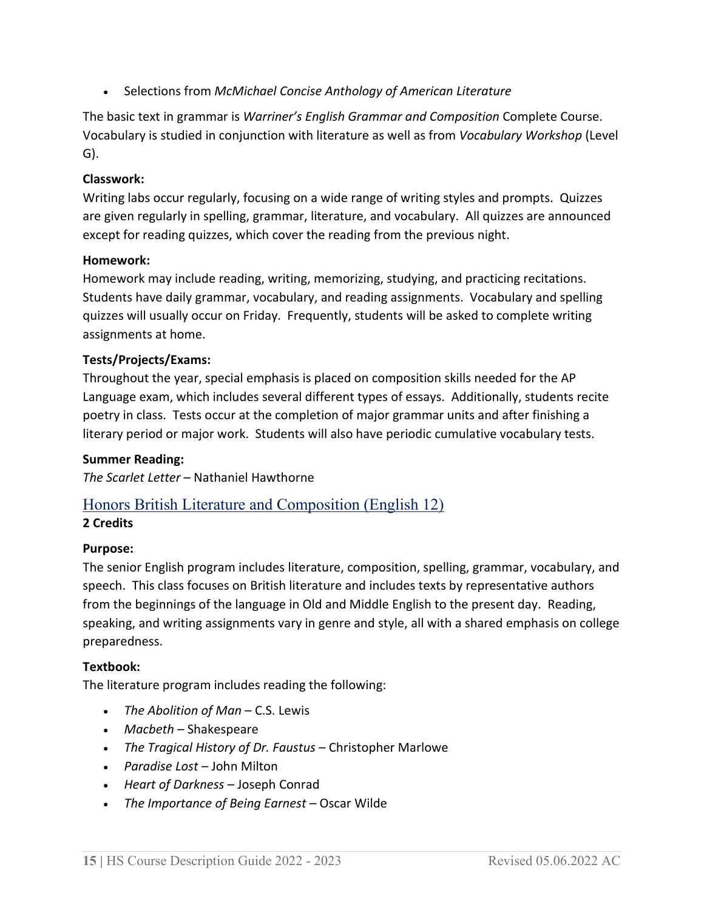- Selections from *McMichael Concise Anthology of American Literature*

The basic text in grammar is *Warriner's English Grammar and Composition* Complete Course. Vocabulary is studied in conjunction with literature as well as from *Vocabulary Workshop* (Level G).

**Classwork:**
Writing labs occur regularly, focusing on a wide range of writing styles and prompts. Quizzes are given regularly in spelling, grammar, literature, and vocabulary. All quizzes are announced except for reading quizzes, which cover the reading from the previous night.

**Homework:**
Homework may include reading, writing, memorizing, studying, and practicing recitations. Students have daily grammar, vocabulary, and reading assignments. Vocabulary and spelling quizzes will usually occur on Friday. Frequently, students will be asked to complete writing assignments at home.

**Tests/Projects/Exams:**
Throughout the year, special emphasis is placed on composition skills needed for the AP Language exam, which includes several different types of essays. Additionally, students recite poetry in class. Tests occur at the completion of major grammar units and after finishing a literary period or major work. Students will also have periodic cumulative vocabulary tests.

**Summer Reading:**
*The Scarlet Letter* – Nathaniel Hawthorne

## Honors British Literature and Composition (English 12)

**2 Credits**

**Purpose:**
The senior English program includes literature, composition, spelling, grammar, vocabulary, and speech. This class focuses on British literature and includes texts by representative authors from the beginnings of the language in Old and Middle English to the present day. Reading, speaking, and writing assignments vary in genre and style, all with a shared emphasis on college preparedness.

**Textbook:**
The literature program includes reading the following:

- *The Abolition of Man* – C.S. Lewis
- *Macbeth* – Shakespeare
- *The Tragical History of Dr. Faustus* – Christopher Marlowe
- *Paradise Lost* – John Milton
- *Heart of Darkness* – Joseph Conrad
- *The Importance of Being Earnest* – Oscar Wilde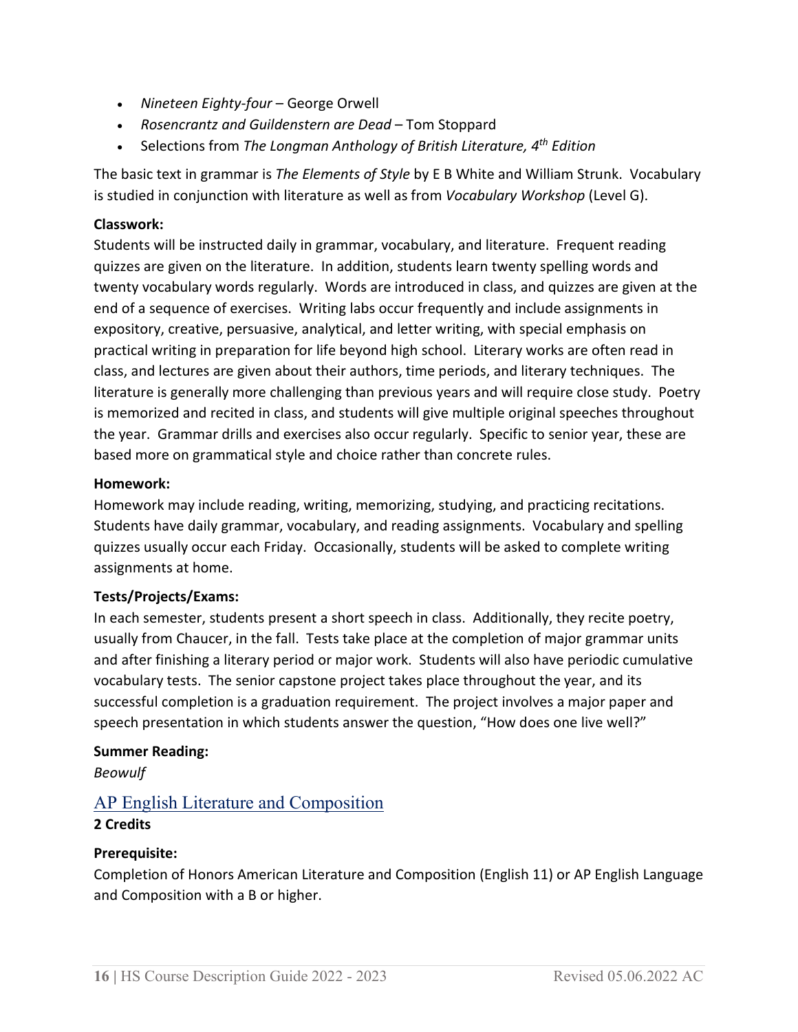- *Nineteen Eighty-four* – George Orwell
- *Rosencrantz and Guildenstern are Dead* – Tom Stoppard
- Selections from *The Longman Anthology of British Literature, 4th Edition*

The basic text in grammar is *The Elements of Style* by E B White and William Strunk. Vocabulary is studied in conjunction with literature as well as from *Vocabulary Workshop* (Level G).

**Classwork:**
Students will be instructed daily in grammar, vocabulary, and literature. Frequent reading quizzes are given on the literature. In addition, students learn twenty spelling words and twenty vocabulary words regularly. Words are introduced in class, and quizzes are given at the end of a sequence of exercises. Writing labs occur frequently and include assignments in expository, creative, persuasive, analytical, and letter writing, with special emphasis on practical writing in preparation for life beyond high school. Literary works are often read in class, and lectures are given about their authors, time periods, and literary techniques. The literature is generally more challenging than previous years and will require close study. Poetry is memorized and recited in class, and students will give multiple original speeches throughout the year. Grammar drills and exercises also occur regularly. Specific to senior year, these are based more on grammatical style and choice rather than concrete rules.

**Homework:**
Homework may include reading, writing, memorizing, studying, and practicing recitations. Students have daily grammar, vocabulary, and reading assignments. Vocabulary and spelling quizzes usually occur each Friday. Occasionally, students will be asked to complete writing assignments at home.

**Tests/Projects/Exams:**
In each semester, students present a short speech in class. Additionally, they recite poetry, usually from Chaucer, in the fall. Tests take place at the completion of major grammar units and after finishing a literary period or major work. Students will also have periodic cumulative vocabulary tests. The senior capstone project takes place throughout the year, and its successful completion is a graduation requirement. The project involves a major paper and speech presentation in which students answer the question, "How does one live well?"

**Summer Reading:**
*Beowulf*

## AP English Literature and Composition

**2 Credits**

**Prerequisite:**
Completion of Honors American Literature and Composition (English 11) or AP English Language and Composition with a B or higher.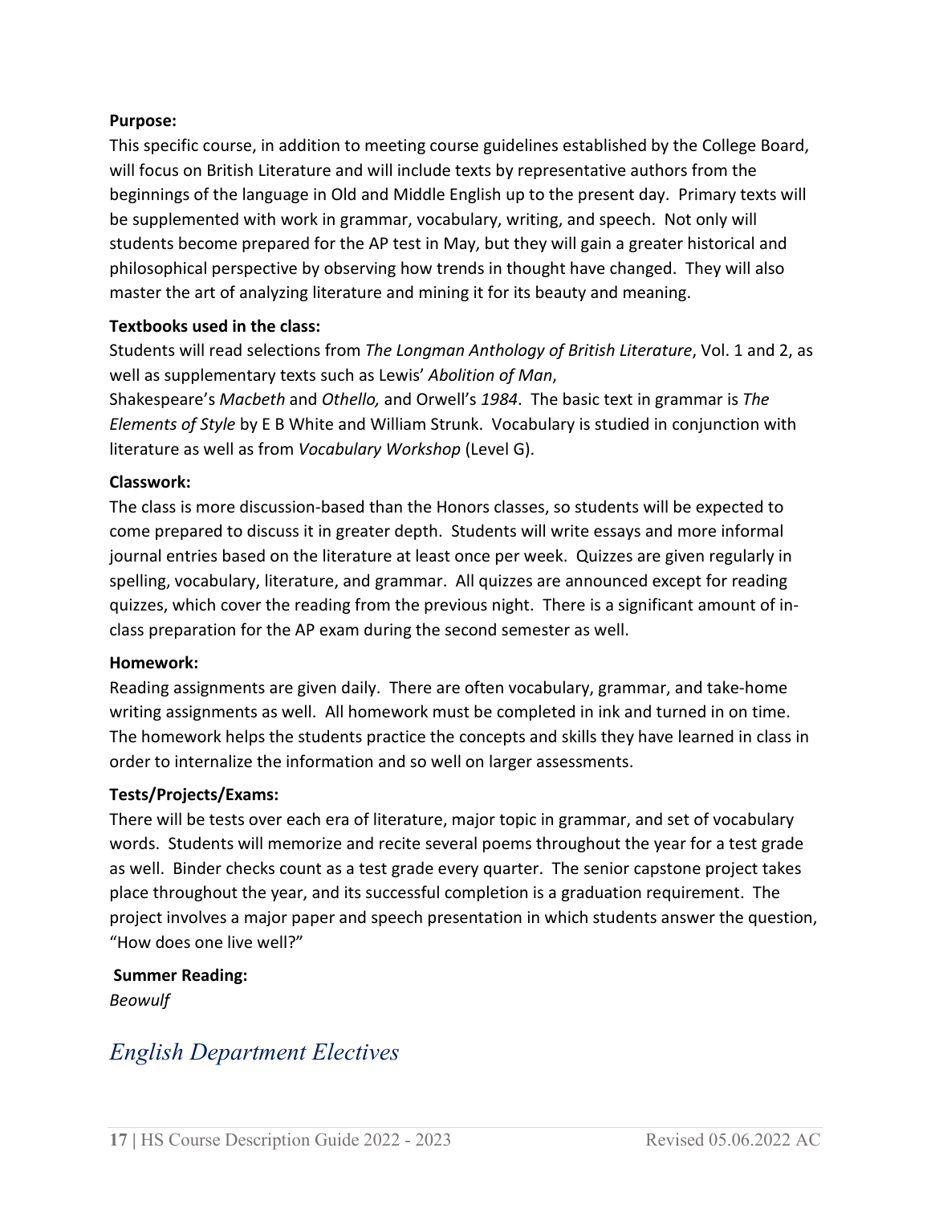**Purpose:**

This specific course, in addition to meeting course guidelines established by the College Board, will focus on British Literature and will include texts by representative authors from the beginnings of the language in Old and Middle English up to the present day. Primary texts will be supplemented with work in grammar, vocabulary, writing, and speech. Not only will students become prepared for the AP test in May, but they will gain a greater historical and philosophical perspective by observing how trends in thought have changed. They will also master the art of analyzing literature and mining it for its beauty and meaning.

**Textbooks used in the class:**

Students will read selections from *The Longman Anthology of British Literature*, Vol. 1 and 2, as well as supplementary texts such as Lewis' *Abolition of Man*,
Shakespeare's *Macbeth* and *Othello,* and Orwell's *1984*. The basic text in grammar is *The Elements of Style* by E B White and William Strunk. Vocabulary is studied in conjunction with literature as well as from *Vocabulary Workshop* (Level G).

**Classwork:**

The class is more discussion-based than the Honors classes, so students will be expected to come prepared to discuss it in greater depth. Students will write essays and more informal journal entries based on the literature at least once per week. Quizzes are given regularly in spelling, vocabulary, literature, and grammar. All quizzes are announced except for reading quizzes, which cover the reading from the previous night. There is a significant amount of in-class preparation for the AP exam during the second semester as well.

**Homework:**

Reading assignments are given daily. There are often vocabulary, grammar, and take-home writing assignments as well. All homework must be completed in ink and turned in on time. The homework helps the students practice the concepts and skills they have learned in class in order to internalize the information and so well on larger assessments.

**Tests/Projects/Exams:**

There will be tests over each era of literature, major topic in grammar, and set of vocabulary words. Students will memorize and recite several poems throughout the year for a test grade as well. Binder checks count as a test grade every quarter. The senior capstone project takes place throughout the year, and its successful completion is a graduation requirement. The project involves a major paper and speech presentation in which students answer the question, "How does one live well?"

**Summer Reading:**

*Beowulf*

## *English Department Electives*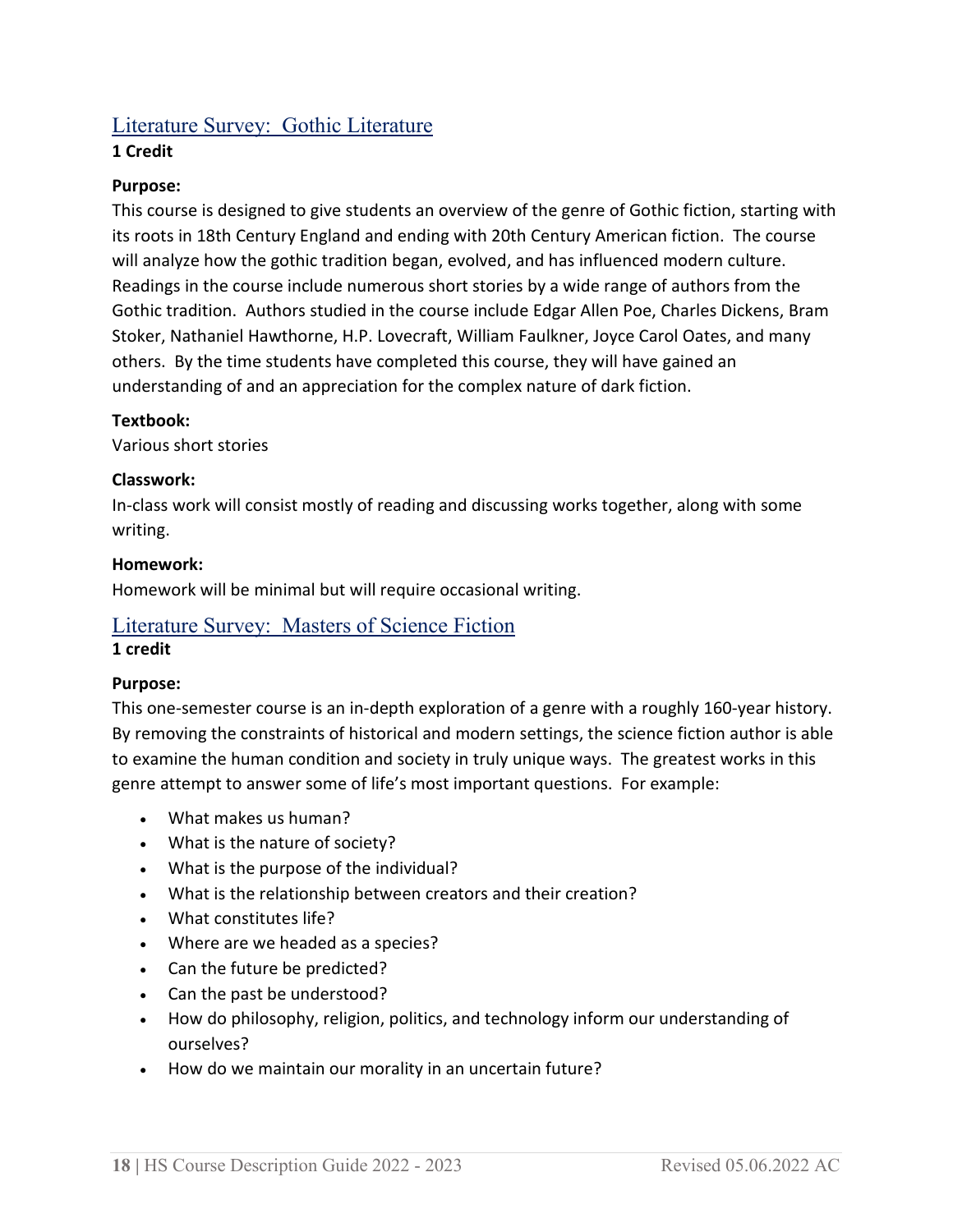## Literature Survey: Gothic Literature

**1 Credit**

**Purpose:**
This course is designed to give students an overview of the genre of Gothic fiction, starting with its roots in 18th Century England and ending with 20th Century American fiction. The course will analyze how the gothic tradition began, evolved, and has influenced modern culture. Readings in the course include numerous short stories by a wide range of authors from the Gothic tradition. Authors studied in the course include Edgar Allen Poe, Charles Dickens, Bram Stoker, Nathaniel Hawthorne, H.P. Lovecraft, William Faulkner, Joyce Carol Oates, and many others. By the time students have completed this course, they will have gained an understanding of and an appreciation for the complex nature of dark fiction.

**Textbook:**
Various short stories

**Classwork:**
In-class work will consist mostly of reading and discussing works together, along with some writing.

**Homework:**
Homework will be minimal but will require occasional writing.

## Literature Survey: Masters of Science Fiction

**1 credit**

**Purpose:**
This one-semester course is an in-depth exploration of a genre with a roughly 160-year history. By removing the constraints of historical and modern settings, the science fiction author is able to examine the human condition and society in truly unique ways. The greatest works in this genre attempt to answer some of life's most important questions. For example:

- What makes us human?
- What is the nature of society?
- What is the purpose of the individual?
- What is the relationship between creators and their creation?
- What constitutes life?
- Where are we headed as a species?
- Can the future be predicted?
- Can the past be understood?
- How do philosophy, religion, politics, and technology inform our understanding of ourselves?
- How do we maintain our morality in an uncertain future?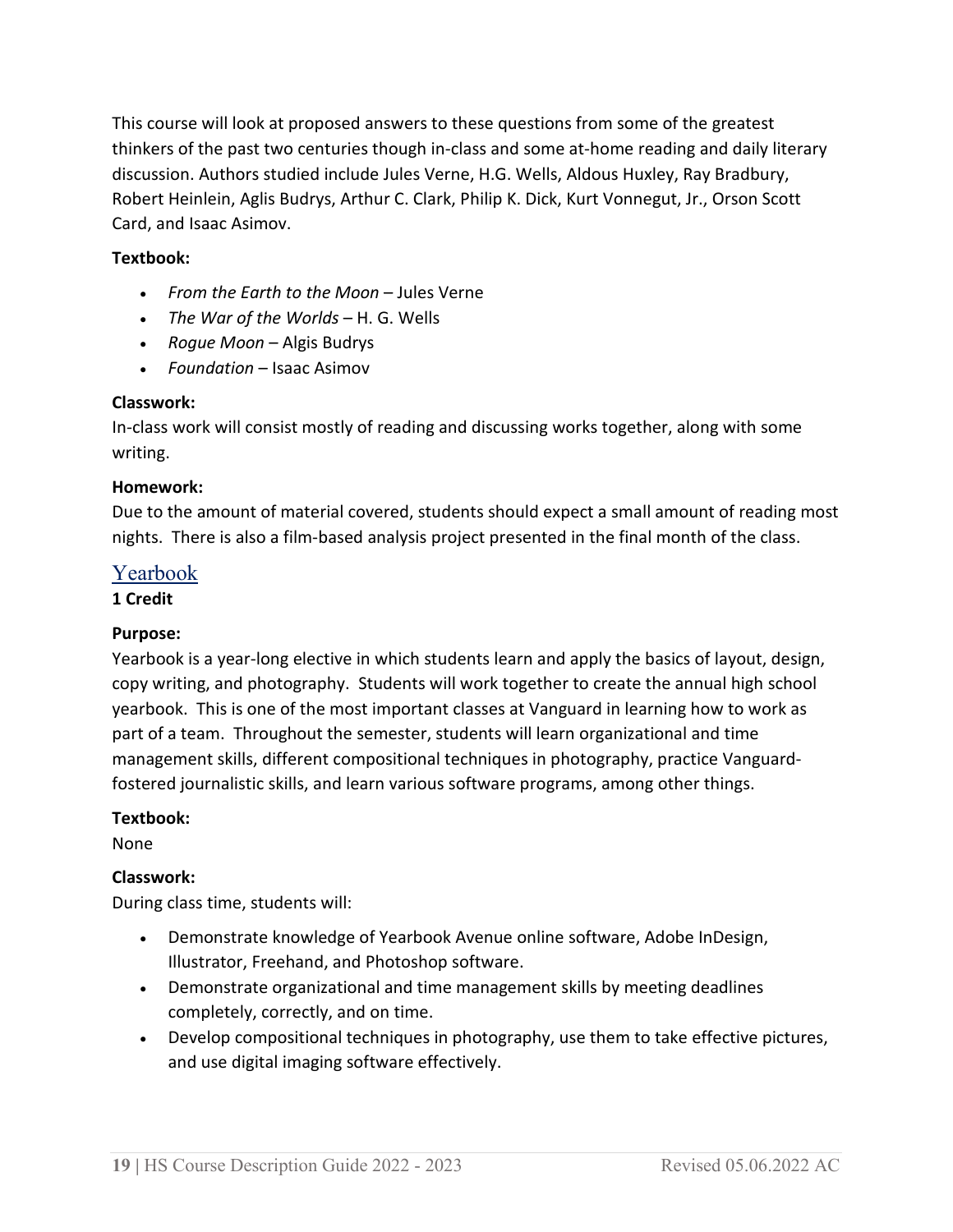This course will look at proposed answers to these questions from some of the greatest thinkers of the past two centuries though in-class and some at-home reading and daily literary discussion. Authors studied include Jules Verne, H.G. Wells, Aldous Huxley, Ray Bradbury, Robert Heinlein, Aglis Budrys, Arthur C. Clark, Philip K. Dick, Kurt Vonnegut, Jr., Orson Scott Card, and Isaac Asimov.

**Textbook:**

- *From the Earth to the Moon* – Jules Verne
- *The War of the Worlds* – H. G. Wells
- *Rogue Moon* – Algis Budrys
- *Foundation* – Isaac Asimov

**Classwork:**
In-class work will consist mostly of reading and discussing works together, along with some writing.

**Homework:**
Due to the amount of material covered, students should expect a small amount of reading most nights. There is also a film-based analysis project presented in the final month of the class.

## Yearbook

**1 Credit**

**Purpose:**
Yearbook is a year-long elective in which students learn and apply the basics of layout, design, copy writing, and photography. Students will work together to create the annual high school yearbook. This is one of the most important classes at Vanguard in learning how to work as part of a team. Throughout the semester, students will learn organizational and time management skills, different compositional techniques in photography, practice Vanguard-fostered journalistic skills, and learn various software programs, among other things.

**Textbook:**
None

**Classwork:**
During class time, students will:

- Demonstrate knowledge of Yearbook Avenue online software, Adobe InDesign, Illustrator, Freehand, and Photoshop software.
- Demonstrate organizational and time management skills by meeting deadlines completely, correctly, and on time.
- Develop compositional techniques in photography, use them to take effective pictures, and use digital imaging software effectively.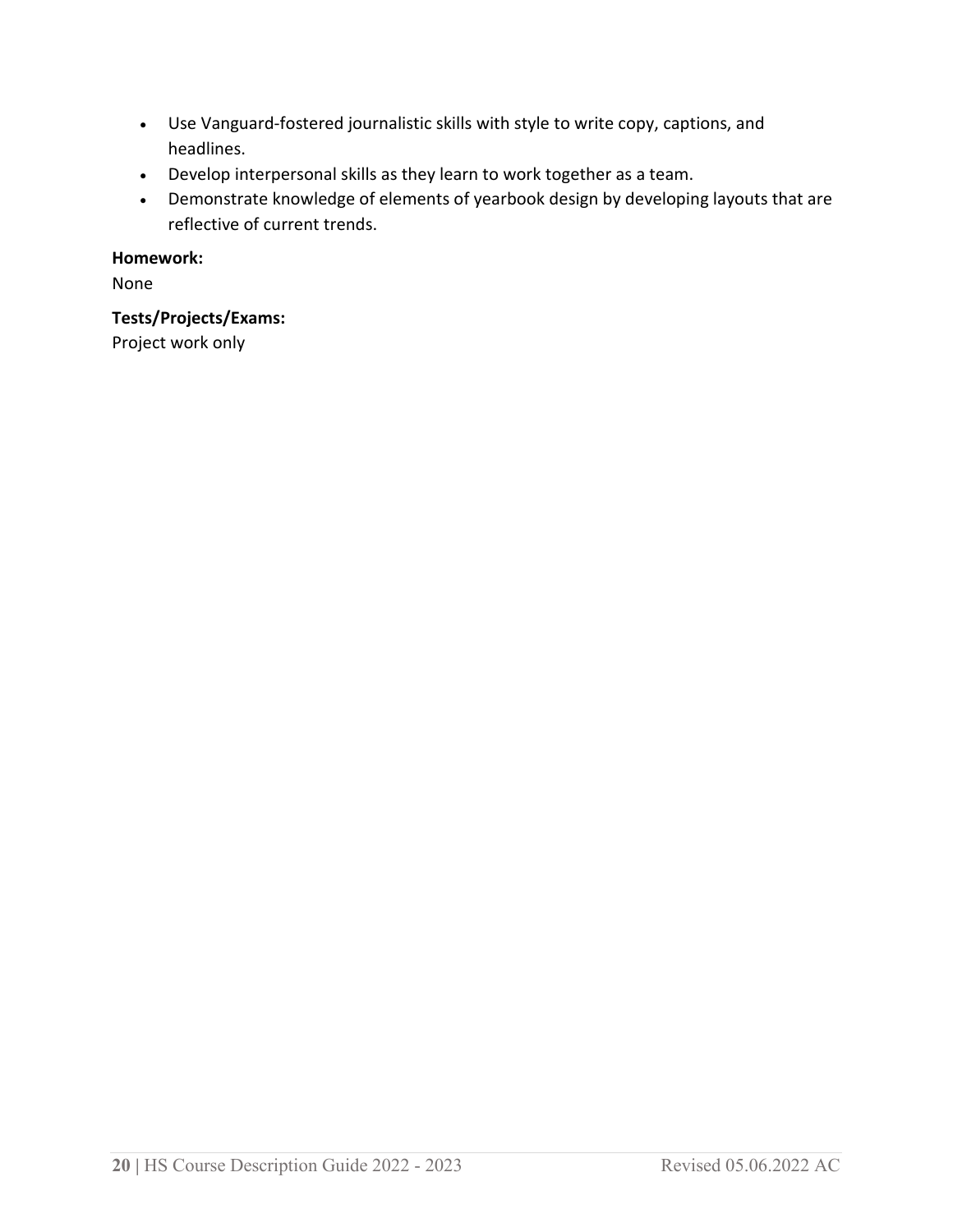- Use Vanguard-fostered journalistic skills with style to write copy, captions, and headlines.
- Develop interpersonal skills as they learn to work together as a team.
- Demonstrate knowledge of elements of yearbook design by developing layouts that are reflective of current trends.

**Homework:**

None

**Tests/Projects/Exams:**

Project work only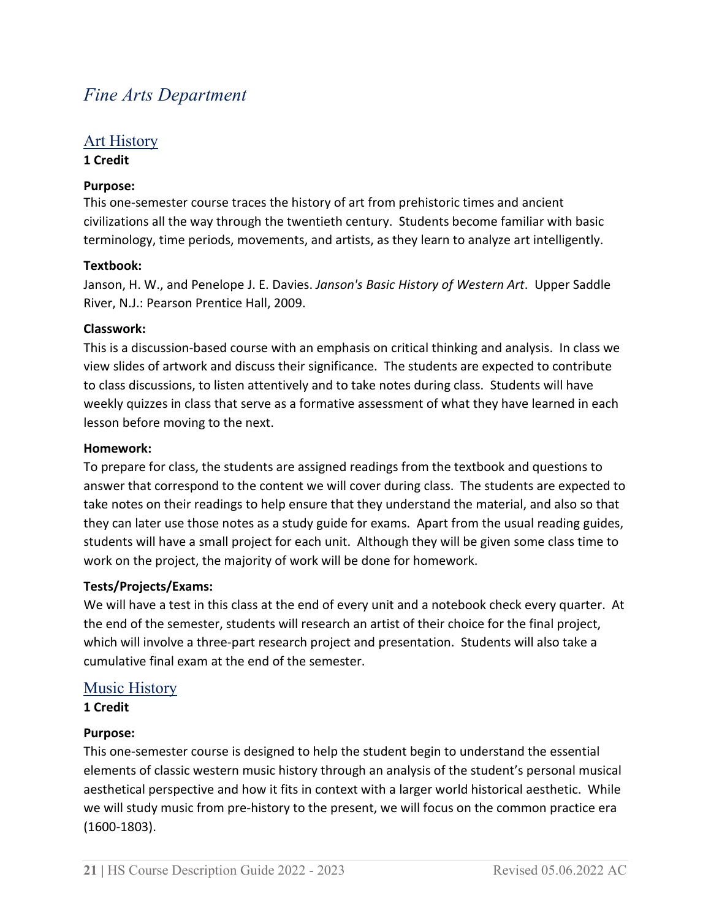# *Fine Arts Department*

## Art History

**1 Credit**

**Purpose:**
This one-semester course traces the history of art from prehistoric times and ancient civilizations all the way through the twentieth century. Students become familiar with basic terminology, time periods, movements, and artists, as they learn to analyze art intelligently.

**Textbook:**
Janson, H. W., and Penelope J. E. Davies. *Janson's Basic History of Western Art*. Upper Saddle River, N.J.: Pearson Prentice Hall, 2009.

**Classwork:**
This is a discussion-based course with an emphasis on critical thinking and analysis. In class we view slides of artwork and discuss their significance. The students are expected to contribute to class discussions, to listen attentively and to take notes during class. Students will have weekly quizzes in class that serve as a formative assessment of what they have learned in each lesson before moving to the next.

**Homework:**
To prepare for class, the students are assigned readings from the textbook and questions to answer that correspond to the content we will cover during class. The students are expected to take notes on their readings to help ensure that they understand the material, and also so that they can later use those notes as a study guide for exams. Apart from the usual reading guides, students will have a small project for each unit. Although they will be given some class time to work on the project, the majority of work will be done for homework.

**Tests/Projects/Exams:**
We will have a test in this class at the end of every unit and a notebook check every quarter. At the end of the semester, students will research an artist of their choice for the final project, which will involve a three-part research project and presentation. Students will also take a cumulative final exam at the end of the semester.

## Music History

**1 Credit**

**Purpose:**
This one-semester course is designed to help the student begin to understand the essential elements of classic western music history through an analysis of the student's personal musical aesthetical perspective and how it fits in context with a larger world historical aesthetic. While we will study music from pre-history to the present, we will focus on the common practice era (1600-1803).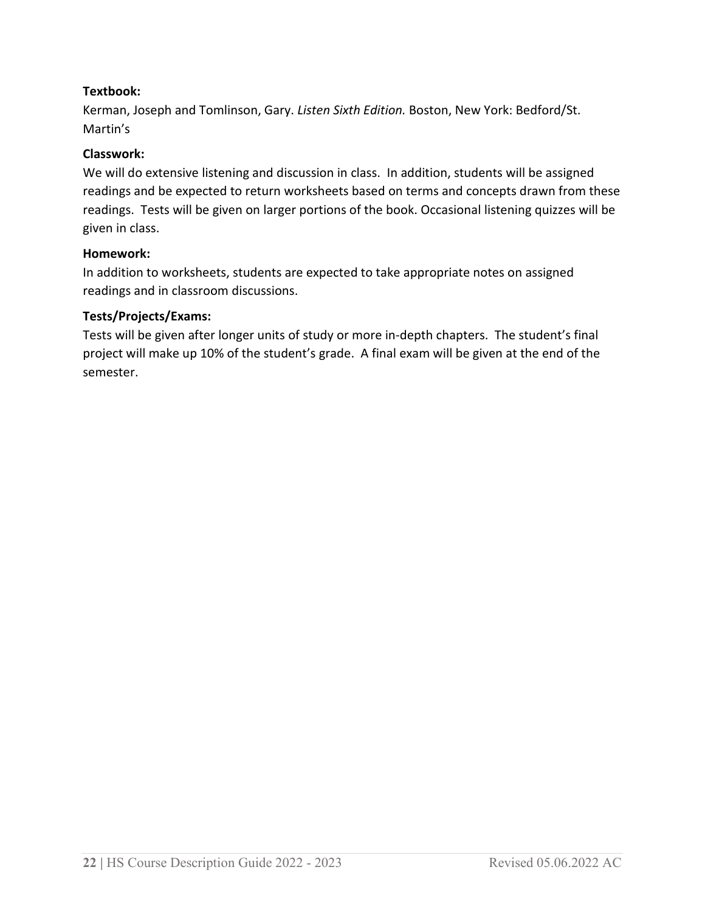**Textbook:**

Kerman, Joseph and Tomlinson, Gary. *Listen Sixth Edition.* Boston, New York: Bedford/St. Martin's

**Classwork:**

We will do extensive listening and discussion in class. In addition, students will be assigned readings and be expected to return worksheets based on terms and concepts drawn from these readings. Tests will be given on larger portions of the book. Occasional listening quizzes will be given in class.

**Homework:**

In addition to worksheets, students are expected to take appropriate notes on assigned readings and in classroom discussions.

**Tests/Projects/Exams:**

Tests will be given after longer units of study or more in-depth chapters. The student's final project will make up 10% of the student's grade. A final exam will be given at the end of the semester.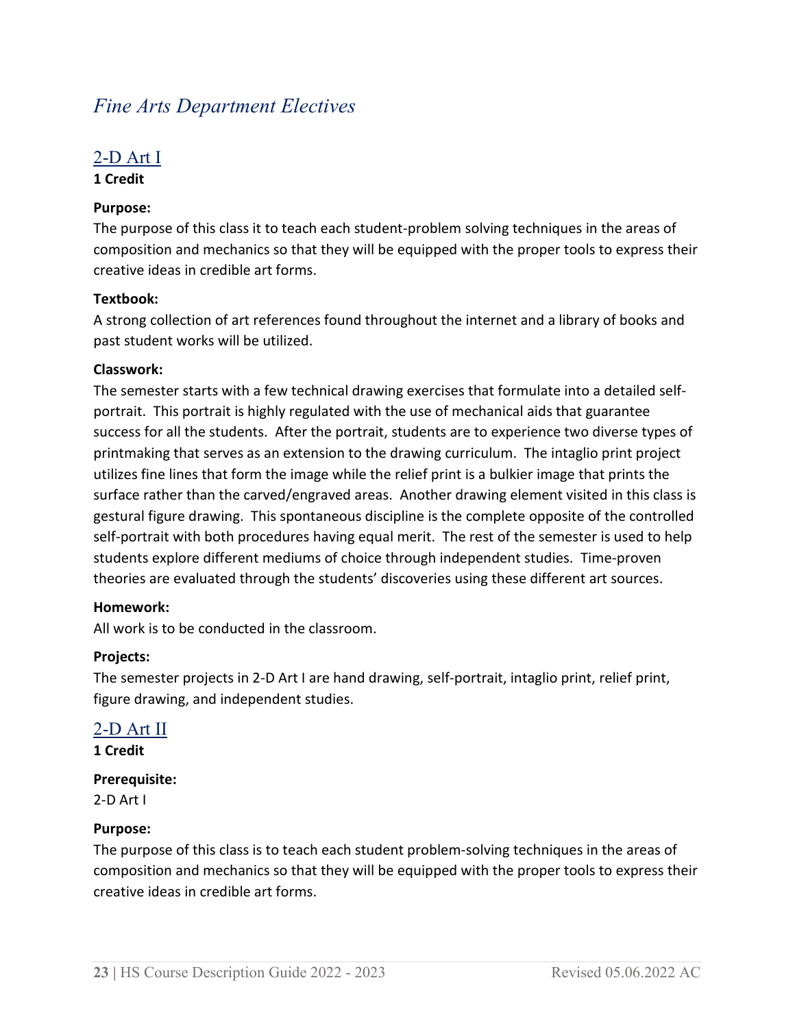# *Fine Arts Department Electives*

## 2-D Art I

**1 Credit**

**Purpose:**

The purpose of this class it to teach each student-problem solving techniques in the areas of composition and mechanics so that they will be equipped with the proper tools to express their creative ideas in credible art forms.

**Textbook:**

A strong collection of art references found throughout the internet and a library of books and past student works will be utilized.

**Classwork:**

The semester starts with a few technical drawing exercises that formulate into a detailed self-portrait. This portrait is highly regulated with the use of mechanical aids that guarantee success for all the students. After the portrait, students are to experience two diverse types of printmaking that serves as an extension to the drawing curriculum. The intaglio print project utilizes fine lines that form the image while the relief print is a bulkier image that prints the surface rather than the carved/engraved areas. Another drawing element visited in this class is gestural figure drawing. This spontaneous discipline is the complete opposite of the controlled self-portrait with both procedures having equal merit. The rest of the semester is used to help students explore different mediums of choice through independent studies. Time-proven theories are evaluated through the students' discoveries using these different art sources.

**Homework:**

All work is to be conducted in the classroom.

**Projects:**

The semester projects in 2-D Art I are hand drawing, self-portrait, intaglio print, relief print, figure drawing, and independent studies.

## 2-D Art II

**1 Credit**

**Prerequisite:**

2-D Art I

**Purpose:**

The purpose of this class is to teach each student problem-solving techniques in the areas of composition and mechanics so that they will be equipped with the proper tools to express their creative ideas in credible art forms.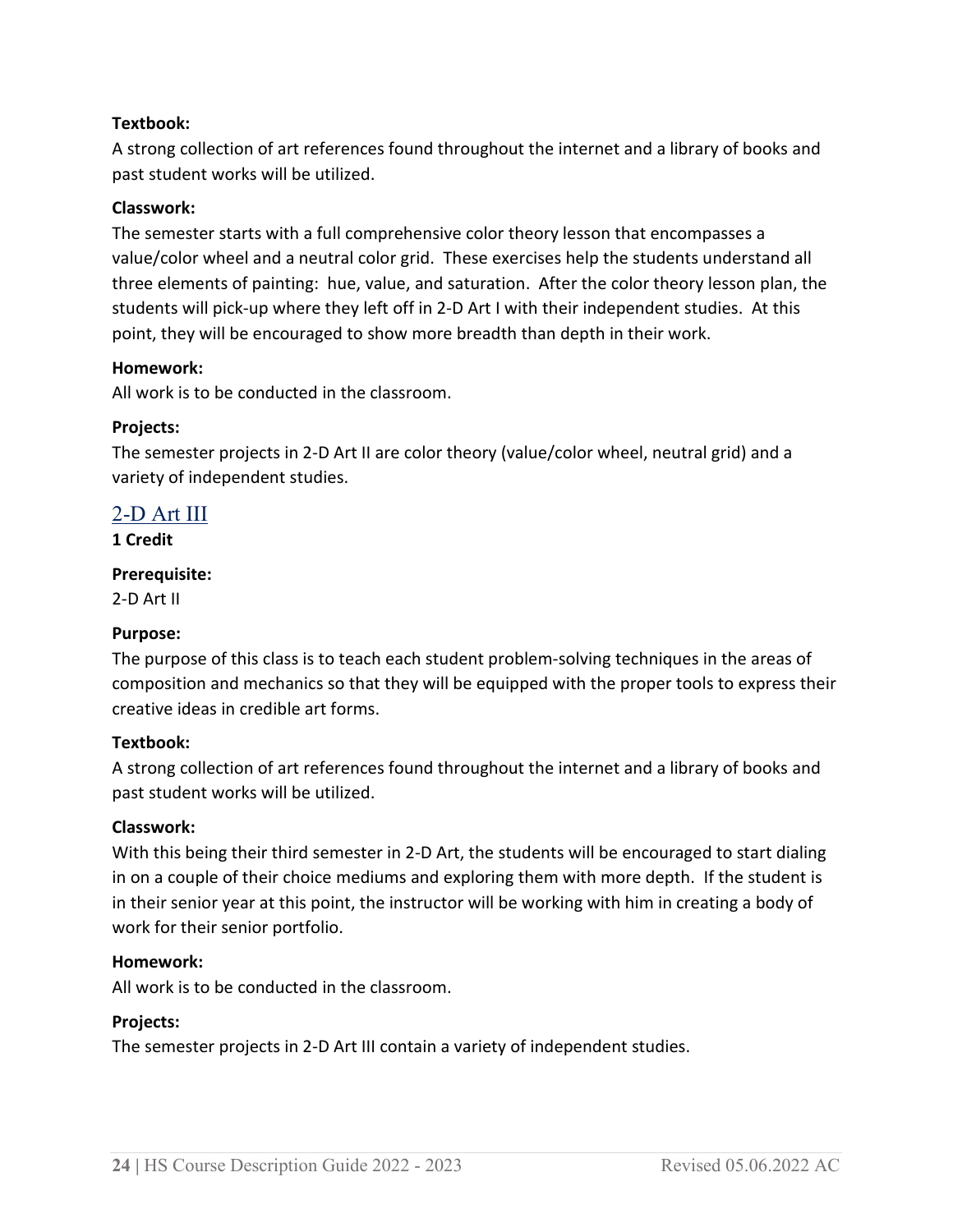**Textbook:**

A strong collection of art references found throughout the internet and a library of books and past student works will be utilized.

**Classwork:**

The semester starts with a full comprehensive color theory lesson that encompasses a value/color wheel and a neutral color grid. These exercises help the students understand all three elements of painting: hue, value, and saturation. After the color theory lesson plan, the students will pick-up where they left off in 2-D Art I with their independent studies. At this point, they will be encouraged to show more breadth than depth in their work.

**Homework:**

All work is to be conducted in the classroom.

**Projects:**

The semester projects in 2-D Art II are color theory (value/color wheel, neutral grid) and a variety of independent studies.

## 2-D Art III

**1 Credit**

**Prerequisite:**

2-D Art II

**Purpose:**

The purpose of this class is to teach each student problem-solving techniques in the areas of composition and mechanics so that they will be equipped with the proper tools to express their creative ideas in credible art forms.

**Textbook:**

A strong collection of art references found throughout the internet and a library of books and past student works will be utilized.

**Classwork:**

With this being their third semester in 2-D Art, the students will be encouraged to start dialing in on a couple of their choice mediums and exploring them with more depth. If the student is in their senior year at this point, the instructor will be working with him in creating a body of work for their senior portfolio.

**Homework:**

All work is to be conducted in the classroom.

**Projects:**

The semester projects in 2-D Art III contain a variety of independent studies.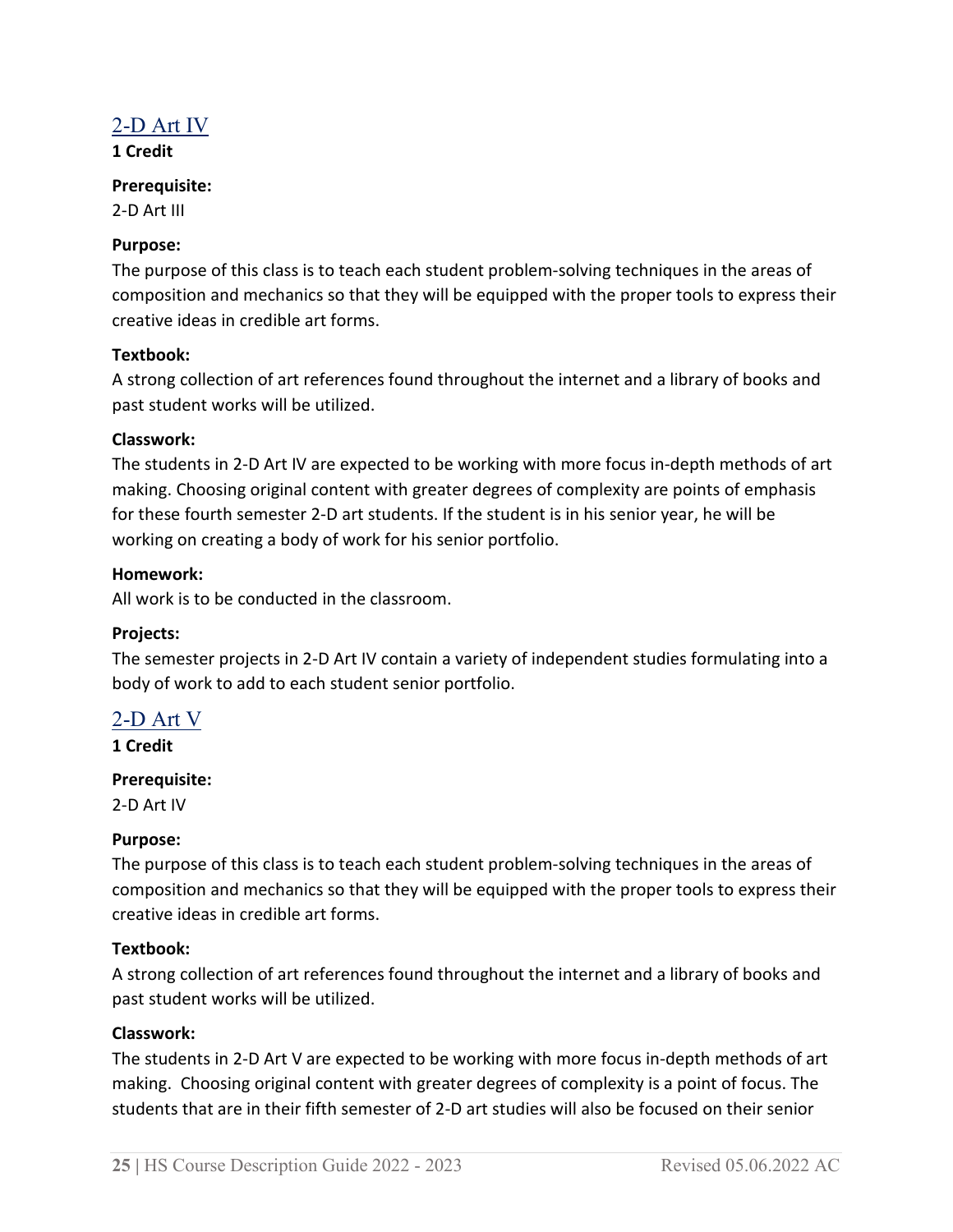## 2-D Art IV

**1 Credit**

**Prerequisite:**
2-D Art III

**Purpose:**
The purpose of this class is to teach each student problem-solving techniques in the areas of composition and mechanics so that they will be equipped with the proper tools to express their creative ideas in credible art forms.

**Textbook:**
A strong collection of art references found throughout the internet and a library of books and past student works will be utilized.

**Classwork:**
The students in 2-D Art IV are expected to be working with more focus in-depth methods of art making. Choosing original content with greater degrees of complexity are points of emphasis for these fourth semester 2-D art students. If the student is in his senior year, he will be working on creating a body of work for his senior portfolio.

**Homework:**
All work is to be conducted in the classroom.

**Projects:**
The semester projects in 2-D Art IV contain a variety of independent studies formulating into a body of work to add to each student senior portfolio.

## 2-D Art V

**1 Credit**

**Prerequisite:**
2-D Art IV

**Purpose:**
The purpose of this class is to teach each student problem-solving techniques in the areas of composition and mechanics so that they will be equipped with the proper tools to express their creative ideas in credible art forms.

**Textbook:**
A strong collection of art references found throughout the internet and a library of books and past student works will be utilized.

**Classwork:**
The students in 2-D Art V are expected to be working with more focus in-depth methods of art making. Choosing original content with greater degrees of complexity is a point of focus. The students that are in their fifth semester of 2-D art studies will also be focused on their senior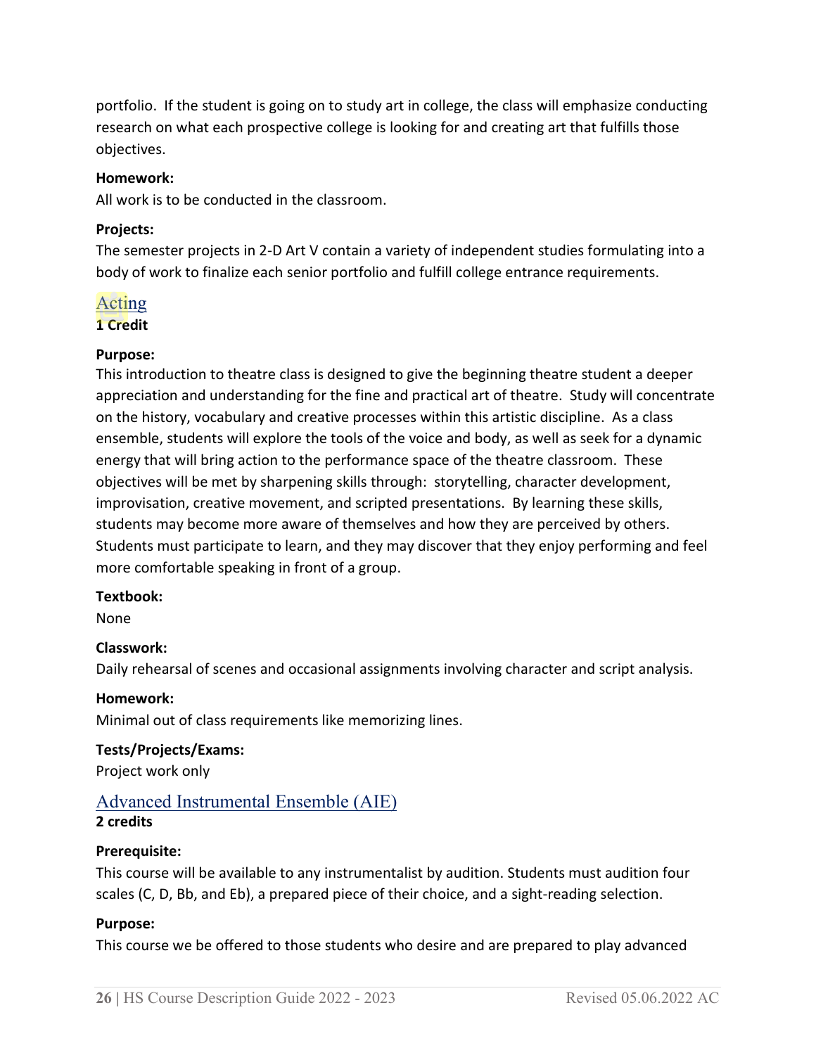portfolio. If the student is going on to study art in college, the class will emphasize conducting research on what each prospective college is looking for and creating art that fulfills those objectives.

**Homework:**
All work is to be conducted in the classroom.

**Projects:**
The semester projects in 2-D Art V contain a variety of independent studies formulating into a body of work to finalize each senior portfolio and fulfill college entrance requirements.

## Acting

**1 Credit**

**Purpose:**
This introduction to theatre class is designed to give the beginning theatre student a deeper appreciation and understanding for the fine and practical art of theatre. Study will concentrate on the history, vocabulary and creative processes within this artistic discipline. As a class ensemble, students will explore the tools of the voice and body, as well as seek for a dynamic energy that will bring action to the performance space of the theatre classroom. These objectives will be met by sharpening skills through: storytelling, character development, improvisation, creative movement, and scripted presentations. By learning these skills, students may become more aware of themselves and how they are perceived by others. Students must participate to learn, and they may discover that they enjoy performing and feel more comfortable speaking in front of a group.

**Textbook:**
None

**Classwork:**
Daily rehearsal of scenes and occasional assignments involving character and script analysis.

**Homework:**
Minimal out of class requirements like memorizing lines.

**Tests/Projects/Exams:**
Project work only

## Advanced Instrumental Ensemble (AIE)

**2 credits**

**Prerequisite:**
This course will be available to any instrumentalist by audition. Students must audition four scales (C, D, Bb, and Eb), a prepared piece of their choice, and a sight-reading selection.

**Purpose:**
This course we be offered to those students who desire and are prepared to play advanced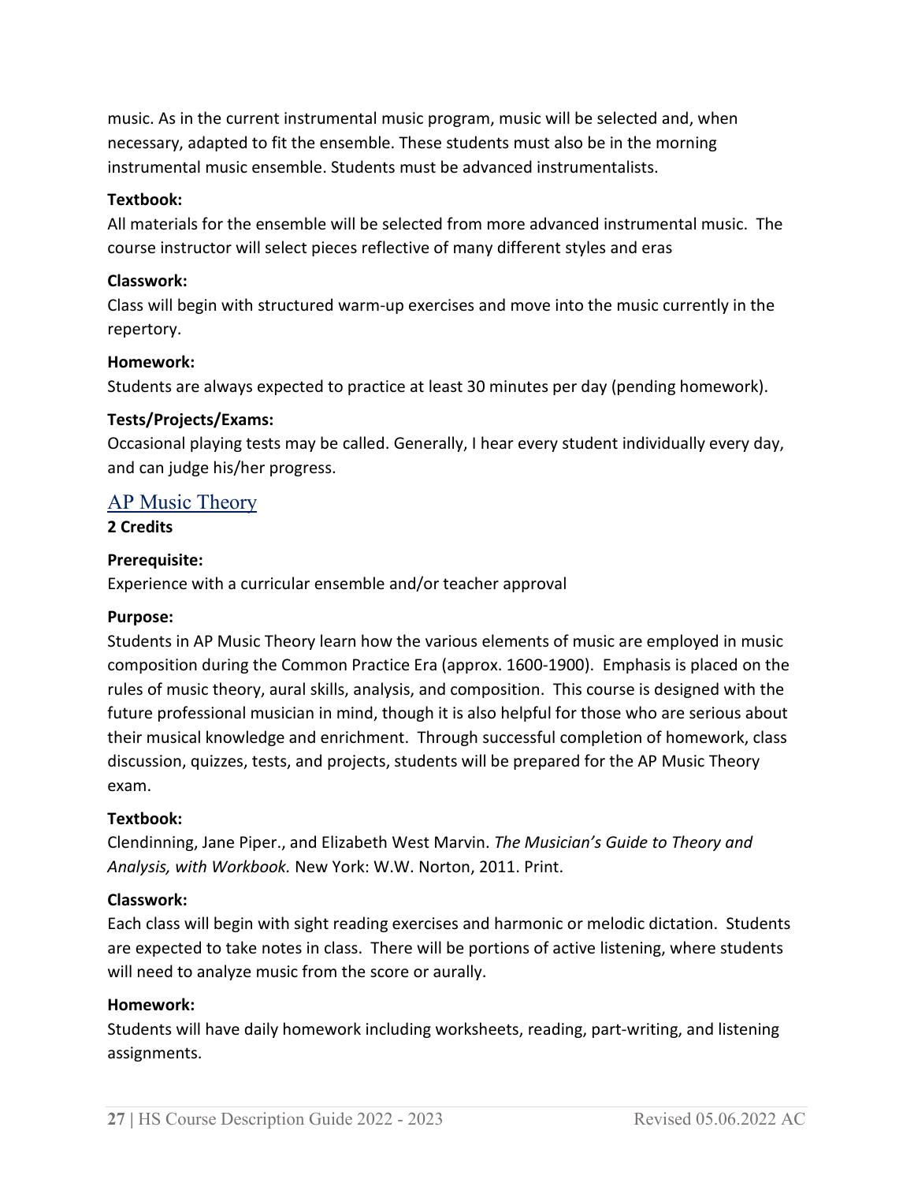music. As in the current instrumental music program, music will be selected and, when necessary, adapted to fit the ensemble. These students must also be in the morning instrumental music ensemble. Students must be advanced instrumentalists.

**Textbook:**
All materials for the ensemble will be selected from more advanced instrumental music. The course instructor will select pieces reflective of many different styles and eras

**Classwork:**
Class will begin with structured warm-up exercises and move into the music currently in the repertory.

**Homework:**
Students are always expected to practice at least 30 minutes per day (pending homework).

**Tests/Projects/Exams:**
Occasional playing tests may be called. Generally, I hear every student individually every day, and can judge his/her progress.

## AP Music Theory

**2 Credits**

**Prerequisite:**
Experience with a curricular ensemble and/or teacher approval

**Purpose:**
Students in AP Music Theory learn how the various elements of music are employed in music composition during the Common Practice Era (approx. 1600-1900). Emphasis is placed on the rules of music theory, aural skills, analysis, and composition. This course is designed with the future professional musician in mind, though it is also helpful for those who are serious about their musical knowledge and enrichment. Through successful completion of homework, class discussion, quizzes, tests, and projects, students will be prepared for the AP Music Theory exam.

**Textbook:**
Clendinning, Jane Piper., and Elizabeth West Marvin. *The Musician's Guide to Theory and Analysis, with Workbook.* New York: W.W. Norton, 2011. Print.

**Classwork:**
Each class will begin with sight reading exercises and harmonic or melodic dictation. Students are expected to take notes in class. There will be portions of active listening, where students will need to analyze music from the score or aurally.

**Homework:**
Students will have daily homework including worksheets, reading, part-writing, and listening assignments.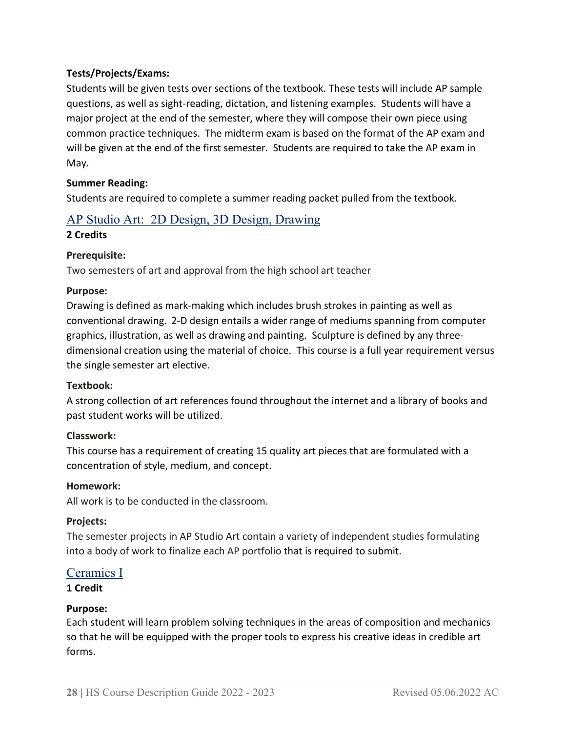**Tests/Projects/Exams:**

Students will be given tests over sections of the textbook. These tests will include AP sample questions, as well as sight-reading, dictation, and listening examples. Students will have a major project at the end of the semester, where they will compose their own piece using common practice techniques. The midterm exam is based on the format of the AP exam and will be given at the end of the first semester. Students are required to take the AP exam in May.

**Summer Reading:**

Students are required to complete a summer reading packet pulled from the textbook.

## AP Studio Art: 2D Design, 3D Design, Drawing

**2 Credits**

**Prerequisite:**

Two semesters of art and approval from the high school art teacher

**Purpose:**

Drawing is defined as mark-making which includes brush strokes in painting as well as conventional drawing. 2-D design entails a wider range of mediums spanning from computer graphics, illustration, as well as drawing and painting. Sculpture is defined by any three-dimensional creation using the material of choice. This course is a full year requirement versus the single semester art elective.

**Textbook:**

A strong collection of art references found throughout the internet and a library of books and past student works will be utilized.

**Classwork:**

This course has a requirement of creating 15 quality art pieces that are formulated with a concentration of style, medium, and concept.

**Homework:**

All work is to be conducted in the classroom.

**Projects:**

The semester projects in AP Studio Art contain a variety of independent studies formulating into a body of work to finalize each AP portfolio that is required to submit.

## Ceramics I

**1 Credit**

**Purpose:**

Each student will learn problem solving techniques in the areas of composition and mechanics so that he will be equipped with the proper tools to express his creative ideas in credible art forms.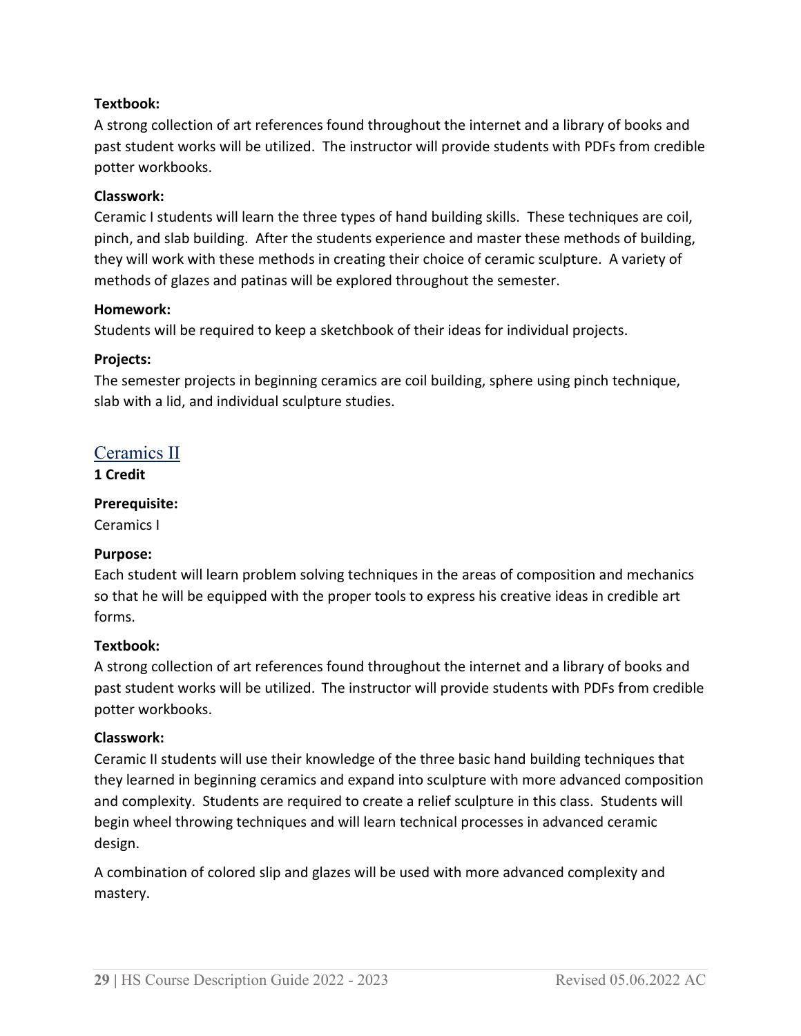**Textbook:**
A strong collection of art references found throughout the internet and a library of books and past student works will be utilized. The instructor will provide students with PDFs from credible potter workbooks.

**Classwork:**
Ceramic I students will learn the three types of hand building skills. These techniques are coil, pinch, and slab building. After the students experience and master these methods of building, they will work with these methods in creating their choice of ceramic sculpture. A variety of methods of glazes and patinas will be explored throughout the semester.

**Homework:**
Students will be required to keep a sketchbook of their ideas for individual projects.

**Projects:**
The semester projects in beginning ceramics are coil building, sphere using pinch technique, slab with a lid, and individual sculpture studies.

## Ceramics II

**1 Credit**

**Prerequisite:**
Ceramics I

**Purpose:**
Each student will learn problem solving techniques in the areas of composition and mechanics so that he will be equipped with the proper tools to express his creative ideas in credible art forms.

**Textbook:**
A strong collection of art references found throughout the internet and a library of books and past student works will be utilized. The instructor will provide students with PDFs from credible potter workbooks.

**Classwork:**
Ceramic II students will use their knowledge of the three basic hand building techniques that they learned in beginning ceramics and expand into sculpture with more advanced composition and complexity. Students are required to create a relief sculpture in this class. Students will begin wheel throwing techniques and will learn technical processes in advanced ceramic design.

A combination of colored slip and glazes will be used with more advanced complexity and mastery.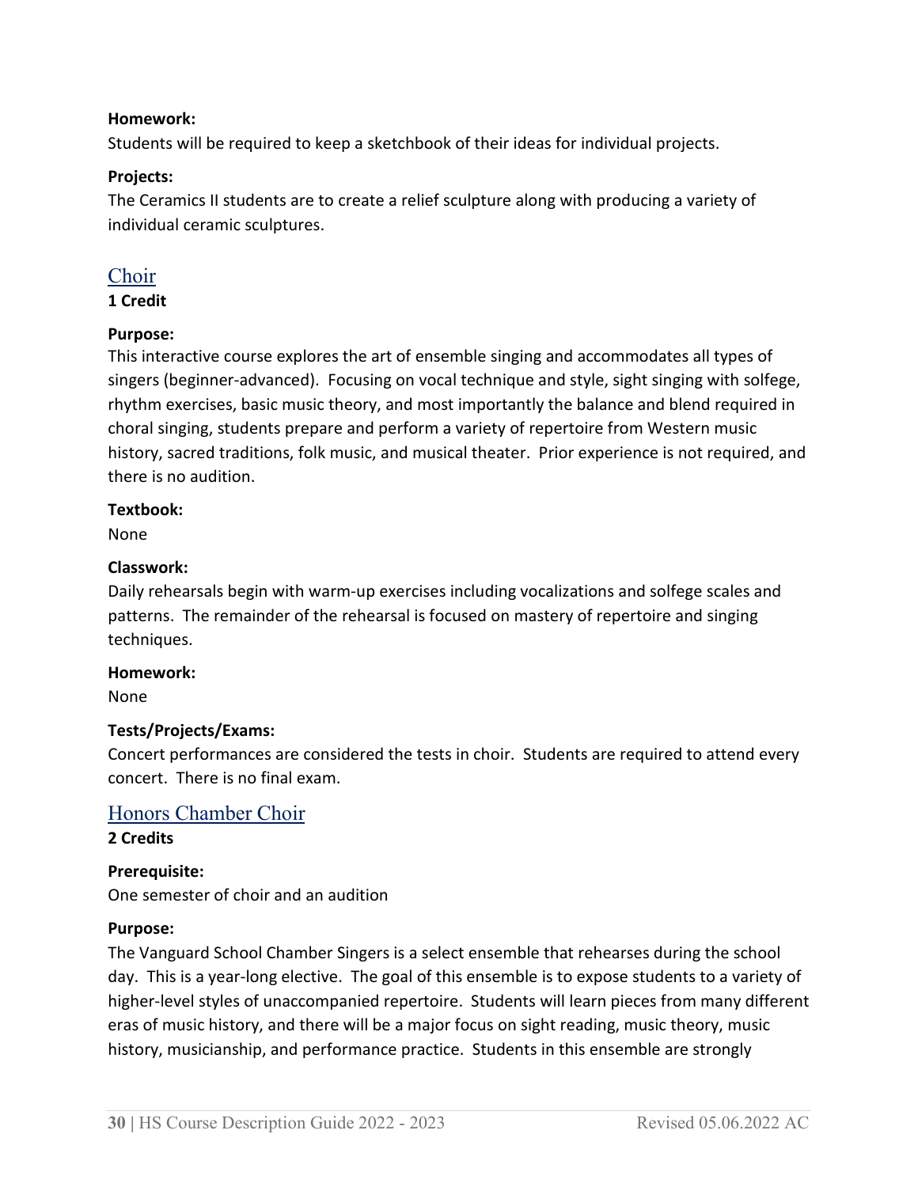**Homework:**
Students will be required to keep a sketchbook of their ideas for individual projects.

**Projects:**
The Ceramics II students are to create a relief sculpture along with producing a variety of individual ceramic sculptures.

## Choir

**1 Credit**

**Purpose:**
This interactive course explores the art of ensemble singing and accommodates all types of singers (beginner-advanced). Focusing on vocal technique and style, sight singing with solfege, rhythm exercises, basic music theory, and most importantly the balance and blend required in choral singing, students prepare and perform a variety of repertoire from Western music history, sacred traditions, folk music, and musical theater. Prior experience is not required, and there is no audition.

**Textbook:**
None

**Classwork:**
Daily rehearsals begin with warm-up exercises including vocalizations and solfege scales and patterns. The remainder of the rehearsal is focused on mastery of repertoire and singing techniques.

**Homework:**
None

**Tests/Projects/Exams:**
Concert performances are considered the tests in choir. Students are required to attend every concert. There is no final exam.

## Honors Chamber Choir

**2 Credits**

**Prerequisite:**
One semester of choir and an audition

**Purpose:**
The Vanguard School Chamber Singers is a select ensemble that rehearses during the school day. This is a year-long elective. The goal of this ensemble is to expose students to a variety of higher-level styles of unaccompanied repertoire. Students will learn pieces from many different eras of music history, and there will be a major focus on sight reading, music theory, music history, musicianship, and performance practice. Students in this ensemble are strongly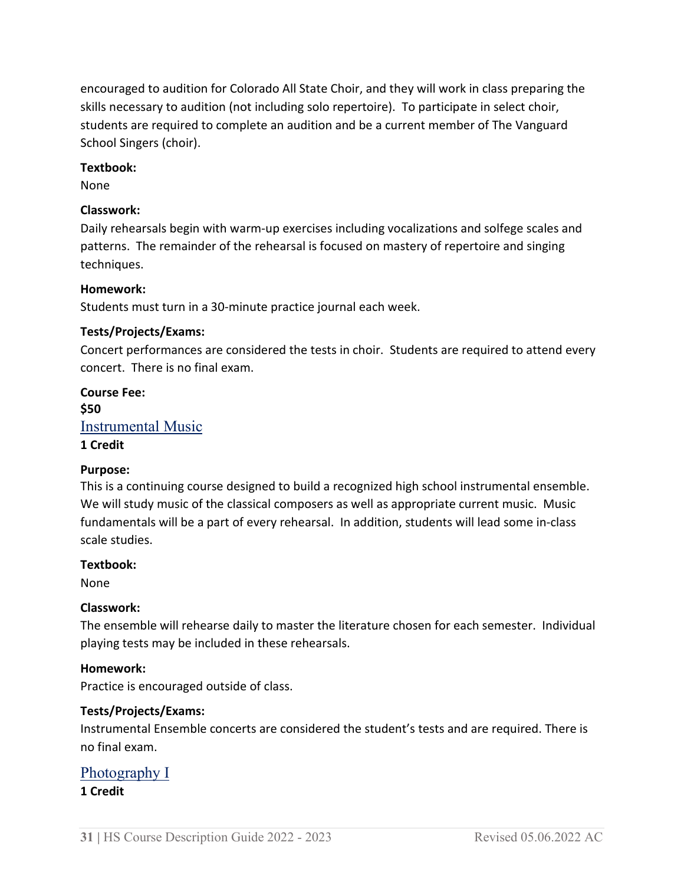encouraged to audition for Colorado All State Choir, and they will work in class preparing the skills necessary to audition (not including solo repertoire). To participate in select choir, students are required to complete an audition and be a current member of The Vanguard School Singers (choir).

**Textbook:**
None

**Classwork:**
Daily rehearsals begin with warm-up exercises including vocalizations and solfege scales and patterns. The remainder of the rehearsal is focused on mastery of repertoire and singing techniques.

**Homework:**
Students must turn in a 30-minute practice journal each week.

**Tests/Projects/Exams:**
Concert performances are considered the tests in choir. Students are required to attend every concert. There is no final exam.

**Course Fee:**
**$50**

## Instrumental Music

**1 Credit**

**Purpose:**
This is a continuing course designed to build a recognized high school instrumental ensemble. We will study music of the classical composers as well as appropriate current music. Music fundamentals will be a part of every rehearsal. In addition, students will lead some in-class scale studies.

**Textbook:**
None

**Classwork:**
The ensemble will rehearse daily to master the literature chosen for each semester. Individual playing tests may be included in these rehearsals.

**Homework:**
Practice is encouraged outside of class.

**Tests/Projects/Exams:**
Instrumental Ensemble concerts are considered the student's tests and are required. There is no final exam.

## Photography I

**1 Credit**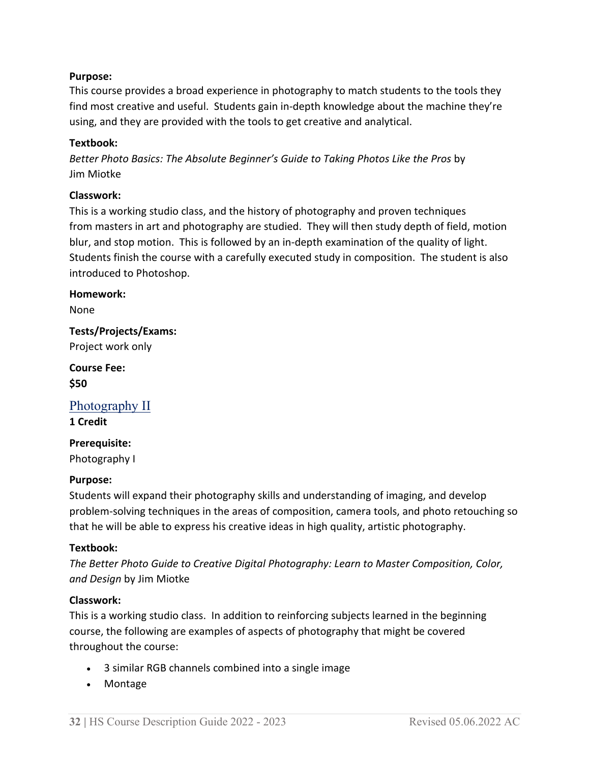**Purpose:**
This course provides a broad experience in photography to match students to the tools they find most creative and useful. Students gain in-depth knowledge about the machine they're using, and they are provided with the tools to get creative and analytical.

**Textbook:**
*Better Photo Basics: The Absolute Beginner's Guide to Taking Photos Like the Pros* by Jim Miotke

**Classwork:**
This is a working studio class, and the history of photography and proven techniques from masters in art and photography are studied. They will then study depth of field, motion blur, and stop motion. This is followed by an in-depth examination of the quality of light. Students finish the course with a carefully executed study in composition. The student is also introduced to Photoshop.

**Homework:**
None

**Tests/Projects/Exams:**
Project work only

**Course Fee:**
**$50**

## Photography II

**1 Credit**

**Prerequisite:**
Photography I

**Purpose:**
Students will expand their photography skills and understanding of imaging, and develop problem-solving techniques in the areas of composition, camera tools, and photo retouching so that he will be able to express his creative ideas in high quality, artistic photography.

**Textbook:**
*The Better Photo Guide to Creative Digital Photography: Learn to Master Composition, Color, and Design* by Jim Miotke

**Classwork:**
This is a working studio class. In addition to reinforcing subjects learned in the beginning course, the following are examples of aspects of photography that might be covered throughout the course:

- 3 similar RGB channels combined into a single image
- Montage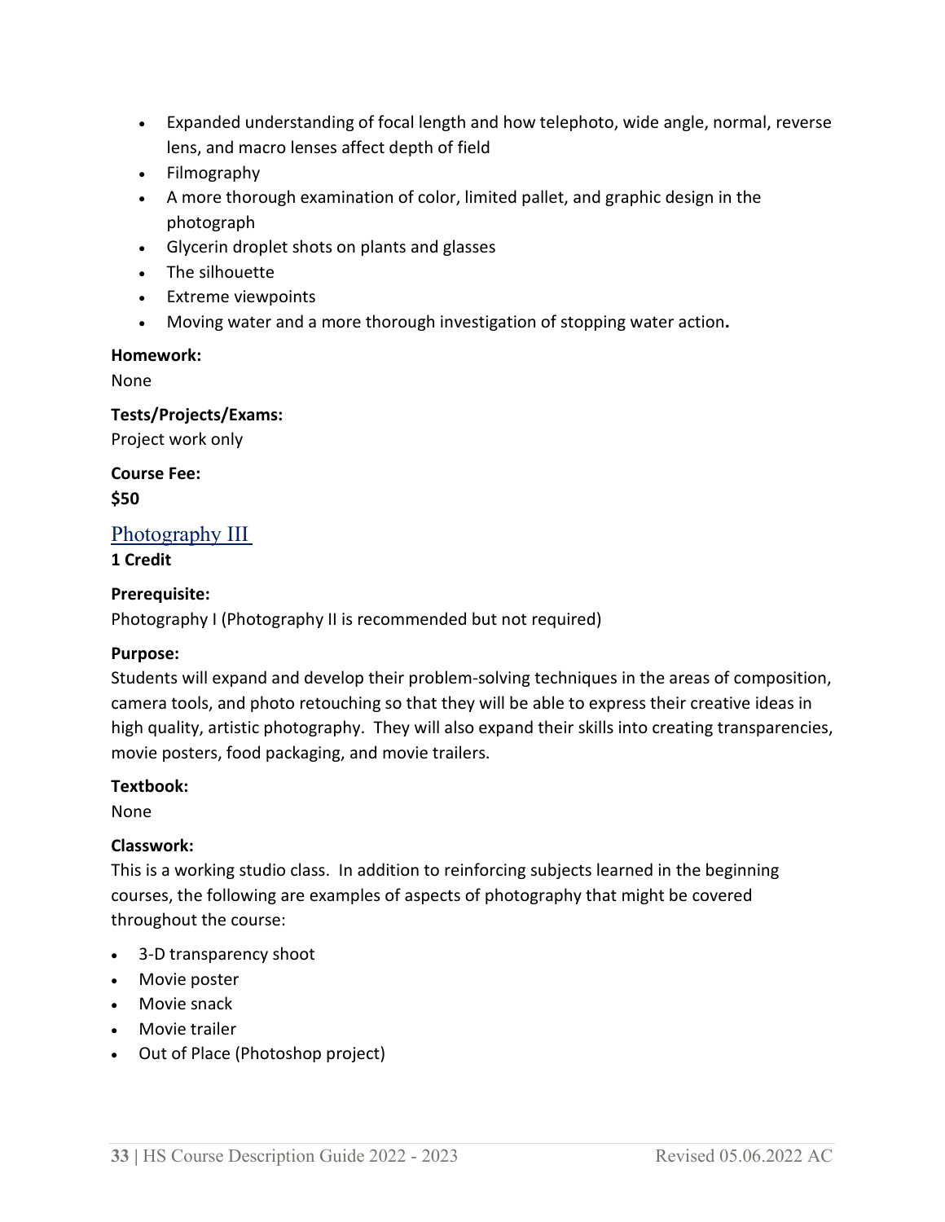- Expanded understanding of focal length and how telephoto, wide angle, normal, reverse lens, and macro lenses affect depth of field
- Filmography
- A more thorough examination of color, limited pallet, and graphic design in the photograph
- Glycerin droplet shots on plants and glasses
- The silhouette
- Extreme viewpoints
- Moving water and a more thorough investigation of stopping water action**.**

**Homework:**
None

**Tests/Projects/Exams:**
Project work only

**Course Fee:**
**$50**

## Photography III

**1 Credit**

**Prerequisite:**
Photography I (Photography II is recommended but not required)

**Purpose:**
Students will expand and develop their problem-solving techniques in the areas of composition, camera tools, and photo retouching so that they will be able to express their creative ideas in high quality, artistic photography. They will also expand their skills into creating transparencies, movie posters, food packaging, and movie trailers.

**Textbook:**
None

**Classwork:**
This is a working studio class. In addition to reinforcing subjects learned in the beginning courses, the following are examples of aspects of photography that might be covered throughout the course:

- 3-D transparency shoot
- Movie poster
- Movie snack
- Movie trailer
- Out of Place (Photoshop project)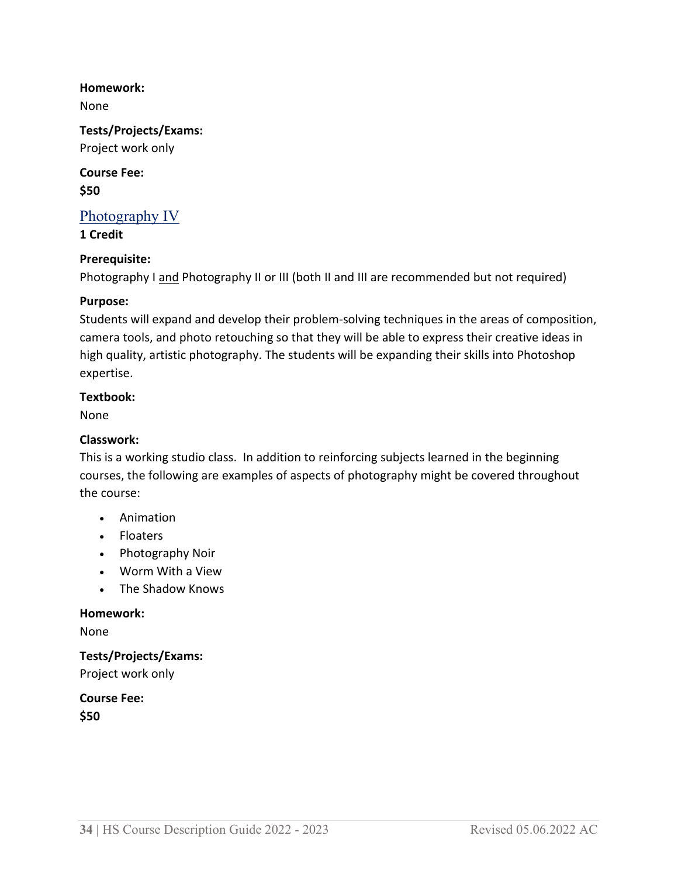**Homework:**
None

**Tests/Projects/Exams:**
Project work only

**Course Fee:**
**$50**

## Photography IV

**1 Credit**

**Prerequisite:**
Photography I and Photography II or III (both II and III are recommended but not required)

**Purpose:**
Students will expand and develop their problem-solving techniques in the areas of composition, camera tools, and photo retouching so that they will be able to express their creative ideas in high quality, artistic photography. The students will be expanding their skills into Photoshop expertise.

**Textbook:**
None

**Classwork:**
This is a working studio class. In addition to reinforcing subjects learned in the beginning courses, the following are examples of aspects of photography might be covered throughout the course:

- Animation
- Floaters
- Photography Noir
- Worm With a View
- The Shadow Knows

**Homework:**
None

**Tests/Projects/Exams:**
Project work only

**Course Fee:**
**$50**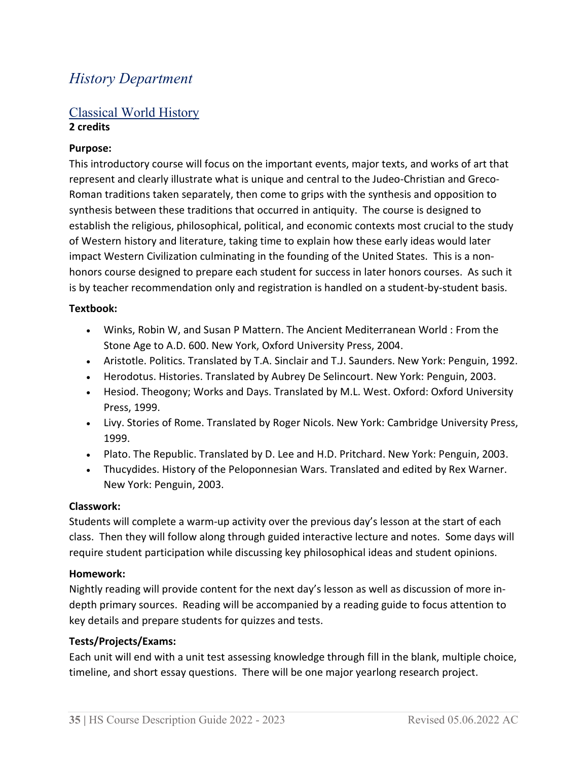# History Department

## Classical World History

**2 credits**

**Purpose:**

This introductory course will focus on the important events, major texts, and works of art that represent and clearly illustrate what is unique and central to the Judeo-Christian and Greco-Roman traditions taken separately, then come to grips with the synthesis and opposition to synthesis between these traditions that occurred in antiquity. The course is designed to establish the religious, philosophical, political, and economic contexts most crucial to the study of Western history and literature, taking time to explain how these early ideas would later impact Western Civilization culminating in the founding of the United States. This is a non-honors course designed to prepare each student for success in later honors courses. As such it is by teacher recommendation only and registration is handled on a student-by-student basis.

**Textbook:**

- Winks, Robin W, and Susan P Mattern. The Ancient Mediterranean World : From the Stone Age to A.D. 600. New York, Oxford University Press, 2004.
- Aristotle. Politics. Translated by T.A. Sinclair and T.J. Saunders. New York: Penguin, 1992.
- Herodotus. Histories. Translated by Aubrey De Selincourt. New York: Penguin, 2003.
- Hesiod. Theogony; Works and Days. Translated by M.L. West. Oxford: Oxford University Press, 1999.
- Livy. Stories of Rome. Translated by Roger Nicols. New York: Cambridge University Press, 1999.
- Plato. The Republic. Translated by D. Lee and H.D. Pritchard. New York: Penguin, 2003.
- Thucydides. History of the Peloponnesian Wars. Translated and edited by Rex Warner. New York: Penguin, 2003.

**Classwork:**

Students will complete a warm-up activity over the previous day's lesson at the start of each class. Then they will follow along through guided interactive lecture and notes. Some days will require student participation while discussing key philosophical ideas and student opinions.

**Homework:**

Nightly reading will provide content for the next day's lesson as well as discussion of more in-depth primary sources. Reading will be accompanied by a reading guide to focus attention to key details and prepare students for quizzes and tests.

**Tests/Projects/Exams:**

Each unit will end with a unit test assessing knowledge through fill in the blank, multiple choice, timeline, and short essay questions. There will be one major yearlong research project.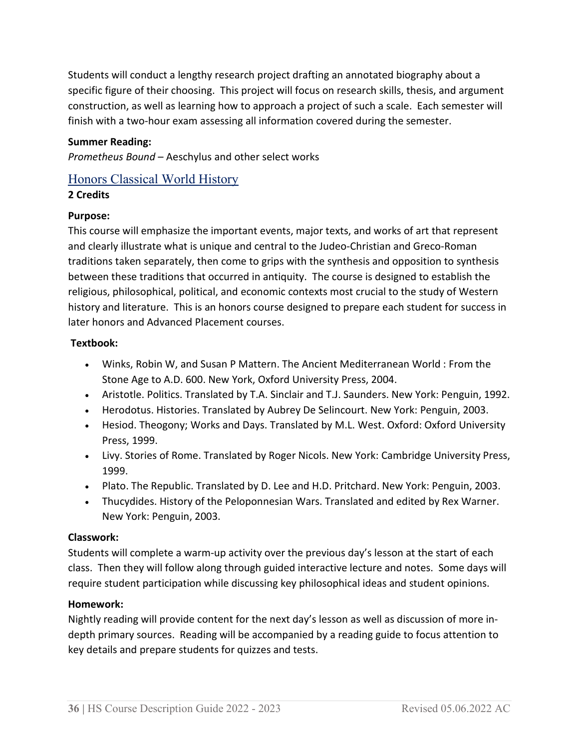Students will conduct a lengthy research project drafting an annotated biography about a specific figure of their choosing. This project will focus on research skills, thesis, and argument construction, as well as learning how to approach a project of such a scale. Each semester will finish with a two-hour exam assessing all information covered during the semester.

**Summer Reading:**
*Prometheus Bound* – Aeschylus and other select works

## Honors Classical World History

**2 Credits**

**Purpose:**
This course will emphasize the important events, major texts, and works of art that represent and clearly illustrate what is unique and central to the Judeo-Christian and Greco-Roman traditions taken separately, then come to grips with the synthesis and opposition to synthesis between these traditions that occurred in antiquity. The course is designed to establish the religious, philosophical, political, and economic contexts most crucial to the study of Western history and literature. This is an honors course designed to prepare each student for success in later honors and Advanced Placement courses.

**Textbook:**

- Winks, Robin W, and Susan P Mattern. The Ancient Mediterranean World : From the Stone Age to A.D. 600. New York, Oxford University Press, 2004.
- Aristotle. Politics. Translated by T.A. Sinclair and T.J. Saunders. New York: Penguin, 1992.
- Herodotus. Histories. Translated by Aubrey De Selincourt. New York: Penguin, 2003.
- Hesiod. Theogony; Works and Days. Translated by M.L. West. Oxford: Oxford University Press, 1999.
- Livy. Stories of Rome. Translated by Roger Nicols. New York: Cambridge University Press, 1999.
- Plato. The Republic. Translated by D. Lee and H.D. Pritchard. New York: Penguin, 2003.
- Thucydides. History of the Peloponnesian Wars. Translated and edited by Rex Warner. New York: Penguin, 2003.

**Classwork:**
Students will complete a warm-up activity over the previous day's lesson at the start of each class. Then they will follow along through guided interactive lecture and notes. Some days will require student participation while discussing key philosophical ideas and student opinions.

**Homework:**
Nightly reading will provide content for the next day's lesson as well as discussion of more in-depth primary sources. Reading will be accompanied by a reading guide to focus attention to key details and prepare students for quizzes and tests.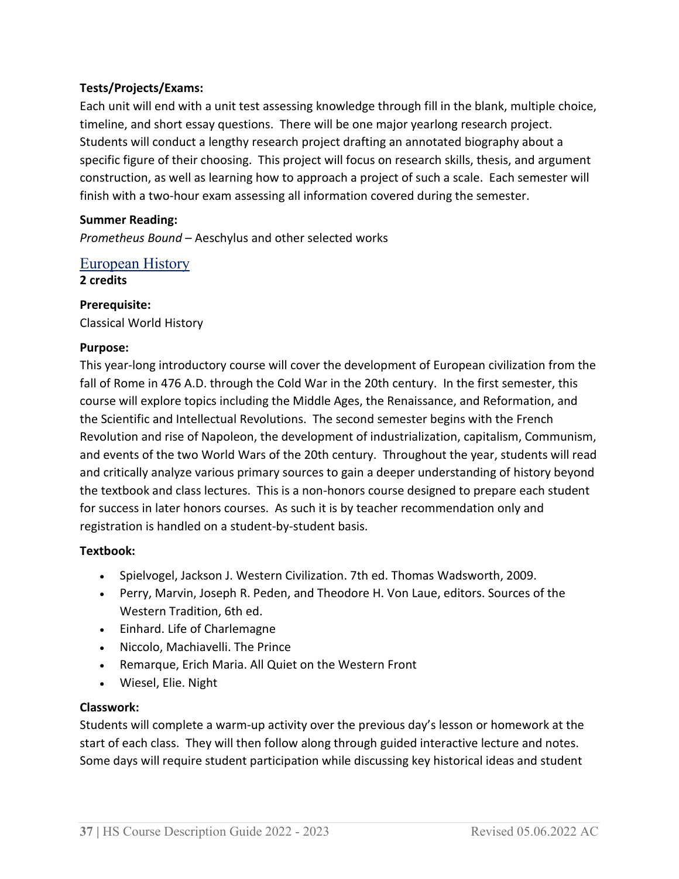**Tests/Projects/Exams:**
Each unit will end with a unit test assessing knowledge through fill in the blank, multiple choice, timeline, and short essay questions. There will be one major yearlong research project. Students will conduct a lengthy research project drafting an annotated biography about a specific figure of their choosing. This project will focus on research skills, thesis, and argument construction, as well as learning how to approach a project of such a scale. Each semester will finish with a two-hour exam assessing all information covered during the semester.

**Summer Reading:**
*Prometheus Bound* – Aeschylus and other selected works

## European History

**2 credits**

**Prerequisite:**
Classical World History

**Purpose:**
This year-long introductory course will cover the development of European civilization from the fall of Rome in 476 A.D. through the Cold War in the 20th century. In the first semester, this course will explore topics including the Middle Ages, the Renaissance, and Reformation, and the Scientific and Intellectual Revolutions. The second semester begins with the French Revolution and rise of Napoleon, the development of industrialization, capitalism, Communism, and events of the two World Wars of the 20th century. Throughout the year, students will read and critically analyze various primary sources to gain a deeper understanding of history beyond the textbook and class lectures. This is a non-honors course designed to prepare each student for success in later honors courses. As such it is by teacher recommendation only and registration is handled on a student-by-student basis.

**Textbook:**

- Spielvogel, Jackson J. Western Civilization. 7th ed. Thomas Wadsworth, 2009.
- Perry, Marvin, Joseph R. Peden, and Theodore H. Von Laue, editors. Sources of the Western Tradition, 6th ed.
- Einhard. Life of Charlemagne
- Niccolo, Machiavelli. The Prince
- Remarque, Erich Maria. All Quiet on the Western Front
- Wiesel, Elie. Night

**Classwork:**
Students will complete a warm-up activity over the previous day's lesson or homework at the start of each class. They will then follow along through guided interactive lecture and notes. Some days will require student participation while discussing key historical ideas and student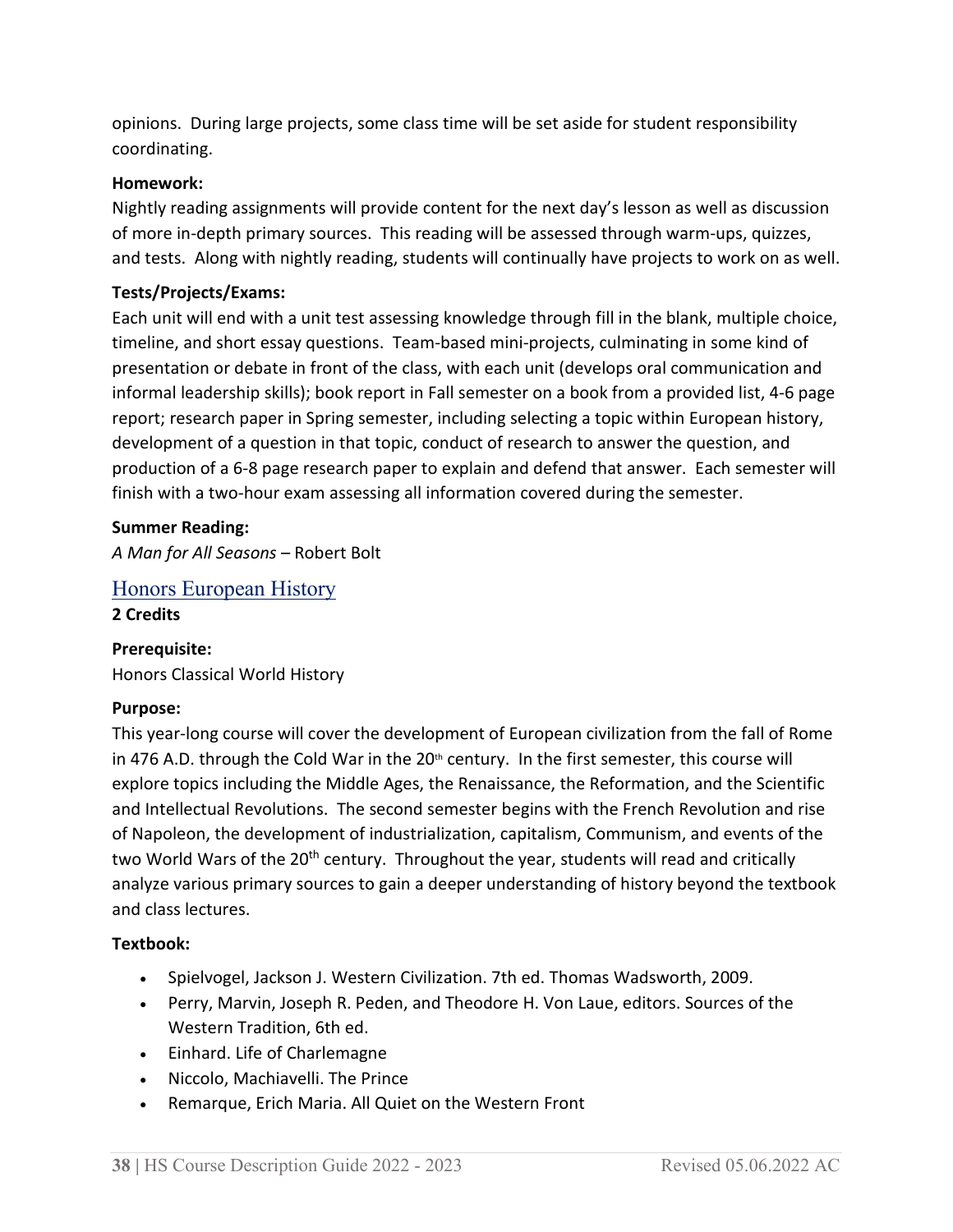opinions. During large projects, some class time will be set aside for student responsibility coordinating.

**Homework:**

Nightly reading assignments will provide content for the next day's lesson as well as discussion of more in-depth primary sources. This reading will be assessed through warm-ups, quizzes, and tests. Along with nightly reading, students will continually have projects to work on as well.

**Tests/Projects/Exams:**

Each unit will end with a unit test assessing knowledge through fill in the blank, multiple choice, timeline, and short essay questions. Team-based mini-projects, culminating in some kind of presentation or debate in front of the class, with each unit (develops oral communication and informal leadership skills); book report in Fall semester on a book from a provided list, 4-6 page report; research paper in Spring semester, including selecting a topic within European history, development of a question in that topic, conduct of research to answer the question, and production of a 6-8 page research paper to explain and defend that answer. Each semester will finish with a two-hour exam assessing all information covered during the semester.

**Summer Reading:**

*A Man for All Seasons* – Robert Bolt

## Honors European History

**2 Credits**

**Prerequisite:**

Honors Classical World History

**Purpose:**

This year-long course will cover the development of European civilization from the fall of Rome in 476 A.D. through the Cold War in the 20th century. In the first semester, this course will explore topics including the Middle Ages, the Renaissance, the Reformation, and the Scientific and Intellectual Revolutions. The second semester begins with the French Revolution and rise of Napoleon, the development of industrialization, capitalism, Communism, and events of the two World Wars of the 20th century. Throughout the year, students will read and critically analyze various primary sources to gain a deeper understanding of history beyond the textbook and class lectures.

**Textbook:**

- Spielvogel, Jackson J. Western Civilization. 7th ed. Thomas Wadsworth, 2009.
- Perry, Marvin, Joseph R. Peden, and Theodore H. Von Laue, editors. Sources of the Western Tradition, 6th ed.
- Einhard. Life of Charlemagne
- Niccolo, Machiavelli. The Prince
- Remarque, Erich Maria. All Quiet on the Western Front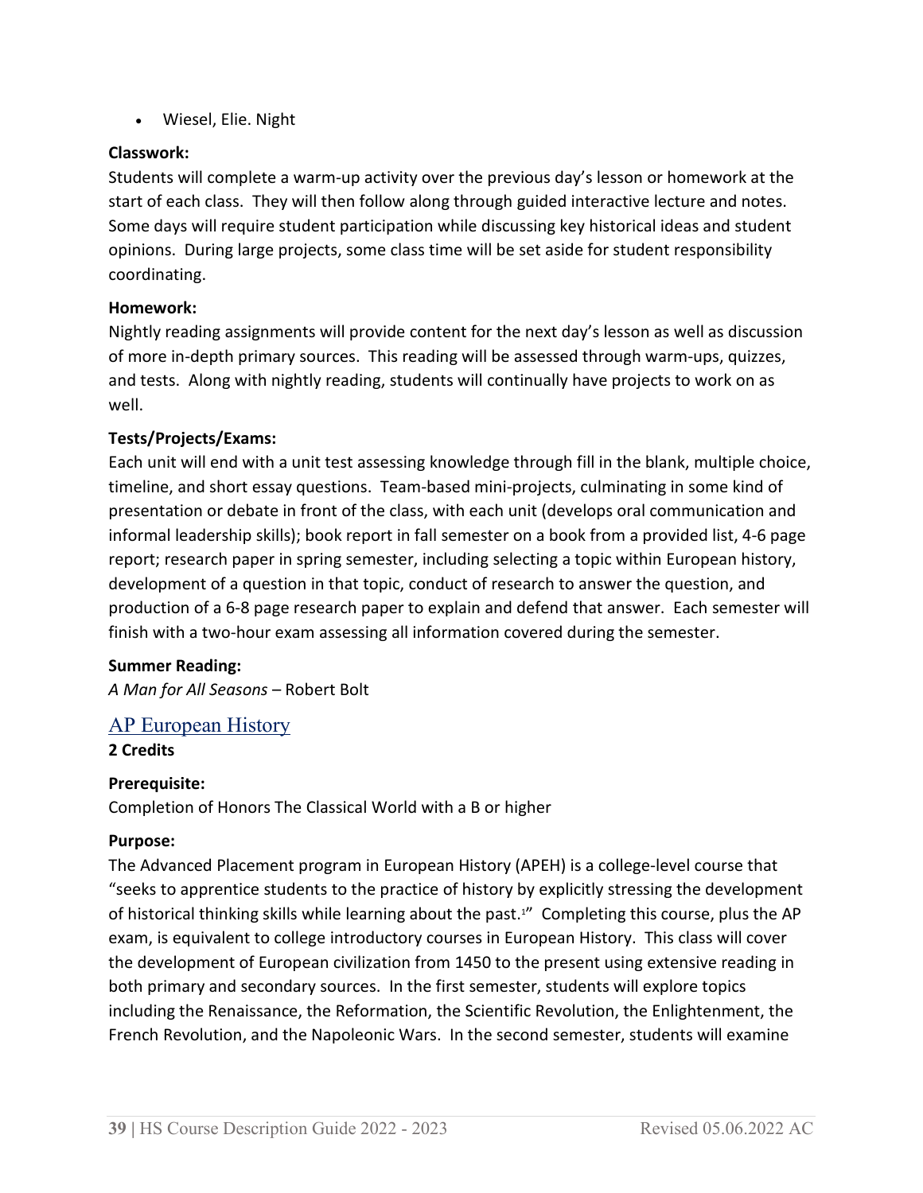- Wiesel, Elie. Night

**Classwork:**
Students will complete a warm-up activity over the previous day's lesson or homework at the start of each class. They will then follow along through guided interactive lecture and notes. Some days will require student participation while discussing key historical ideas and student opinions. During large projects, some class time will be set aside for student responsibility coordinating.

**Homework:**
Nightly reading assignments will provide content for the next day's lesson as well as discussion of more in-depth primary sources. This reading will be assessed through warm-ups, quizzes, and tests. Along with nightly reading, students will continually have projects to work on as well.

**Tests/Projects/Exams:**
Each unit will end with a unit test assessing knowledge through fill in the blank, multiple choice, timeline, and short essay questions. Team-based mini-projects, culminating in some kind of presentation or debate in front of the class, with each unit (develops oral communication and informal leadership skills); book report in fall semester on a book from a provided list, 4-6 page report; research paper in spring semester, including selecting a topic within European history, development of a question in that topic, conduct of research to answer the question, and production of a 6-8 page research paper to explain and defend that answer. Each semester will finish with a two-hour exam assessing all information covered during the semester.

**Summer Reading:**
*A Man for All Seasons* – Robert Bolt

## AP European History

**2 Credits**

**Prerequisite:**
Completion of Honors The Classical World with a B or higher

**Purpose:**
The Advanced Placement program in European History (APEH) is a college-level course that "seeks to apprentice students to the practice of history by explicitly stressing the development of historical thinking skills while learning about the past.[1]" Completing this course, plus the AP exam, is equivalent to college introductory courses in European History. This class will cover the development of European civilization from 1450 to the present using extensive reading in both primary and secondary sources. In the first semester, students will explore topics including the Renaissance, the Reformation, the Scientific Revolution, the Enlightenment, the French Revolution, and the Napoleonic Wars. In the second semester, students will examine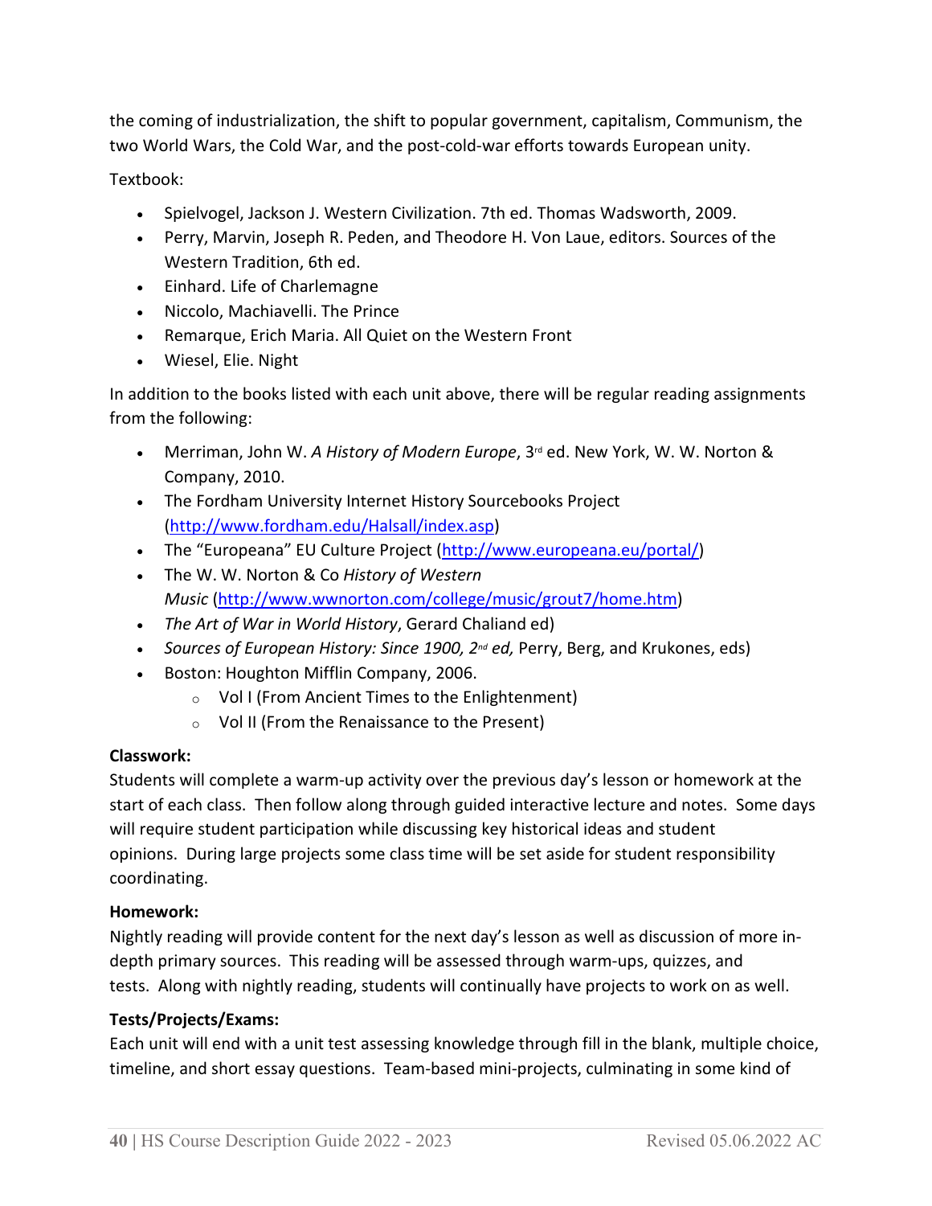the coming of industrialization, the shift to popular government, capitalism, Communism, the two World Wars, the Cold War, and the post-cold-war efforts towards European unity.

Textbook:

- Spielvogel, Jackson J. Western Civilization. 7th ed. Thomas Wadsworth, 2009.
- Perry, Marvin, Joseph R. Peden, and Theodore H. Von Laue, editors. Sources of the Western Tradition, 6th ed.
- Einhard. Life of Charlemagne
- Niccolo, Machiavelli. The Prince
- Remarque, Erich Maria. All Quiet on the Western Front
- Wiesel, Elie. Night

In addition to the books listed with each unit above, there will be regular reading assignments from the following:

- Merriman, John W. *A History of Modern Europe*, 3rd ed. New York, W. W. Norton & Company, 2010.
- The Fordham University Internet History Sourcebooks Project ([http://www.fordham.edu/Halsall/index.asp](http://www.fordham.edu/Halsall/index.asp))
- The "Europeana" EU Culture Project ([http://www.europeana.eu/portal/](http://www.europeana.eu/portal/))
- The W. W. Norton & Co *History of Western Music* ([http://www.wwnorton.com/college/music/grout7/home.htm](http://www.wwnorton.com/college/music/grout7/home.htm))
- *The Art of War in World History*, Gerard Chaliand ed)
- *Sources of European History: Since 1900, 2nd ed,* Perry, Berg, and Krukones, eds)
- Boston: Houghton Mifflin Company, 2006.
    - Vol I (From Ancient Times to the Enlightenment)
    - Vol II (From the Renaissance to the Present)

**Classwork:**
Students will complete a warm-up activity over the previous day's lesson or homework at the start of each class. Then follow along through guided interactive lecture and notes. Some days will require student participation while discussing key historical ideas and student opinions. During large projects some class time will be set aside for student responsibility coordinating.

**Homework:**
Nightly reading will provide content for the next day's lesson as well as discussion of more in-depth primary sources. This reading will be assessed through warm-ups, quizzes, and tests. Along with nightly reading, students will continually have projects to work on as well.

**Tests/Projects/Exams:**
Each unit will end with a unit test assessing knowledge through fill in the blank, multiple choice, timeline, and short essay questions. Team-based mini-projects, culminating in some kind of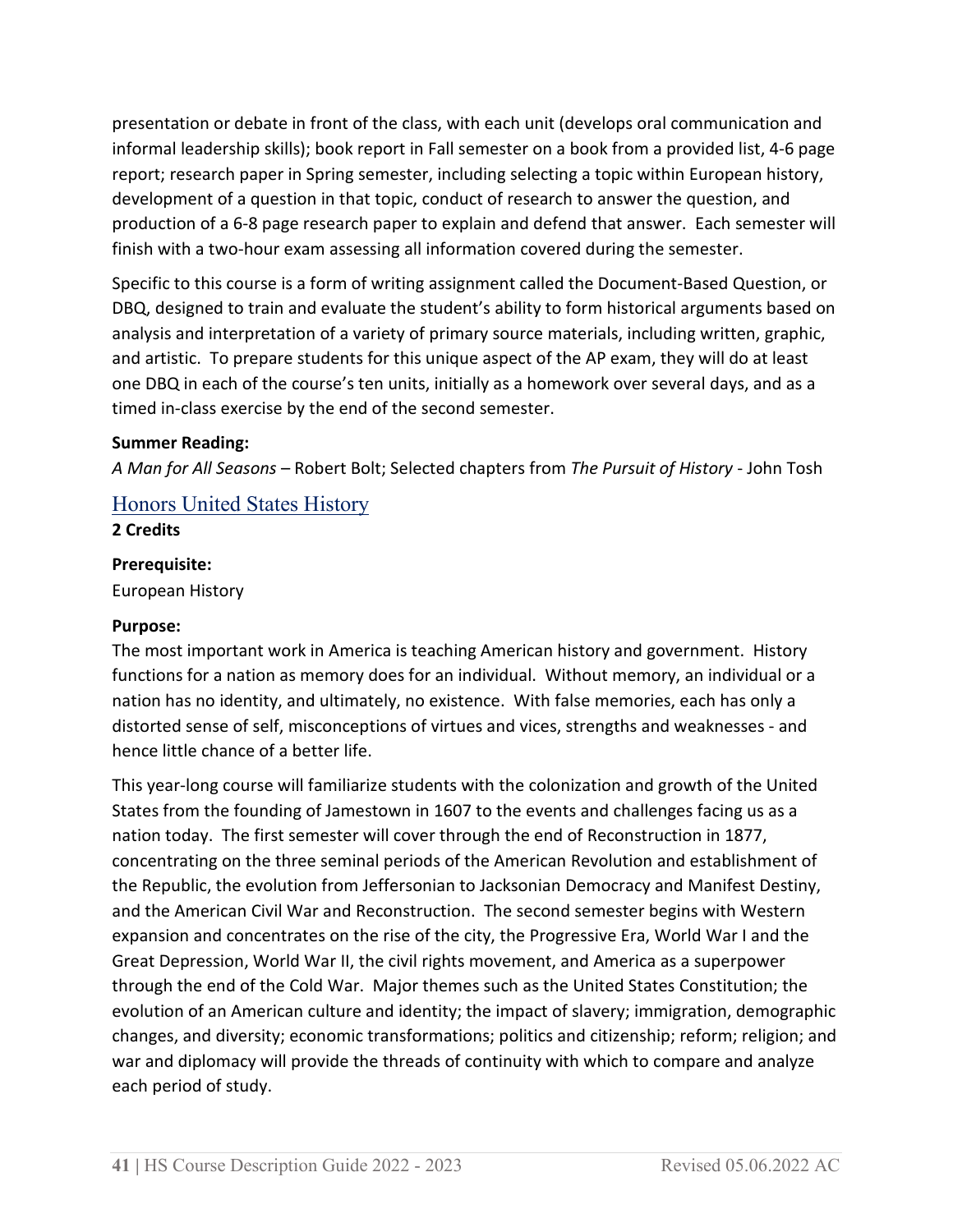presentation or debate in front of the class, with each unit (develops oral communication and informal leadership skills); book report in Fall semester on a book from a provided list, 4-6 page report; research paper in Spring semester, including selecting a topic within European history, development of a question in that topic, conduct of research to answer the question, and production of a 6-8 page research paper to explain and defend that answer. Each semester will finish with a two-hour exam assessing all information covered during the semester.

Specific to this course is a form of writing assignment called the Document-Based Question, or DBQ, designed to train and evaluate the student's ability to form historical arguments based on analysis and interpretation of a variety of primary source materials, including written, graphic, and artistic. To prepare students for this unique aspect of the AP exam, they will do at least one DBQ in each of the course's ten units, initially as a homework over several days, and as a timed in-class exercise by the end of the second semester.

**Summer Reading:**
*A Man for All Seasons* – Robert Bolt; Selected chapters from *The Pursuit of History* - John Tosh

## Honors United States History

**2 Credits**

**Prerequisite:**
European History

**Purpose:**
The most important work in America is teaching American history and government. History functions for a nation as memory does for an individual. Without memory, an individual or a nation has no identity, and ultimately, no existence. With false memories, each has only a distorted sense of self, misconceptions of virtues and vices, strengths and weaknesses - and hence little chance of a better life.

This year-long course will familiarize students with the colonization and growth of the United States from the founding of Jamestown in 1607 to the events and challenges facing us as a nation today. The first semester will cover through the end of Reconstruction in 1877, concentrating on the three seminal periods of the American Revolution and establishment of the Republic, the evolution from Jeffersonian to Jacksonian Democracy and Manifest Destiny, and the American Civil War and Reconstruction. The second semester begins with Western expansion and concentrates on the rise of the city, the Progressive Era, World War I and the Great Depression, World War II, the civil rights movement, and America as a superpower through the end of the Cold War. Major themes such as the United States Constitution; the evolution of an American culture and identity; the impact of slavery; immigration, demographic changes, and diversity; economic transformations; politics and citizenship; reform; religion; and war and diplomacy will provide the threads of continuity with which to compare and analyze each period of study.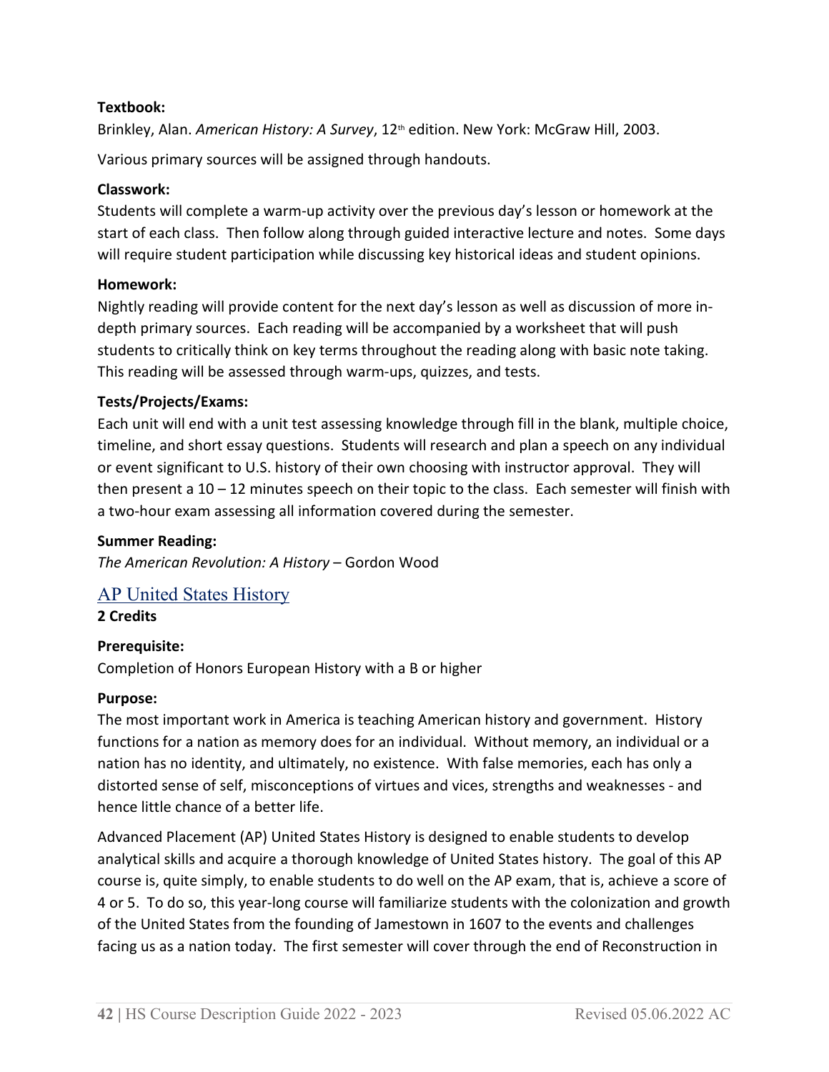**Textbook:**

Brinkley, Alan. *American History: A Survey*, 12th edition. New York: McGraw Hill, 2003.

Various primary sources will be assigned through handouts.

**Classwork:**

Students will complete a warm-up activity over the previous day's lesson or homework at the start of each class. Then follow along through guided interactive lecture and notes. Some days will require student participation while discussing key historical ideas and student opinions.

**Homework:**

Nightly reading will provide content for the next day's lesson as well as discussion of more in-depth primary sources. Each reading will be accompanied by a worksheet that will push students to critically think on key terms throughout the reading along with basic note taking. This reading will be assessed through warm-ups, quizzes, and tests.

**Tests/Projects/Exams:**

Each unit will end with a unit test assessing knowledge through fill in the blank, multiple choice, timeline, and short essay questions. Students will research and plan a speech on any individual or event significant to U.S. history of their own choosing with instructor approval. They will then present a 10 – 12 minutes speech on their topic to the class. Each semester will finish with a two-hour exam assessing all information covered during the semester.

**Summer Reading:**

*The American Revolution: A History* – Gordon Wood

## AP United States History

**2 Credits**

**Prerequisite:**

Completion of Honors European History with a B or higher

**Purpose:**

The most important work in America is teaching American history and government. History functions for a nation as memory does for an individual. Without memory, an individual or a nation has no identity, and ultimately, no existence. With false memories, each has only a distorted sense of self, misconceptions of virtues and vices, strengths and weaknesses - and hence little chance of a better life.

Advanced Placement (AP) United States History is designed to enable students to develop analytical skills and acquire a thorough knowledge of United States history. The goal of this AP course is, quite simply, to enable students to do well on the AP exam, that is, achieve a score of 4 or 5. To do so, this year-long course will familiarize students with the colonization and growth of the United States from the founding of Jamestown in 1607 to the events and challenges facing us as a nation today. The first semester will cover through the end of Reconstruction in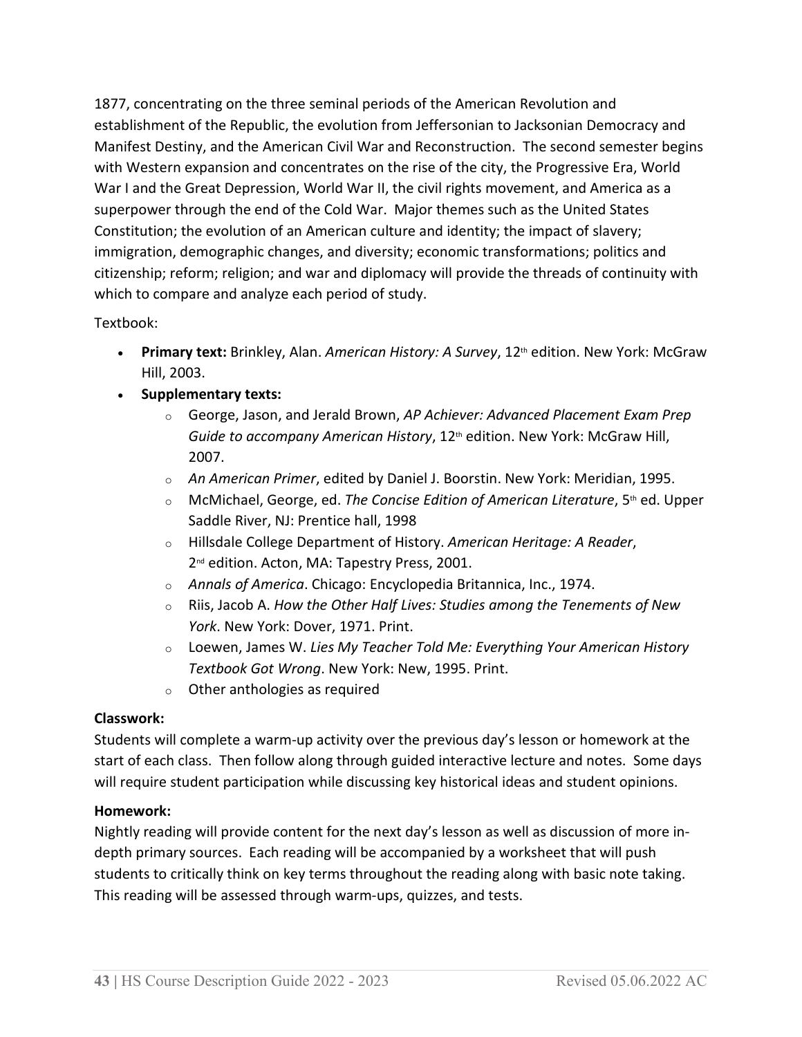1877, concentrating on the three seminal periods of the American Revolution and establishment of the Republic, the evolution from Jeffersonian to Jacksonian Democracy and Manifest Destiny, and the American Civil War and Reconstruction. The second semester begins with Western expansion and concentrates on the rise of the city, the Progressive Era, World War I and the Great Depression, World War II, the civil rights movement, and America as a superpower through the end of the Cold War. Major themes such as the United States Constitution; the evolution of an American culture and identity; the impact of slavery; immigration, demographic changes, and diversity; economic transformations; politics and citizenship; reform; religion; and war and diplomacy will provide the threads of continuity with which to compare and analyze each period of study.

Textbook:

- **Primary text:** Brinkley, Alan. *American History: A Survey*, 12th edition. New York: McGraw Hill, 2003.
- **Supplementary texts:**
  - George, Jason, and Jerald Brown, *AP Achiever: Advanced Placement Exam Prep Guide to accompany American History*, 12th edition. New York: McGraw Hill, 2007.
  - *An American Primer*, edited by Daniel J. Boorstin. New York: Meridian, 1995.
  - McMichael, George, ed. *The Concise Edition of American Literature*, 5th ed. Upper Saddle River, NJ: Prentice hall, 1998
  - Hillsdale College Department of History. *American Heritage: A Reader*, 2nd edition. Acton, MA: Tapestry Press, 2001.
  - *Annals of America*. Chicago: Encyclopedia Britannica, Inc., 1974.
  - Riis, Jacob A. *How the Other Half Lives: Studies among the Tenements of New York*. New York: Dover, 1971. Print.
  - Loewen, James W. *Lies My Teacher Told Me: Everything Your American History Textbook Got Wrong*. New York: New, 1995. Print.
  - Other anthologies as required

**Classwork:**
Students will complete a warm-up activity over the previous day's lesson or homework at the start of each class. Then follow along through guided interactive lecture and notes. Some days will require student participation while discussing key historical ideas and student opinions.

**Homework:**
Nightly reading will provide content for the next day's lesson as well as discussion of more in-depth primary sources. Each reading will be accompanied by a worksheet that will push students to critically think on key terms throughout the reading along with basic note taking. This reading will be assessed through warm-ups, quizzes, and tests.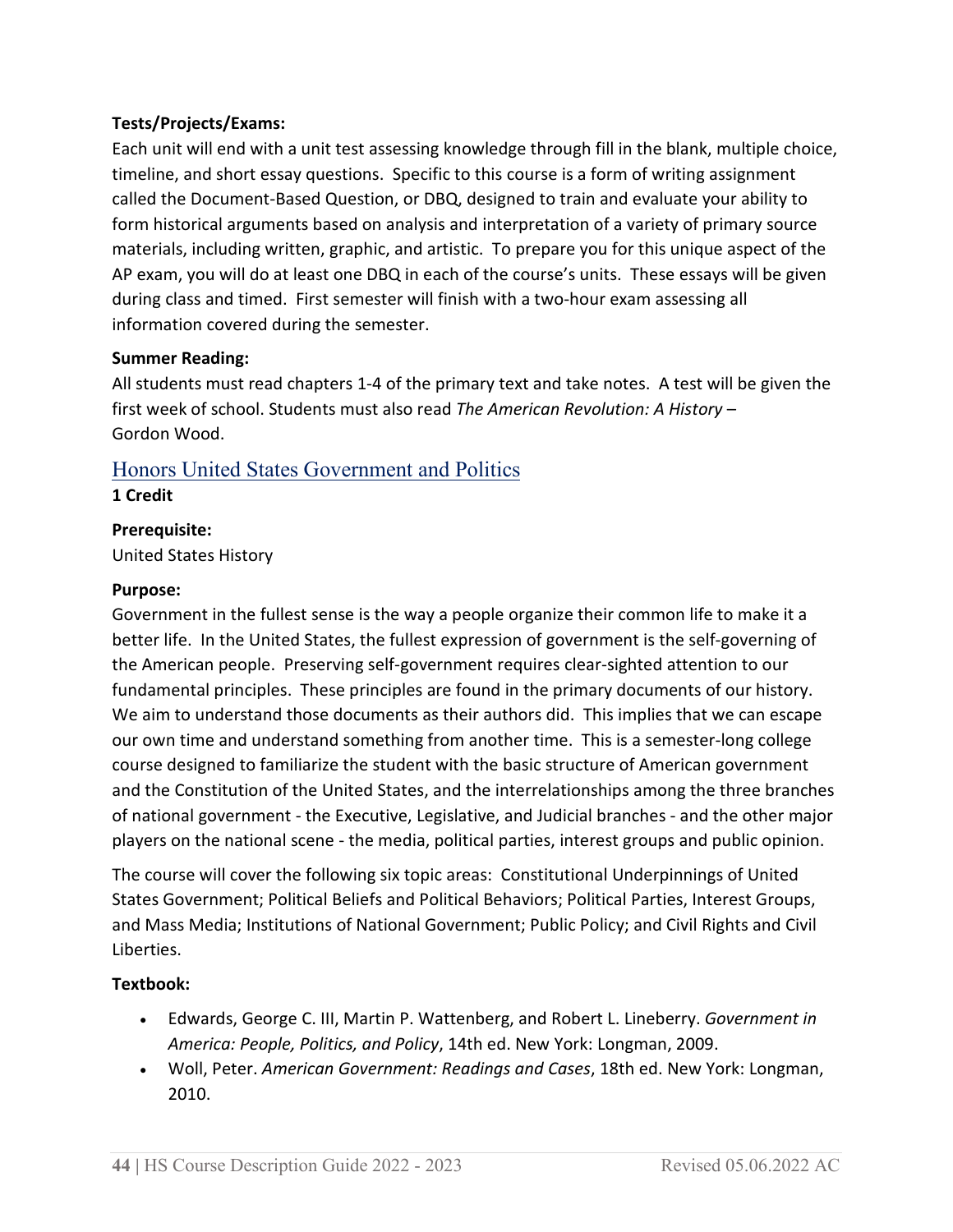**Tests/Projects/Exams:**

Each unit will end with a unit test assessing knowledge through fill in the blank, multiple choice, timeline, and short essay questions. Specific to this course is a form of writing assignment called the Document-Based Question, or DBQ, designed to train and evaluate your ability to form historical arguments based on analysis and interpretation of a variety of primary source materials, including written, graphic, and artistic. To prepare you for this unique aspect of the AP exam, you will do at least one DBQ in each of the course's units. These essays will be given during class and timed. First semester will finish with a two-hour exam assessing all information covered during the semester.

**Summer Reading:**

All students must read chapters 1-4 of the primary text and take notes. A test will be given the first week of school. Students must also read *The American Revolution: A History* – Gordon Wood.

## Honors United States Government and Politics

**1 Credit**

**Prerequisite:**

United States History

**Purpose:**

Government in the fullest sense is the way a people organize their common life to make it a better life. In the United States, the fullest expression of government is the self-governing of the American people. Preserving self-government requires clear-sighted attention to our fundamental principles. These principles are found in the primary documents of our history. We aim to understand those documents as their authors did. This implies that we can escape our own time and understand something from another time. This is a semester-long college course designed to familiarize the student with the basic structure of American government and the Constitution of the United States, and the interrelationships among the three branches of national government - the Executive, Legislative, and Judicial branches - and the other major players on the national scene - the media, political parties, interest groups and public opinion.

The course will cover the following six topic areas: Constitutional Underpinnings of United States Government; Political Beliefs and Political Behaviors; Political Parties, Interest Groups, and Mass Media; Institutions of National Government; Public Policy; and Civil Rights and Civil Liberties.

**Textbook:**

- Edwards, George C. III, Martin P. Wattenberg, and Robert L. Lineberry. *Government in America: People, Politics, and Policy*, 14th ed. New York: Longman, 2009.
- Woll, Peter. *American Government: Readings and Cases*, 18th ed. New York: Longman, 2010.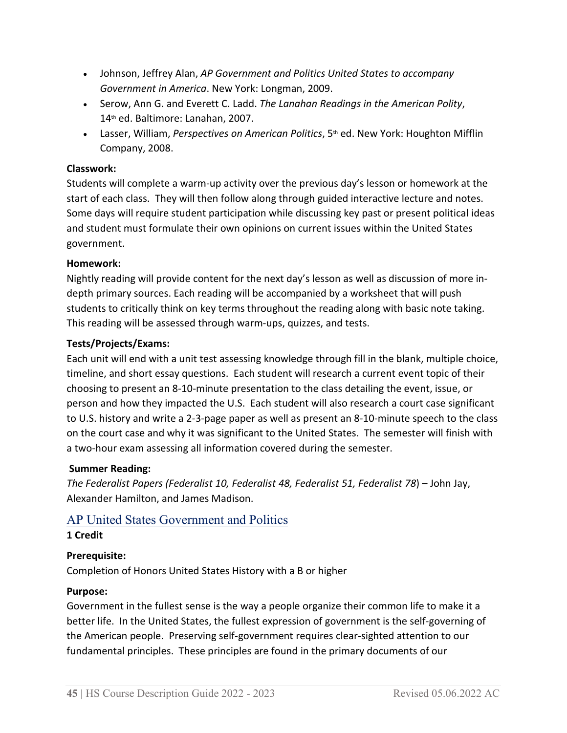- Johnson, Jeffrey Alan, *AP Government and Politics United States to accompany Government in America*. New York: Longman, 2009.
- Serow, Ann G. and Everett C. Ladd. *The Lanahan Readings in the American Polity*, 14th ed. Baltimore: Lanahan, 2007.
- Lasser, William, *Perspectives on American Politics*, 5th ed. New York: Houghton Mifflin Company, 2008.

**Classwork:**

Students will complete a warm-up activity over the previous day's lesson or homework at the start of each class. They will then follow along through guided interactive lecture and notes. Some days will require student participation while discussing key past or present political ideas and student must formulate their own opinions on current issues within the United States government.

**Homework:**

Nightly reading will provide content for the next day's lesson as well as discussion of more in-depth primary sources. Each reading will be accompanied by a worksheet that will push students to critically think on key terms throughout the reading along with basic note taking. This reading will be assessed through warm-ups, quizzes, and tests.

**Tests/Projects/Exams:**

Each unit will end with a unit test assessing knowledge through fill in the blank, multiple choice, timeline, and short essay questions. Each student will research a current event topic of their choosing to present an 8-10-minute presentation to the class detailing the event, issue, or person and how they impacted the U.S. Each student will also research a court case significant to U.S. history and write a 2-3-page paper as well as present an 8-10-minute speech to the class on the court case and why it was significant to the United States. The semester will finish with a two-hour exam assessing all information covered during the semester.

**Summer Reading:**

*The Federalist Papers (Federalist 10, Federalist 48, Federalist 51, Federalist 78*) – John Jay, Alexander Hamilton, and James Madison.

## AP United States Government and Politics

**1 Credit**

**Prerequisite:**

Completion of Honors United States History with a B or higher

**Purpose:**

Government in the fullest sense is the way a people organize their common life to make it a better life. In the United States, the fullest expression of government is the self-governing of the American people. Preserving self-government requires clear-sighted attention to our fundamental principles. These principles are found in the primary documents of our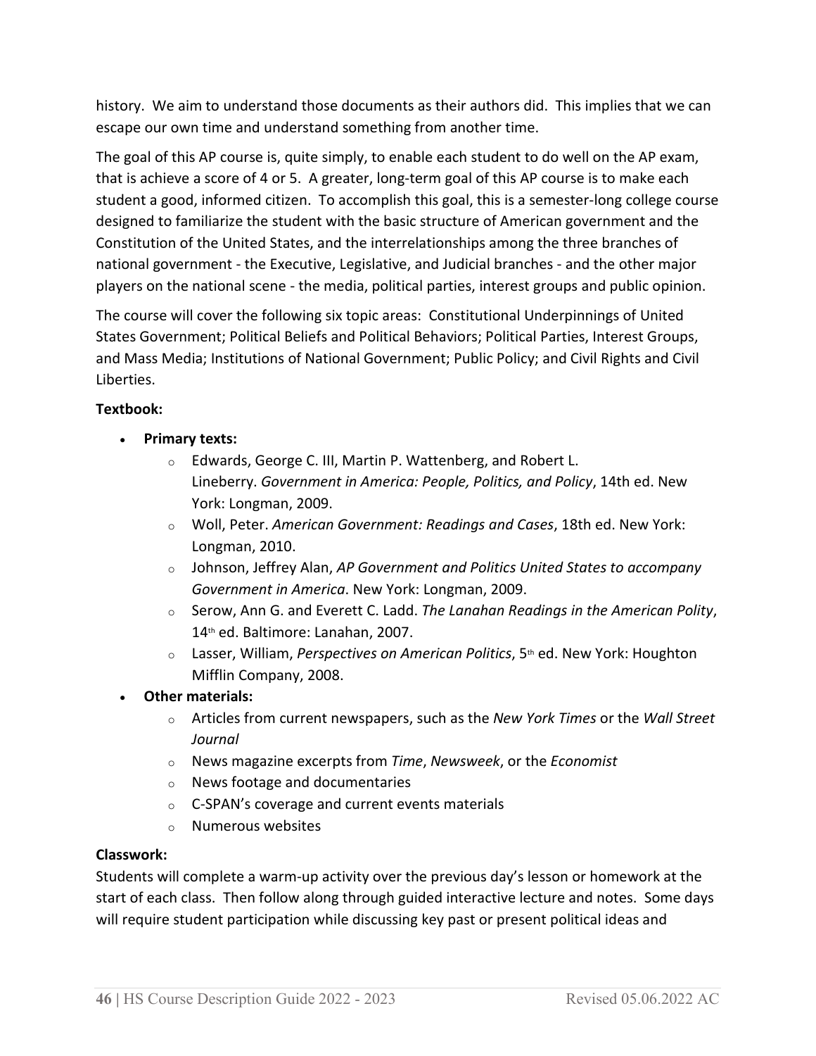history. We aim to understand those documents as their authors did. This implies that we can escape our own time and understand something from another time.

The goal of this AP course is, quite simply, to enable each student to do well on the AP exam, that is achieve a score of 4 or 5. A greater, long-term goal of this AP course is to make each student a good, informed citizen. To accomplish this goal, this is a semester-long college course designed to familiarize the student with the basic structure of American government and the Constitution of the United States, and the interrelationships among the three branches of national government - the Executive, Legislative, and Judicial branches - and the other major players on the national scene - the media, political parties, interest groups and public opinion.

The course will cover the following six topic areas: Constitutional Underpinnings of United States Government; Political Beliefs and Political Behaviors; Political Parties, Interest Groups, and Mass Media; Institutions of National Government; Public Policy; and Civil Rights and Civil Liberties.

**Textbook:**

- **Primary texts:**
  - Edwards, George C. III, Martin P. Wattenberg, and Robert L. Lineberry. *Government in America: People, Politics, and Policy*, 14th ed. New York: Longman, 2009.
  - Woll, Peter. *American Government: Readings and Cases*, 18th ed. New York: Longman, 2010.
  - Johnson, Jeffrey Alan, *AP Government and Politics United States to accompany Government in America*. New York: Longman, 2009.
  - Serow, Ann G. and Everett C. Ladd. *The Lanahan Readings in the American Polity*, 14th ed. Baltimore: Lanahan, 2007.
  - Lasser, William, *Perspectives on American Politics*, 5th ed. New York: Houghton Mifflin Company, 2008.
- **Other materials:**
  - Articles from current newspapers, such as the *New York Times* or the *Wall Street Journal*
  - News magazine excerpts from *Time*, *Newsweek*, or the *Economist*
  - News footage and documentaries
  - C-SPAN's coverage and current events materials
  - Numerous websites

**Classwork:**
Students will complete a warm-up activity over the previous day's lesson or homework at the start of each class. Then follow along through guided interactive lecture and notes. Some days will require student participation while discussing key past or present political ideas and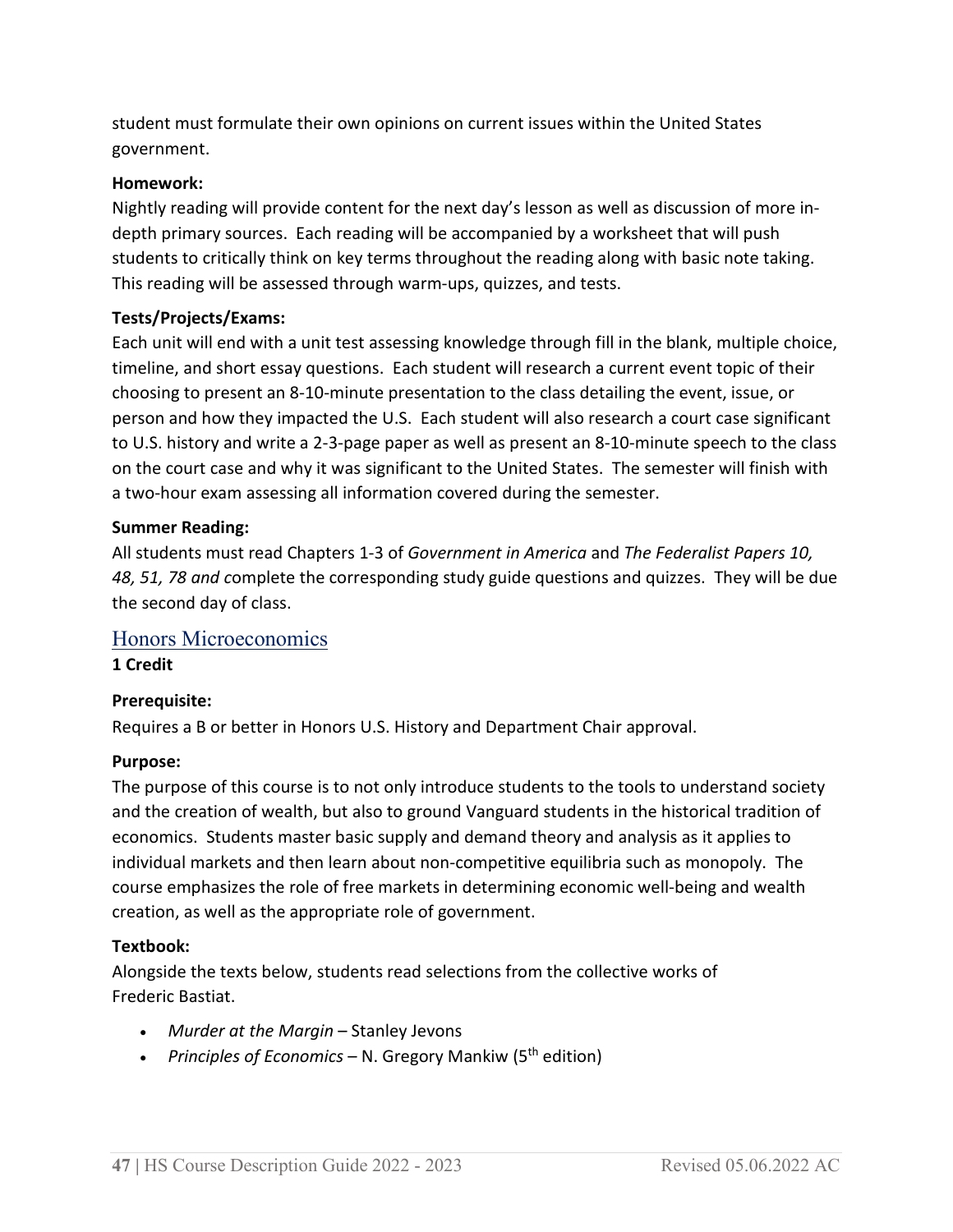student must formulate their own opinions on current issues within the United States government.

**Homework:**
Nightly reading will provide content for the next day's lesson as well as discussion of more in-depth primary sources. Each reading will be accompanied by a worksheet that will push students to critically think on key terms throughout the reading along with basic note taking. This reading will be assessed through warm-ups, quizzes, and tests.

**Tests/Projects/Exams:**
Each unit will end with a unit test assessing knowledge through fill in the blank, multiple choice, timeline, and short essay questions. Each student will research a current event topic of their choosing to present an 8-10-minute presentation to the class detailing the event, issue, or person and how they impacted the U.S. Each student will also research a court case significant to U.S. history and write a 2-3-page paper as well as present an 8-10-minute speech to the class on the court case and why it was significant to the United States. The semester will finish with a two-hour exam assessing all information covered during the semester.

**Summer Reading:**
All students must read Chapters 1-3 of *Government in America* and *The Federalist Papers 10, 48, 51, 78 and* complete the corresponding study guide questions and quizzes. They will be due the second day of class.

## Honors Microeconomics

**1 Credit**

**Prerequisite:**
Requires a B or better in Honors U.S. History and Department Chair approval.

**Purpose:**
The purpose of this course is to not only introduce students to the tools to understand society and the creation of wealth, but also to ground Vanguard students in the historical tradition of economics. Students master basic supply and demand theory and analysis as it applies to individual markets and then learn about non-competitive equilibria such as monopoly. The course emphasizes the role of free markets in determining economic well-being and wealth creation, as well as the appropriate role of government.

**Textbook:**
Alongside the texts below, students read selections from the collective works of Frederic Bastiat.

- *Murder at the Margin* – Stanley Jevons
- *Principles of Economics* – N. Gregory Mankiw (5th edition)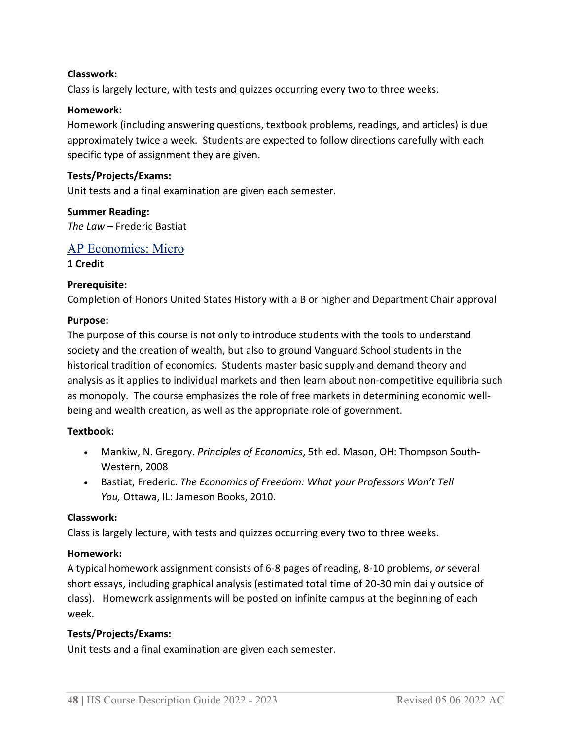**Classwork:**
Class is largely lecture, with tests and quizzes occurring every two to three weeks.

**Homework:**
Homework (including answering questions, textbook problems, readings, and articles) is due approximately twice a week. Students are expected to follow directions carefully with each specific type of assignment they are given.

**Tests/Projects/Exams:**
Unit tests and a final examination are given each semester.

**Summer Reading:**
*The Law* – Frederic Bastiat

## AP Economics: Micro

**1 Credit**

**Prerequisite:**
Completion of Honors United States History with a B or higher and Department Chair approval

**Purpose:**
The purpose of this course is not only to introduce students with the tools to understand society and the creation of wealth, but also to ground Vanguard School students in the historical tradition of economics. Students master basic supply and demand theory and analysis as it applies to individual markets and then learn about non-competitive equilibria such as monopoly. The course emphasizes the role of free markets in determining economic well-being and wealth creation, as well as the appropriate role of government.

**Textbook:**

- Mankiw, N. Gregory. *Principles of Economics*, 5th ed. Mason, OH: Thompson South-Western, 2008
- Bastiat, Frederic. *The Economics of Freedom: What your Professors Won't Tell You,* Ottawa, IL: Jameson Books, 2010.

**Classwork:**
Class is largely lecture, with tests and quizzes occurring every two to three weeks.

**Homework:**
A typical homework assignment consists of 6-8 pages of reading, 8-10 problems, *or* several short essays, including graphical analysis (estimated total time of 20-30 min daily outside of class). Homework assignments will be posted on infinite campus at the beginning of each week.

**Tests/Projects/Exams:**
Unit tests and a final examination are given each semester.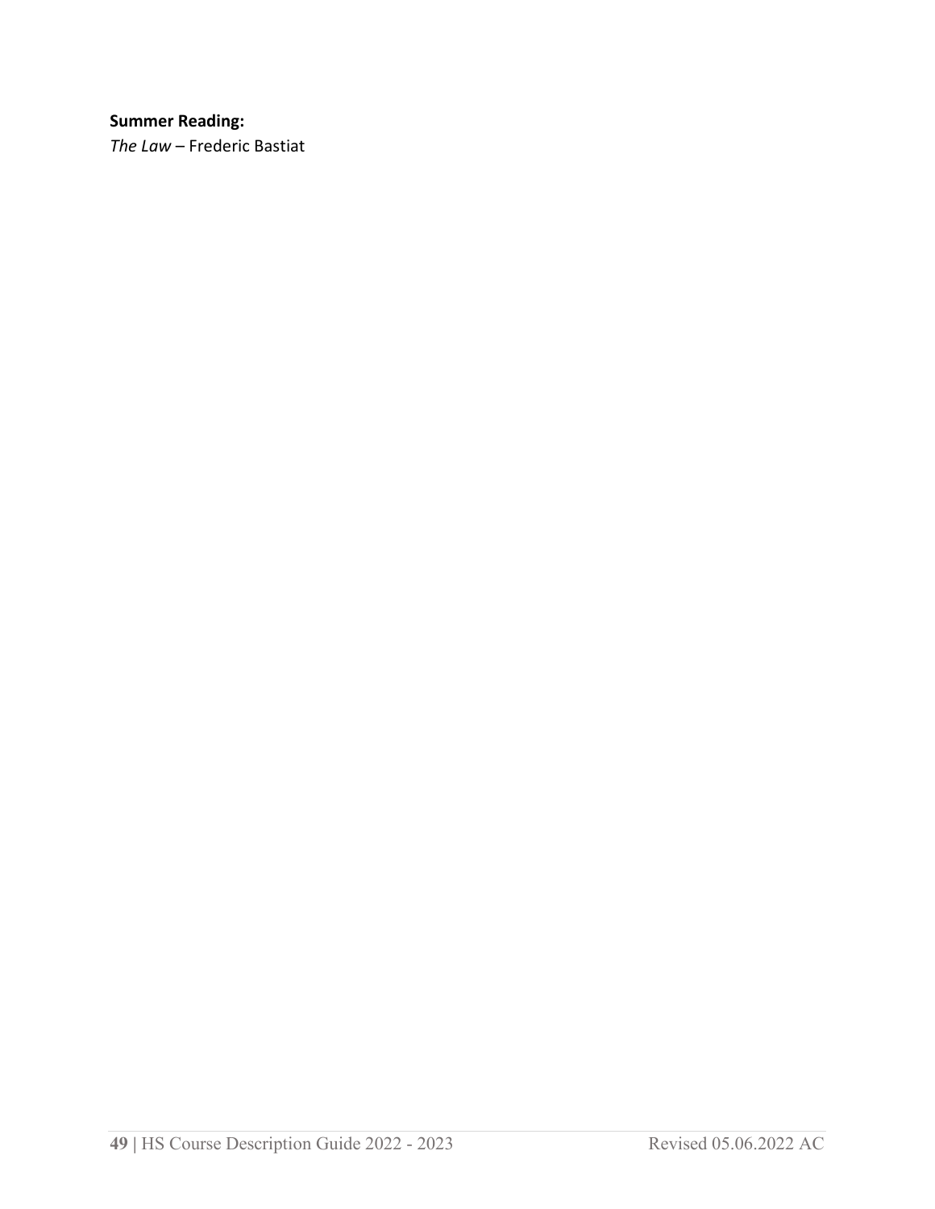**Summer Reading:**
*The Law* – Frederic Bastiat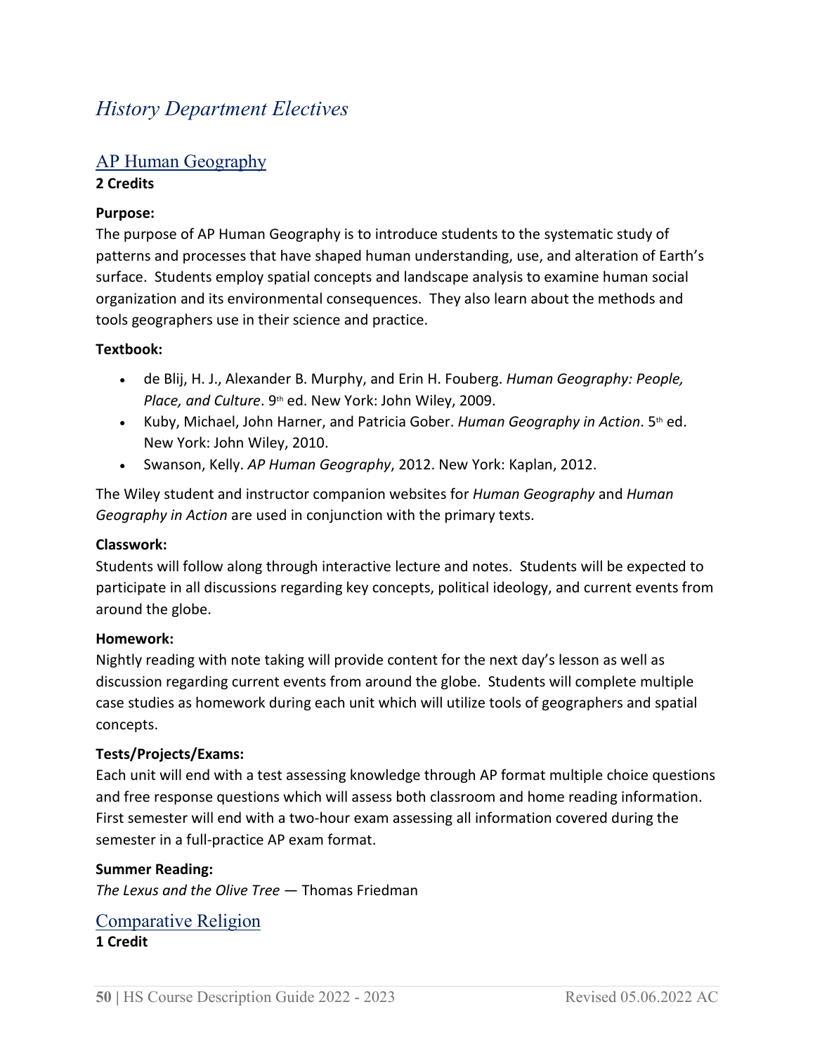# *History Department Electives*

## AP Human Geography

**2 Credits**

**Purpose:**

The purpose of AP Human Geography is to introduce students to the systematic study of patterns and processes that have shaped human understanding, use, and alteration of Earth's surface. Students employ spatial concepts and landscape analysis to examine human social organization and its environmental consequences. They also learn about the methods and tools geographers use in their science and practice.

**Textbook:**

- de Blij, H. J., Alexander B. Murphy, and Erin H. Fouberg. *Human Geography: People, Place, and Culture*. 9th ed. New York: John Wiley, 2009.
- Kuby, Michael, John Harner, and Patricia Gober. *Human Geography in Action*. 5th ed. New York: John Wiley, 2010.
- Swanson, Kelly. *AP Human Geography*, 2012. New York: Kaplan, 2012.

The Wiley student and instructor companion websites for *Human Geography* and *Human Geography in Action* are used in conjunction with the primary texts.

**Classwork:**

Students will follow along through interactive lecture and notes. Students will be expected to participate in all discussions regarding key concepts, political ideology, and current events from around the globe.

**Homework:**

Nightly reading with note taking will provide content for the next day's lesson as well as discussion regarding current events from around the globe. Students will complete multiple case studies as homework during each unit which will utilize tools of geographers and spatial concepts.

**Tests/Projects/Exams:**

Each unit will end with a test assessing knowledge through AP format multiple choice questions and free response questions which will assess both classroom and home reading information. First semester will end with a two-hour exam assessing all information covered during the semester in a full-practice AP exam format.

**Summer Reading:**

*The Lexus and the Olive Tree* — Thomas Friedman

## Comparative Religion

**1 Credit**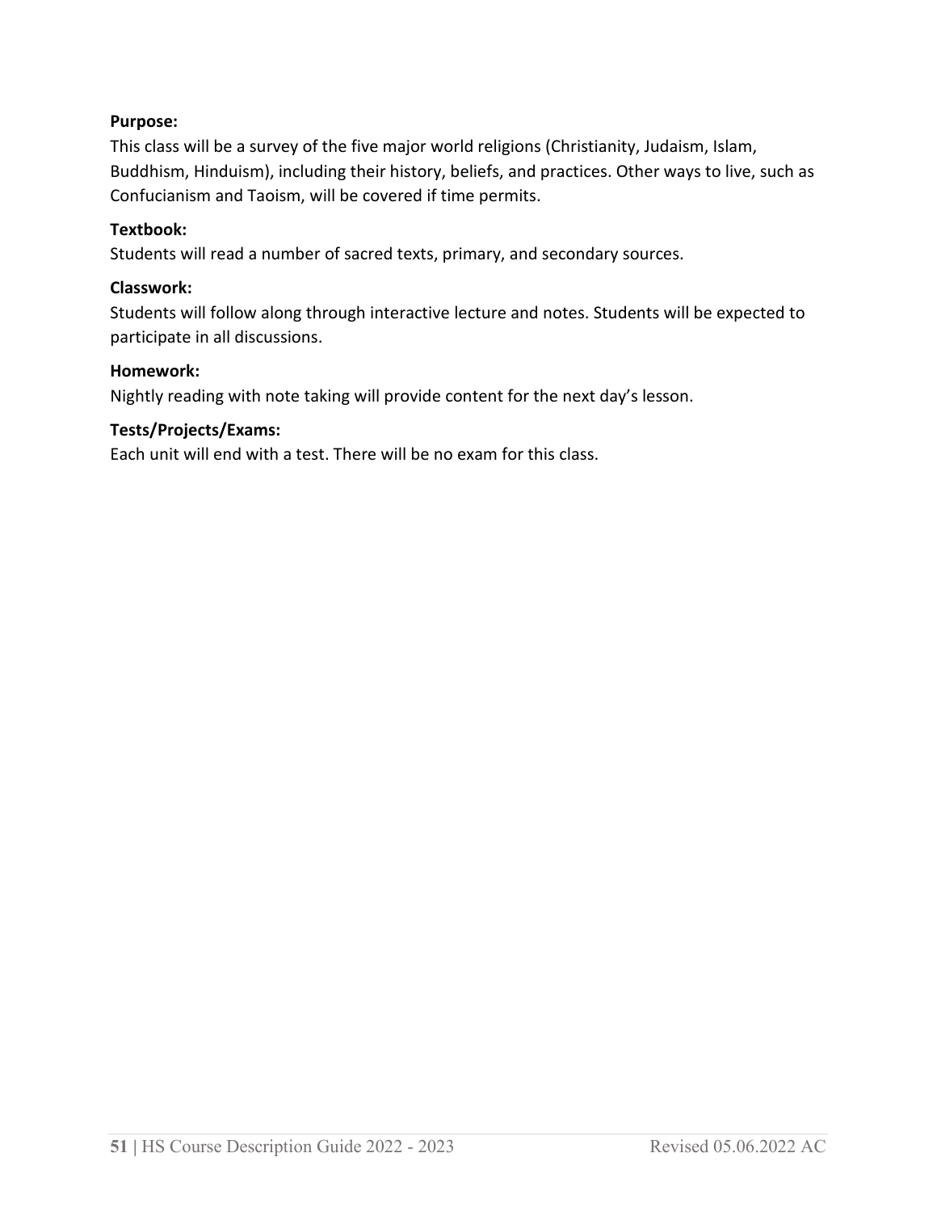**Purpose:**

This class will be a survey of the five major world religions (Christianity, Judaism, Islam, Buddhism, Hinduism), including their history, beliefs, and practices. Other ways to live, such as Confucianism and Taoism, will be covered if time permits.

**Textbook:**

Students will read a number of sacred texts, primary, and secondary sources.

**Classwork:**

Students will follow along through interactive lecture and notes. Students will be expected to participate in all discussions.

**Homework:**

Nightly reading with note taking will provide content for the next day's lesson.

**Tests/Projects/Exams:**

Each unit will end with a test. There will be no exam for this class.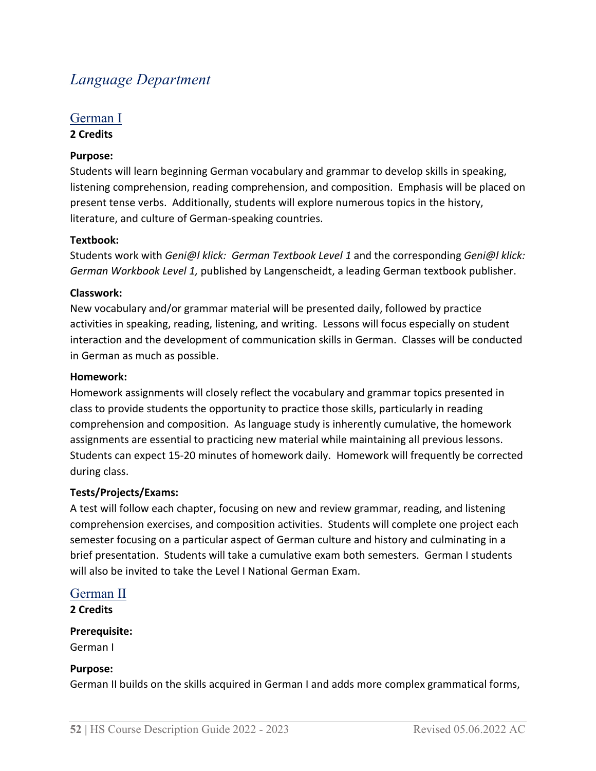# *Language Department*

## German I

**2 Credits**

**Purpose:**

Students will learn beginning German vocabulary and grammar to develop skills in speaking, listening comprehension, reading comprehension, and composition. Emphasis will be placed on present tense verbs. Additionally, students will explore numerous topics in the history, literature, and culture of German-speaking countries.

**Textbook:**

Students work with *Geni@l klick: German Textbook Level 1* and the corresponding *Geni@l klick: German Workbook Level 1,* published by Langenscheidt, a leading German textbook publisher.

**Classwork:**

New vocabulary and/or grammar material will be presented daily, followed by practice activities in speaking, reading, listening, and writing. Lessons will focus especially on student interaction and the development of communication skills in German. Classes will be conducted in German as much as possible.

**Homework:**

Homework assignments will closely reflect the vocabulary and grammar topics presented in class to provide students the opportunity to practice those skills, particularly in reading comprehension and composition. As language study is inherently cumulative, the homework assignments are essential to practicing new material while maintaining all previous lessons. Students can expect 15-20 minutes of homework daily. Homework will frequently be corrected during class.

**Tests/Projects/Exams:**

A test will follow each chapter, focusing on new and review grammar, reading, and listening comprehension exercises, and composition activities. Students will complete one project each semester focusing on a particular aspect of German culture and history and culminating in a brief presentation. Students will take a cumulative exam both semesters. German I students will also be invited to take the Level I National German Exam.

## German II

**2 Credits**

**Prerequisite:**

German I

**Purpose:**

German II builds on the skills acquired in German I and adds more complex grammatical forms,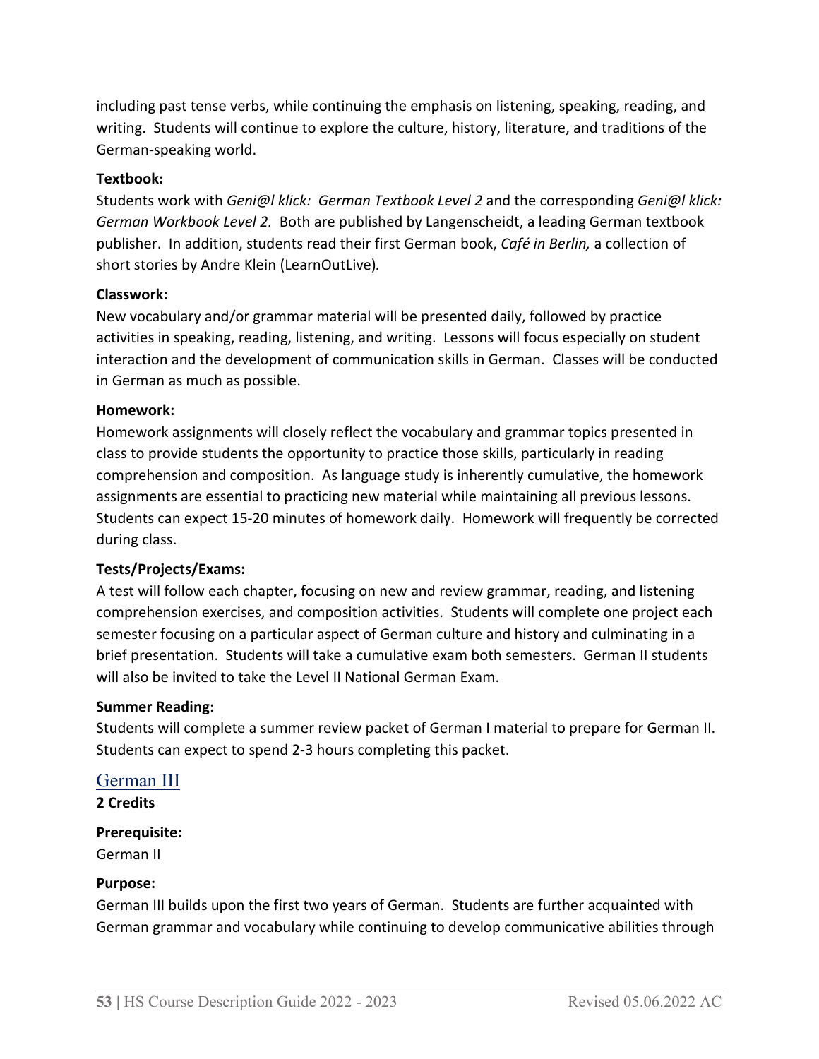including past tense verbs, while continuing the emphasis on listening, speaking, reading, and writing. Students will continue to explore the culture, history, literature, and traditions of the German-speaking world.

**Textbook:**
Students work with *Geni@l klick: German Textbook Level 2* and the corresponding *Geni@l klick: German Workbook Level 2.* Both are published by Langenscheidt, a leading German textbook publisher. In addition, students read their first German book, *Café in Berlin,* a collection of short stories by Andre Klein (LearnOutLive).

**Classwork:**
New vocabulary and/or grammar material will be presented daily, followed by practice activities in speaking, reading, listening, and writing. Lessons will focus especially on student interaction and the development of communication skills in German. Classes will be conducted in German as much as possible.

**Homework:**
Homework assignments will closely reflect the vocabulary and grammar topics presented in class to provide students the opportunity to practice those skills, particularly in reading comprehension and composition. As language study is inherently cumulative, the homework assignments are essential to practicing new material while maintaining all previous lessons. Students can expect 15-20 minutes of homework daily. Homework will frequently be corrected during class.

**Tests/Projects/Exams:**
A test will follow each chapter, focusing on new and review grammar, reading, and listening comprehension exercises, and composition activities. Students will complete one project each semester focusing on a particular aspect of German culture and history and culminating in a brief presentation. Students will take a cumulative exam both semesters. German II students will also be invited to take the Level II National German Exam.

**Summer Reading:**
Students will complete a summer review packet of German I material to prepare for German II. Students can expect to spend 2-3 hours completing this packet.

## German III

**2 Credits**

**Prerequisite:**
German II

**Purpose:**
German III builds upon the first two years of German. Students are further acquainted with German grammar and vocabulary while continuing to develop communicative abilities through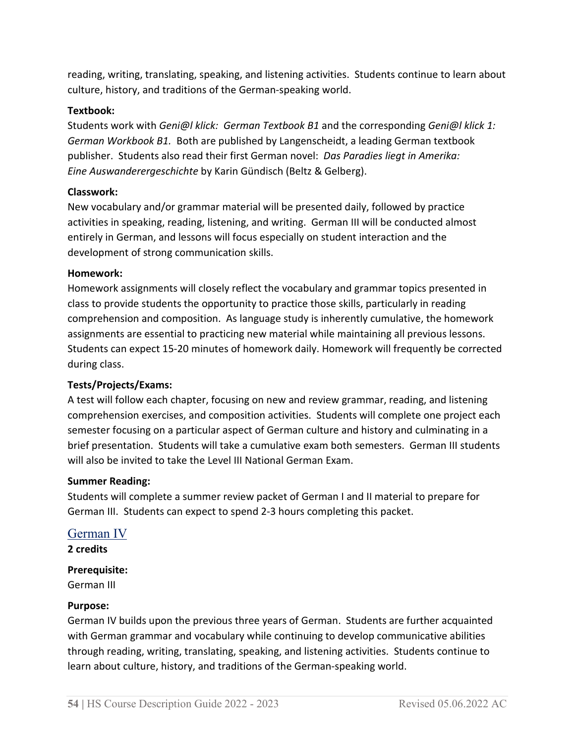reading, writing, translating, speaking, and listening activities. Students continue to learn about culture, history, and traditions of the German-speaking world.

**Textbook:**
Students work with *Geni@l klick: German Textbook B1* and the corresponding *Geni@l klick 1: German Workbook B1.* Both are published by Langenscheidt, a leading German textbook publisher. Students also read their first German novel: *Das Paradies liegt in Amerika: Eine Auswanderergeschichte* by Karin Gündisch (Beltz & Gelberg).

**Classwork:**
New vocabulary and/or grammar material will be presented daily, followed by practice activities in speaking, reading, listening, and writing. German III will be conducted almost entirely in German, and lessons will focus especially on student interaction and the development of strong communication skills.

**Homework:**
Homework assignments will closely reflect the vocabulary and grammar topics presented in class to provide students the opportunity to practice those skills, particularly in reading comprehension and composition. As language study is inherently cumulative, the homework assignments are essential to practicing new material while maintaining all previous lessons. Students can expect 15-20 minutes of homework daily. Homework will frequently be corrected during class.

**Tests/Projects/Exams:**
A test will follow each chapter, focusing on new and review grammar, reading, and listening comprehension exercises, and composition activities. Students will complete one project each semester focusing on a particular aspect of German culture and history and culminating in a brief presentation. Students will take a cumulative exam both semesters. German III students will also be invited to take the Level III National German Exam.

**Summer Reading:**
Students will complete a summer review packet of German I and II material to prepare for German III. Students can expect to spend 2-3 hours completing this packet.

## German IV

**2 credits**

**Prerequisite:**
German III

**Purpose:**
German IV builds upon the previous three years of German. Students are further acquainted with German grammar and vocabulary while continuing to develop communicative abilities through reading, writing, translating, speaking, and listening activities. Students continue to learn about culture, history, and traditions of the German-speaking world.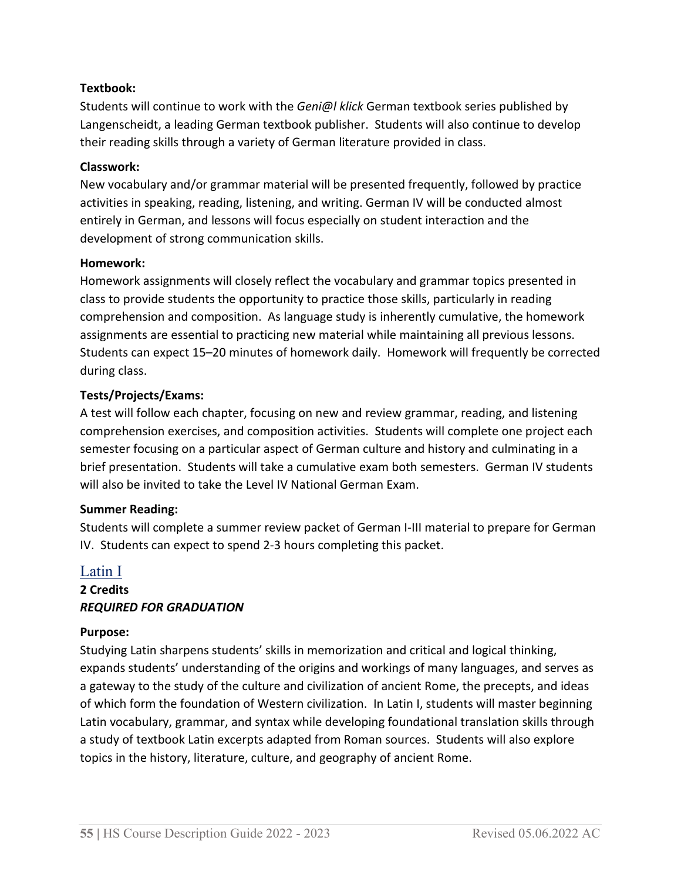**Textbook:**

Students will continue to work with the *Geni@l klick* German textbook series published by Langenscheidt, a leading German textbook publisher. Students will also continue to develop their reading skills through a variety of German literature provided in class.

**Classwork:**

New vocabulary and/or grammar material will be presented frequently, followed by practice activities in speaking, reading, listening, and writing. German IV will be conducted almost entirely in German, and lessons will focus especially on student interaction and the development of strong communication skills.

**Homework:**

Homework assignments will closely reflect the vocabulary and grammar topics presented in class to provide students the opportunity to practice those skills, particularly in reading comprehension and composition. As language study is inherently cumulative, the homework assignments are essential to practicing new material while maintaining all previous lessons. Students can expect 15–20 minutes of homework daily. Homework will frequently be corrected during class.

**Tests/Projects/Exams:**

A test will follow each chapter, focusing on new and review grammar, reading, and listening comprehension exercises, and composition activities. Students will complete one project each semester focusing on a particular aspect of German culture and history and culminating in a brief presentation. Students will take a cumulative exam both semesters. German IV students will also be invited to take the Level IV National German Exam.

**Summer Reading:**

Students will complete a summer review packet of German I-III material to prepare for German IV. Students can expect to spend 2-3 hours completing this packet.

## Latin I

**2 Credits**

***REQUIRED FOR GRADUATION***

**Purpose:**

Studying Latin sharpens students' skills in memorization and critical and logical thinking, expands students' understanding of the origins and workings of many languages, and serves as a gateway to the study of the culture and civilization of ancient Rome, the precepts, and ideas of which form the foundation of Western civilization. In Latin I, students will master beginning Latin vocabulary, grammar, and syntax while developing foundational translation skills through a study of textbook Latin excerpts adapted from Roman sources. Students will also explore topics in the history, literature, culture, and geography of ancient Rome.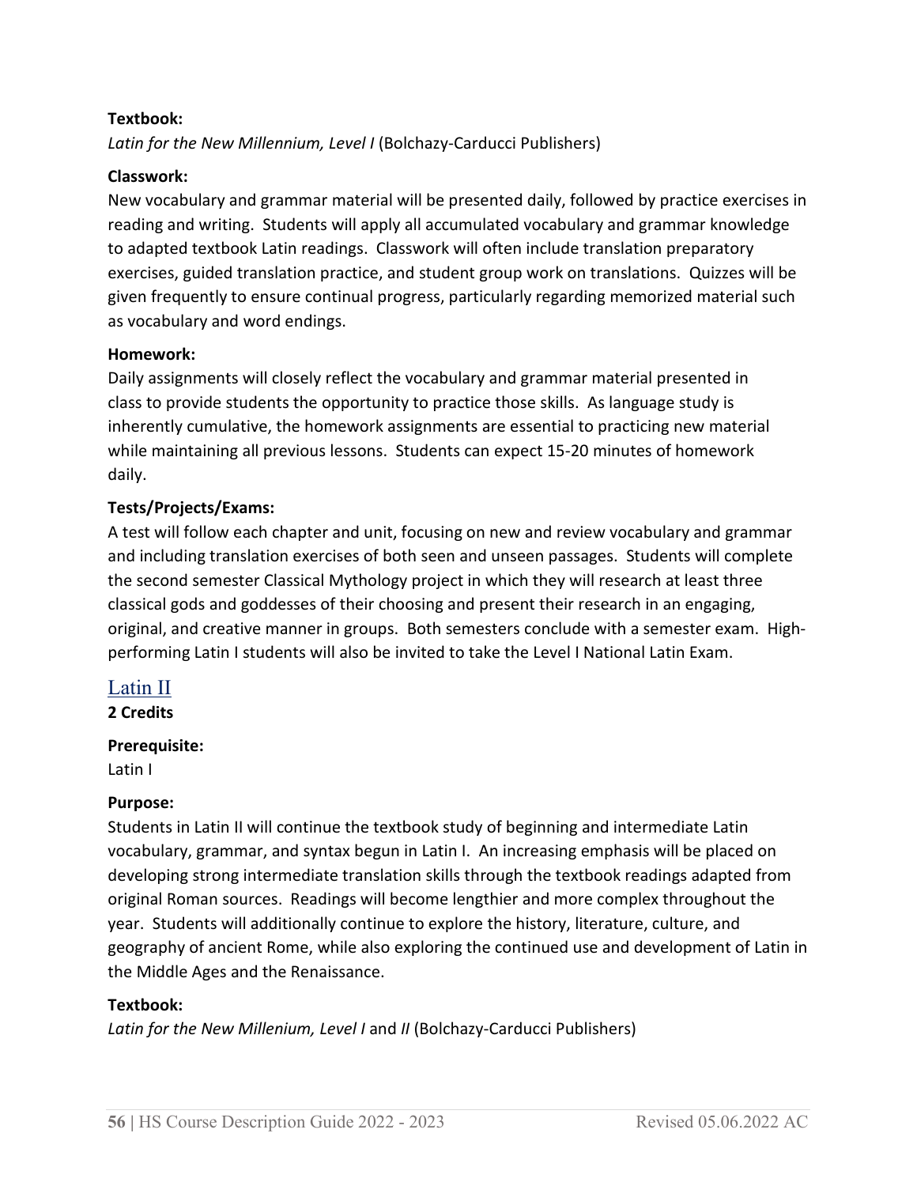**Textbook:**

*Latin for the New Millennium, Level I* (Bolchazy-Carducci Publishers)

**Classwork:**

New vocabulary and grammar material will be presented daily, followed by practice exercises in reading and writing. Students will apply all accumulated vocabulary and grammar knowledge to adapted textbook Latin readings. Classwork will often include translation preparatory exercises, guided translation practice, and student group work on translations. Quizzes will be given frequently to ensure continual progress, particularly regarding memorized material such as vocabulary and word endings.

**Homework:**

Daily assignments will closely reflect the vocabulary and grammar material presented in class to provide students the opportunity to practice those skills. As language study is inherently cumulative, the homework assignments are essential to practicing new material while maintaining all previous lessons. Students can expect 15-20 minutes of homework daily.

**Tests/Projects/Exams:**

A test will follow each chapter and unit, focusing on new and review vocabulary and grammar and including translation exercises of both seen and unseen passages. Students will complete the second semester Classical Mythology project in which they will research at least three classical gods and goddesses of their choosing and present their research in an engaging, original, and creative manner in groups. Both semesters conclude with a semester exam. High-performing Latin I students will also be invited to take the Level I National Latin Exam.

## Latin II

**2 Credits**

**Prerequisite:**

Latin I

**Purpose:**

Students in Latin II will continue the textbook study of beginning and intermediate Latin vocabulary, grammar, and syntax begun in Latin I. An increasing emphasis will be placed on developing strong intermediate translation skills through the textbook readings adapted from original Roman sources. Readings will become lengthier and more complex throughout the year. Students will additionally continue to explore the history, literature, culture, and geography of ancient Rome, while also exploring the continued use and development of Latin in the Middle Ages and the Renaissance.

**Textbook:**

*Latin for the New Millenium, Level I* and *II* (Bolchazy-Carducci Publishers)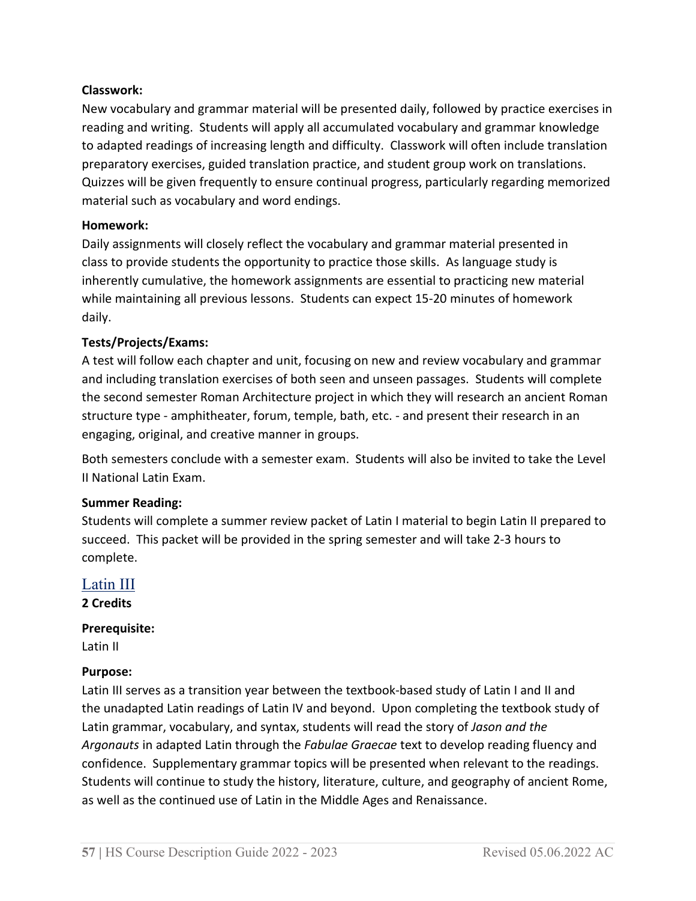**Classwork:**
New vocabulary and grammar material will be presented daily, followed by practice exercises in reading and writing. Students will apply all accumulated vocabulary and grammar knowledge to adapted readings of increasing length and difficulty. Classwork will often include translation preparatory exercises, guided translation practice, and student group work on translations. Quizzes will be given frequently to ensure continual progress, particularly regarding memorized material such as vocabulary and word endings.

**Homework:**
Daily assignments will closely reflect the vocabulary and grammar material presented in class to provide students the opportunity to practice those skills. As language study is inherently cumulative, the homework assignments are essential to practicing new material while maintaining all previous lessons. Students can expect 15-20 minutes of homework daily.

**Tests/Projects/Exams:**
A test will follow each chapter and unit, focusing on new and review vocabulary and grammar and including translation exercises of both seen and unseen passages. Students will complete the second semester Roman Architecture project in which they will research an ancient Roman structure type - amphitheater, forum, temple, bath, etc. - and present their research in an engaging, original, and creative manner in groups.

Both semesters conclude with a semester exam. Students will also be invited to take the Level II National Latin Exam.

**Summer Reading:**
Students will complete a summer review packet of Latin I material to begin Latin II prepared to succeed. This packet will be provided in the spring semester and will take 2-3 hours to complete.

## Latin III

**2 Credits**

**Prerequisite:**
Latin II

**Purpose:**
Latin III serves as a transition year between the textbook-based study of Latin I and II and the unadapted Latin readings of Latin IV and beyond. Upon completing the textbook study of Latin grammar, vocabulary, and syntax, students will read the story of *Jason and the Argonauts* in adapted Latin through the *Fabulae Graecae* text to develop reading fluency and confidence. Supplementary grammar topics will be presented when relevant to the readings. Students will continue to study the history, literature, culture, and geography of ancient Rome, as well as the continued use of Latin in the Middle Ages and Renaissance.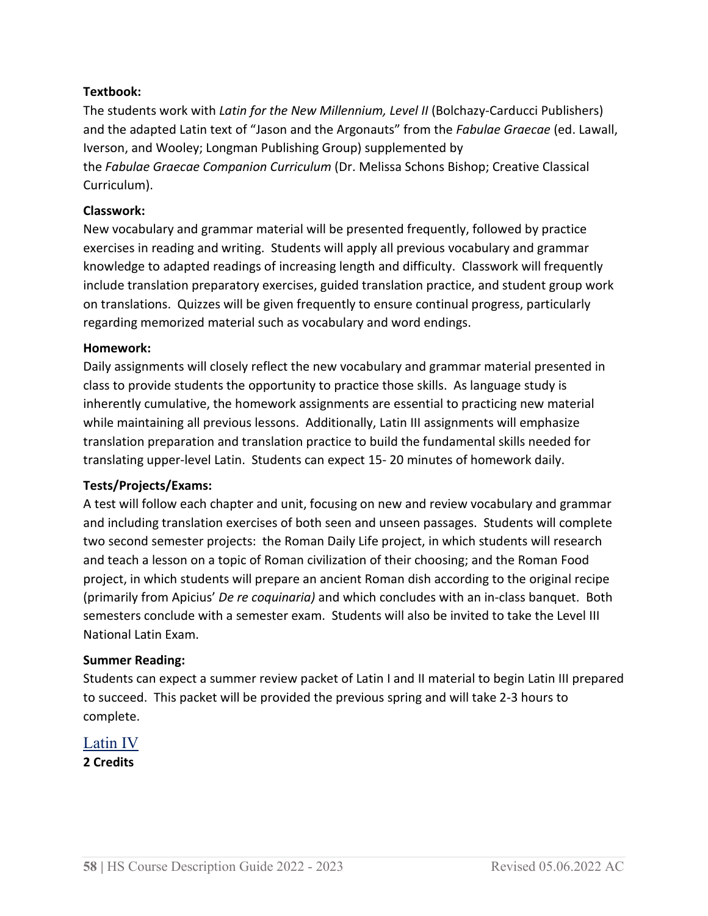**Textbook:**

The students work with *Latin for the New Millennium, Level II* (Bolchazy-Carducci Publishers) and the adapted Latin text of "Jason and the Argonauts" from the *Fabulae Graecae* (ed. Lawall, Iverson, and Wooley; Longman Publishing Group) supplemented by the *Fabulae Graecae Companion Curriculum* (Dr. Melissa Schons Bishop; Creative Classical Curriculum).

**Classwork:**

New vocabulary and grammar material will be presented frequently, followed by practice exercises in reading and writing. Students will apply all previous vocabulary and grammar knowledge to adapted readings of increasing length and difficulty. Classwork will frequently include translation preparatory exercises, guided translation practice, and student group work on translations. Quizzes will be given frequently to ensure continual progress, particularly regarding memorized material such as vocabulary and word endings.

**Homework:**

Daily assignments will closely reflect the new vocabulary and grammar material presented in class to provide students the opportunity to practice those skills. As language study is inherently cumulative, the homework assignments are essential to practicing new material while maintaining all previous lessons. Additionally, Latin III assignments will emphasize translation preparation and translation practice to build the fundamental skills needed for translating upper-level Latin. Students can expect 15- 20 minutes of homework daily.

**Tests/Projects/Exams:**

A test will follow each chapter and unit, focusing on new and review vocabulary and grammar and including translation exercises of both seen and unseen passages. Students will complete two second semester projects: the Roman Daily Life project, in which students will research and teach a lesson on a topic of Roman civilization of their choosing; and the Roman Food project, in which students will prepare an ancient Roman dish according to the original recipe (primarily from Apicius' *De re coquinaria)* and which concludes with an in-class banquet. Both semesters conclude with a semester exam. Students will also be invited to take the Level III National Latin Exam.

**Summer Reading:**

Students can expect a summer review packet of Latin I and II material to begin Latin III prepared to succeed. This packet will be provided the previous spring and will take 2-3 hours to complete.

## Latin IV

**2 Credits**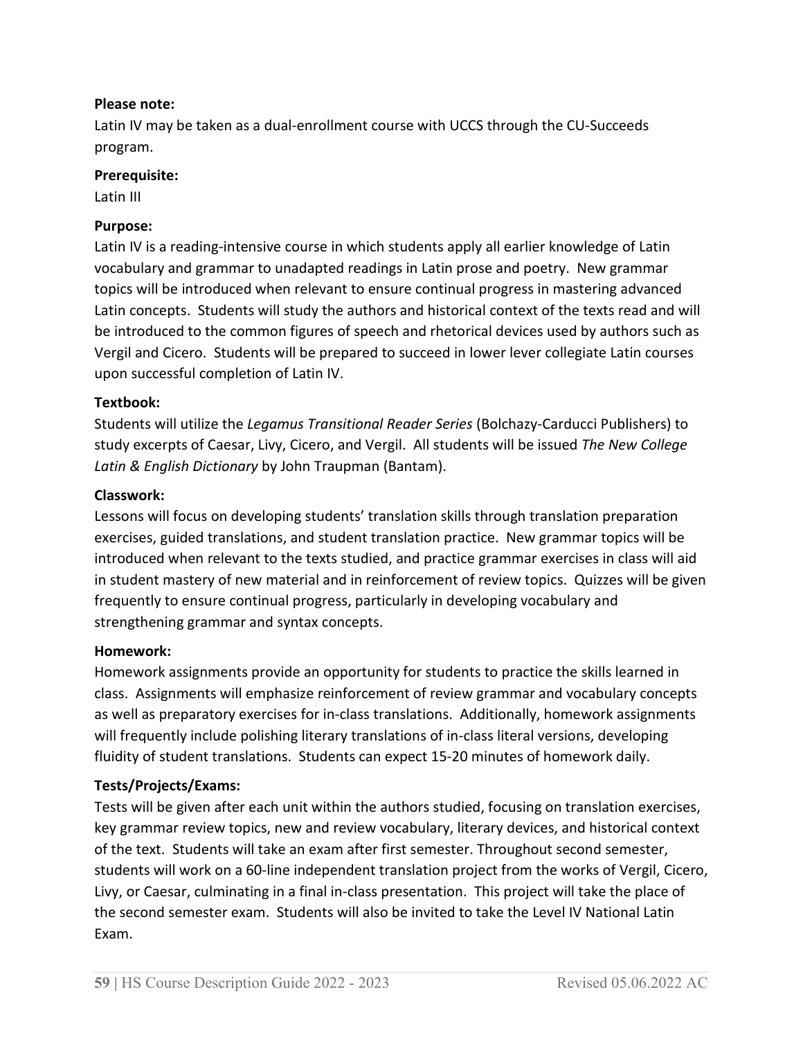**Please note:**

Latin IV may be taken as a dual-enrollment course with UCCS through the CU-Succeeds program.

**Prerequisite:**

Latin III

**Purpose:**

Latin IV is a reading-intensive course in which students apply all earlier knowledge of Latin vocabulary and grammar to unadapted readings in Latin prose and poetry. New grammar topics will be introduced when relevant to ensure continual progress in mastering advanced Latin concepts. Students will study the authors and historical context of the texts read and will be introduced to the common figures of speech and rhetorical devices used by authors such as Vergil and Cicero. Students will be prepared to succeed in lower lever collegiate Latin courses upon successful completion of Latin IV.

**Textbook:**

Students will utilize the *Legamus Transitional Reader Series* (Bolchazy-Carducci Publishers) to study excerpts of Caesar, Livy, Cicero, and Vergil. All students will be issued *The New College Latin & English Dictionary* by John Traupman (Bantam).

**Classwork:**

Lessons will focus on developing students' translation skills through translation preparation exercises, guided translations, and student translation practice. New grammar topics will be introduced when relevant to the texts studied, and practice grammar exercises in class will aid in student mastery of new material and in reinforcement of review topics. Quizzes will be given frequently to ensure continual progress, particularly in developing vocabulary and strengthening grammar and syntax concepts.

**Homework:**

Homework assignments provide an opportunity for students to practice the skills learned in class. Assignments will emphasize reinforcement of review grammar and vocabulary concepts as well as preparatory exercises for in-class translations. Additionally, homework assignments will frequently include polishing literary translations of in-class literal versions, developing fluidity of student translations. Students can expect 15-20 minutes of homework daily.

**Tests/Projects/Exams:**

Tests will be given after each unit within the authors studied, focusing on translation exercises, key grammar review topics, new and review vocabulary, literary devices, and historical context of the text. Students will take an exam after first semester. Throughout second semester, students will work on a 60-line independent translation project from the works of Vergil, Cicero, Livy, or Caesar, culminating in a final in-class presentation. This project will take the place of the second semester exam. Students will also be invited to take the Level IV National Latin Exam.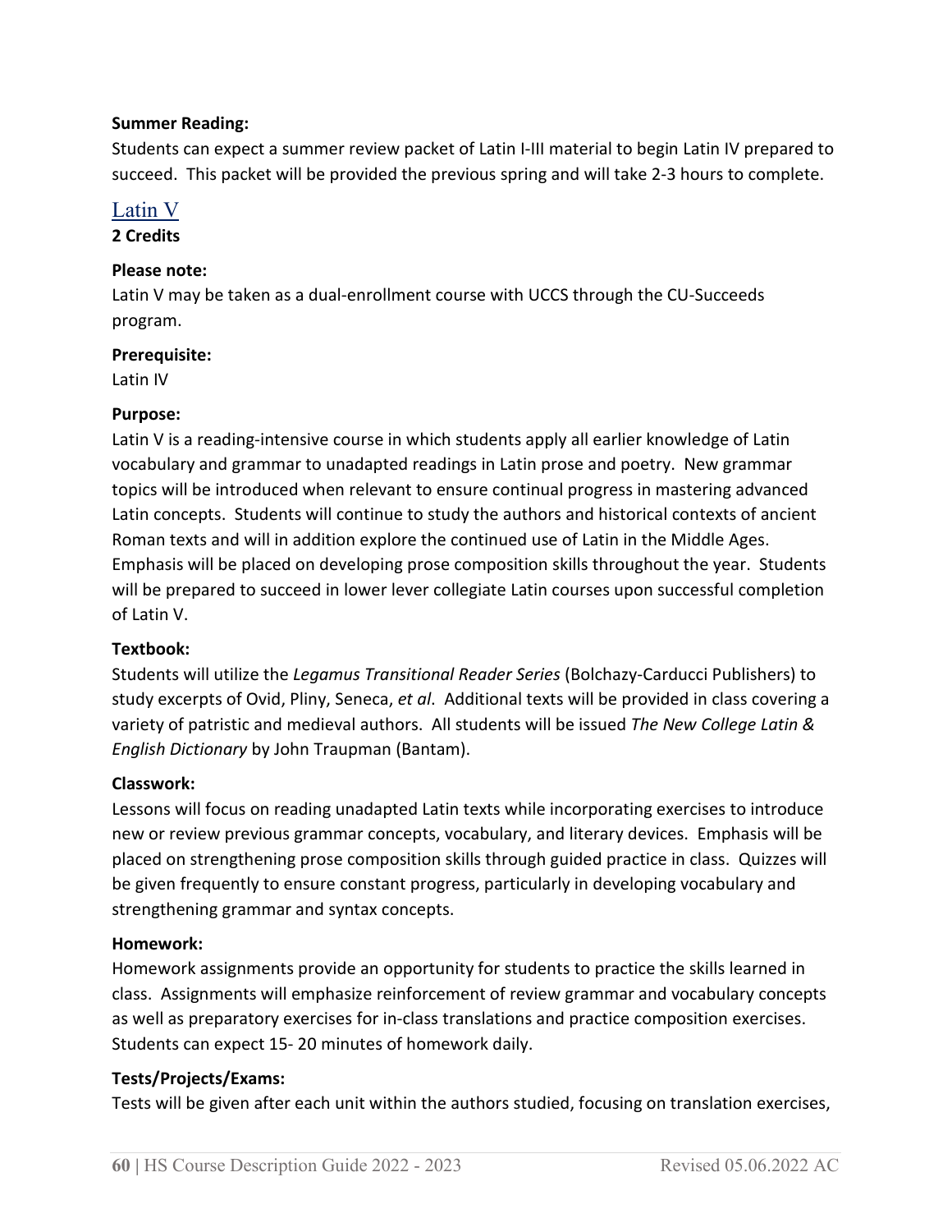**Summer Reading:**
Students can expect a summer review packet of Latin I-III material to begin Latin IV prepared to succeed. This packet will be provided the previous spring and will take 2-3 hours to complete.

## Latin V

**2 Credits**

**Please note:**
Latin V may be taken as a dual-enrollment course with UCCS through the CU-Succeeds program.

**Prerequisite:**
Latin IV

**Purpose:**
Latin V is a reading-intensive course in which students apply all earlier knowledge of Latin vocabulary and grammar to unadapted readings in Latin prose and poetry. New grammar topics will be introduced when relevant to ensure continual progress in mastering advanced Latin concepts. Students will continue to study the authors and historical contexts of ancient Roman texts and will in addition explore the continued use of Latin in the Middle Ages. Emphasis will be placed on developing prose composition skills throughout the year. Students will be prepared to succeed in lower lever collegiate Latin courses upon successful completion of Latin V.

**Textbook:**
Students will utilize the *Legamus Transitional Reader Series* (Bolchazy-Carducci Publishers) to study excerpts of Ovid, Pliny, Seneca, *et al*. Additional texts will be provided in class covering a variety of patristic and medieval authors. All students will be issued *The New College Latin & English Dictionary* by John Traupman (Bantam).

**Classwork:**
Lessons will focus on reading unadapted Latin texts while incorporating exercises to introduce new or review previous grammar concepts, vocabulary, and literary devices. Emphasis will be placed on strengthening prose composition skills through guided practice in class. Quizzes will be given frequently to ensure constant progress, particularly in developing vocabulary and strengthening grammar and syntax concepts.

**Homework:**
Homework assignments provide an opportunity for students to practice the skills learned in class. Assignments will emphasize reinforcement of review grammar and vocabulary concepts as well as preparatory exercises for in-class translations and practice composition exercises. Students can expect 15- 20 minutes of homework daily.

**Tests/Projects/Exams:**
Tests will be given after each unit within the authors studied, focusing on translation exercises,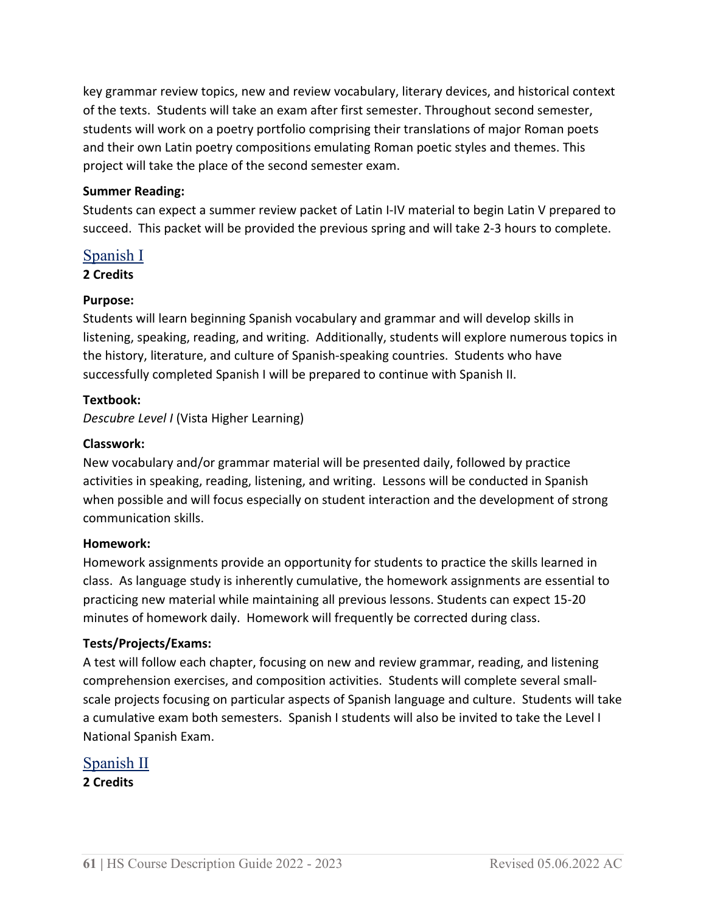key grammar review topics, new and review vocabulary, literary devices, and historical context of the texts. Students will take an exam after first semester. Throughout second semester, students will work on a poetry portfolio comprising their translations of major Roman poets and their own Latin poetry compositions emulating Roman poetic styles and themes. This project will take the place of the second semester exam.

**Summer Reading:**
Students can expect a summer review packet of Latin I-IV material to begin Latin V prepared to succeed. This packet will be provided the previous spring and will take 2-3 hours to complete.

## Spanish I

**2 Credits**

**Purpose:**
Students will learn beginning Spanish vocabulary and grammar and will develop skills in listening, speaking, reading, and writing. Additionally, students will explore numerous topics in the history, literature, and culture of Spanish-speaking countries. Students who have successfully completed Spanish I will be prepared to continue with Spanish II.

**Textbook:**
*Descubre Level I* (Vista Higher Learning)

**Classwork:**
New vocabulary and/or grammar material will be presented daily, followed by practice activities in speaking, reading, listening, and writing. Lessons will be conducted in Spanish when possible and will focus especially on student interaction and the development of strong communication skills.

**Homework:**
Homework assignments provide an opportunity for students to practice the skills learned in class. As language study is inherently cumulative, the homework assignments are essential to practicing new material while maintaining all previous lessons. Students can expect 15-20 minutes of homework daily. Homework will frequently be corrected during class.

**Tests/Projects/Exams:**
A test will follow each chapter, focusing on new and review grammar, reading, and listening comprehension exercises, and composition activities. Students will complete several small-scale projects focusing on particular aspects of Spanish language and culture. Students will take a cumulative exam both semesters. Spanish I students will also be invited to take the Level I National Spanish Exam.

## Spanish II

**2 Credits**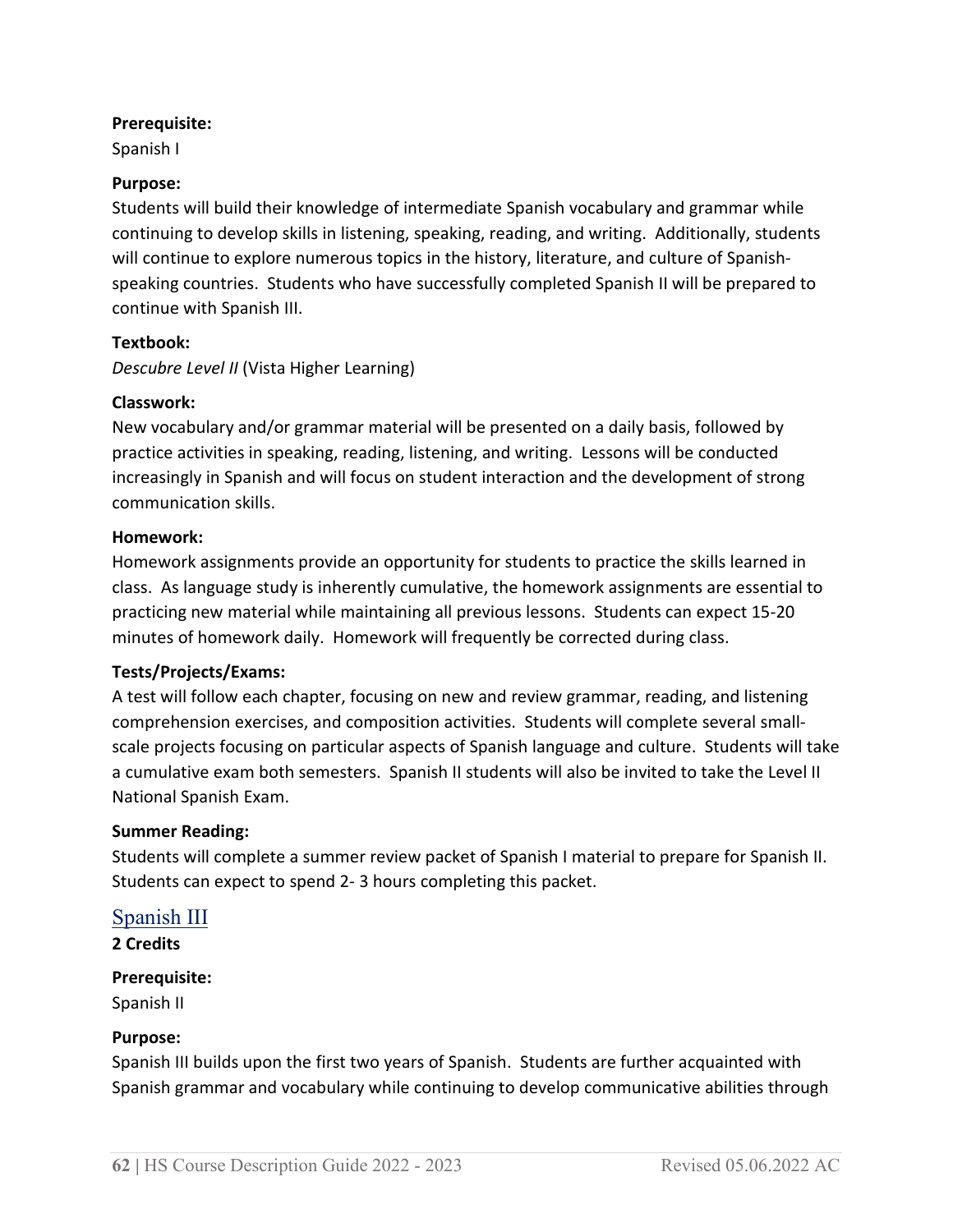**Prerequisite:**
Spanish I

**Purpose:**
Students will build their knowledge of intermediate Spanish vocabulary and grammar while continuing to develop skills in listening, speaking, reading, and writing. Additionally, students will continue to explore numerous topics in the history, literature, and culture of Spanish-speaking countries. Students who have successfully completed Spanish II will be prepared to continue with Spanish III.

**Textbook:**
*Descubre Level II* (Vista Higher Learning)

**Classwork:**
New vocabulary and/or grammar material will be presented on a daily basis, followed by practice activities in speaking, reading, listening, and writing. Lessons will be conducted increasingly in Spanish and will focus on student interaction and the development of strong communication skills.

**Homework:**
Homework assignments provide an opportunity for students to practice the skills learned in class. As language study is inherently cumulative, the homework assignments are essential to practicing new material while maintaining all previous lessons. Students can expect 15-20 minutes of homework daily. Homework will frequently be corrected during class.

**Tests/Projects/Exams:**
A test will follow each chapter, focusing on new and review grammar, reading, and listening comprehension exercises, and composition activities. Students will complete several small-scale projects focusing on particular aspects of Spanish language and culture. Students will take a cumulative exam both semesters. Spanish II students will also be invited to take the Level II National Spanish Exam.

**Summer Reading:**
Students will complete a summer review packet of Spanish I material to prepare for Spanish II. Students can expect to spend 2- 3 hours completing this packet.

## Spanish III

**2 Credits**

**Prerequisite:**
Spanish II

**Purpose:**
Spanish III builds upon the first two years of Spanish. Students are further acquainted with Spanish grammar and vocabulary while continuing to develop communicative abilities through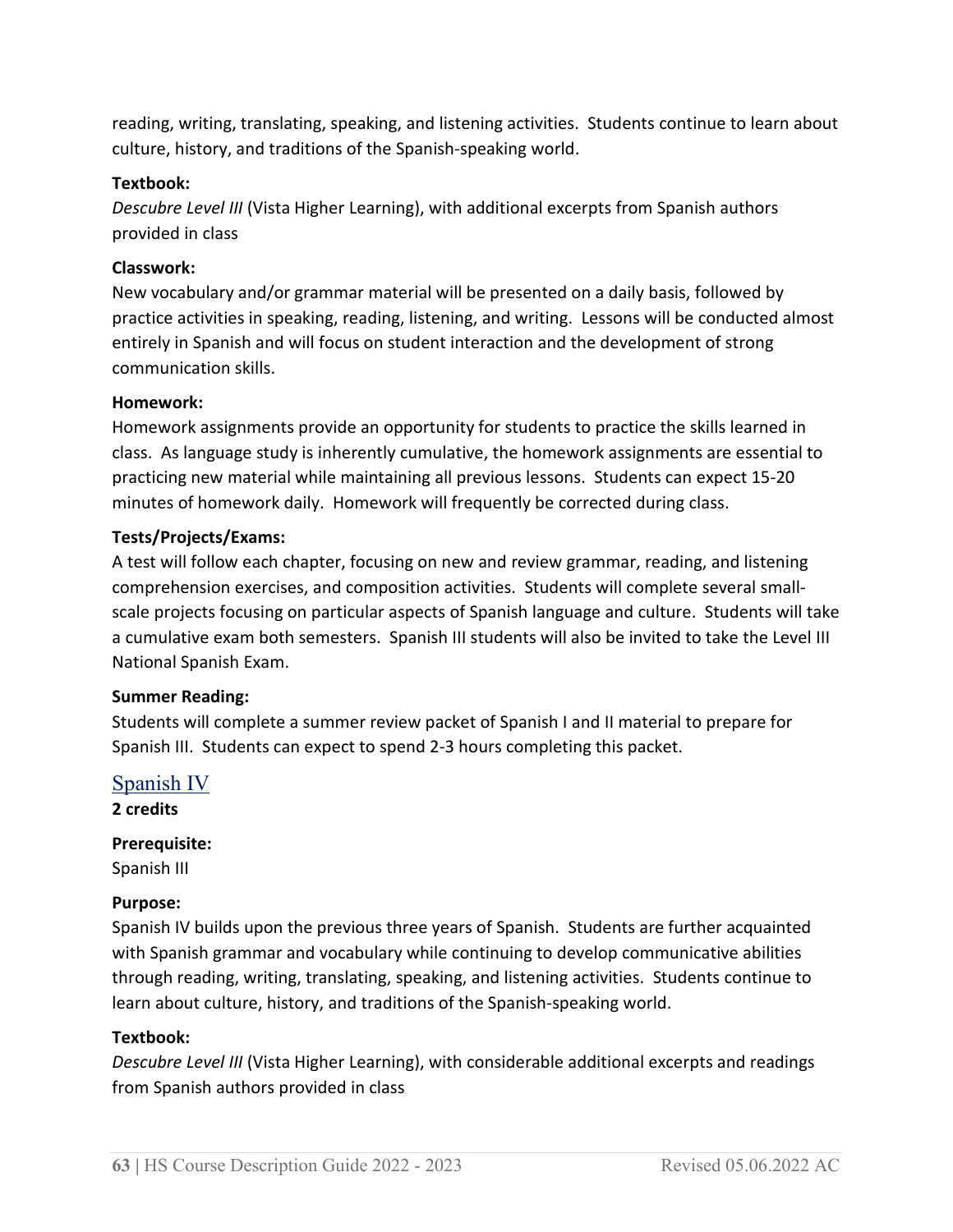reading, writing, translating, speaking, and listening activities. Students continue to learn about culture, history, and traditions of the Spanish-speaking world.

**Textbook:**
*Descubre Level III* (Vista Higher Learning), with additional excerpts from Spanish authors provided in class

**Classwork:**
New vocabulary and/or grammar material will be presented on a daily basis, followed by practice activities in speaking, reading, listening, and writing. Lessons will be conducted almost entirely in Spanish and will focus on student interaction and the development of strong communication skills.

**Homework:**
Homework assignments provide an opportunity for students to practice the skills learned in class. As language study is inherently cumulative, the homework assignments are essential to practicing new material while maintaining all previous lessons. Students can expect 15-20 minutes of homework daily. Homework will frequently be corrected during class.

**Tests/Projects/Exams:**
A test will follow each chapter, focusing on new and review grammar, reading, and listening comprehension exercises, and composition activities. Students will complete several small-scale projects focusing on particular aspects of Spanish language and culture. Students will take a cumulative exam both semesters. Spanish III students will also be invited to take the Level III National Spanish Exam.

**Summer Reading:**
Students will complete a summer review packet of Spanish I and II material to prepare for Spanish III. Students can expect to spend 2-3 hours completing this packet.

## Spanish IV

**2 credits**

**Prerequisite:**
Spanish III

**Purpose:**
Spanish IV builds upon the previous three years of Spanish. Students are further acquainted with Spanish grammar and vocabulary while continuing to develop communicative abilities through reading, writing, translating, speaking, and listening activities. Students continue to learn about culture, history, and traditions of the Spanish-speaking world.

**Textbook:**
*Descubre Level III* (Vista Higher Learning), with considerable additional excerpts and readings from Spanish authors provided in class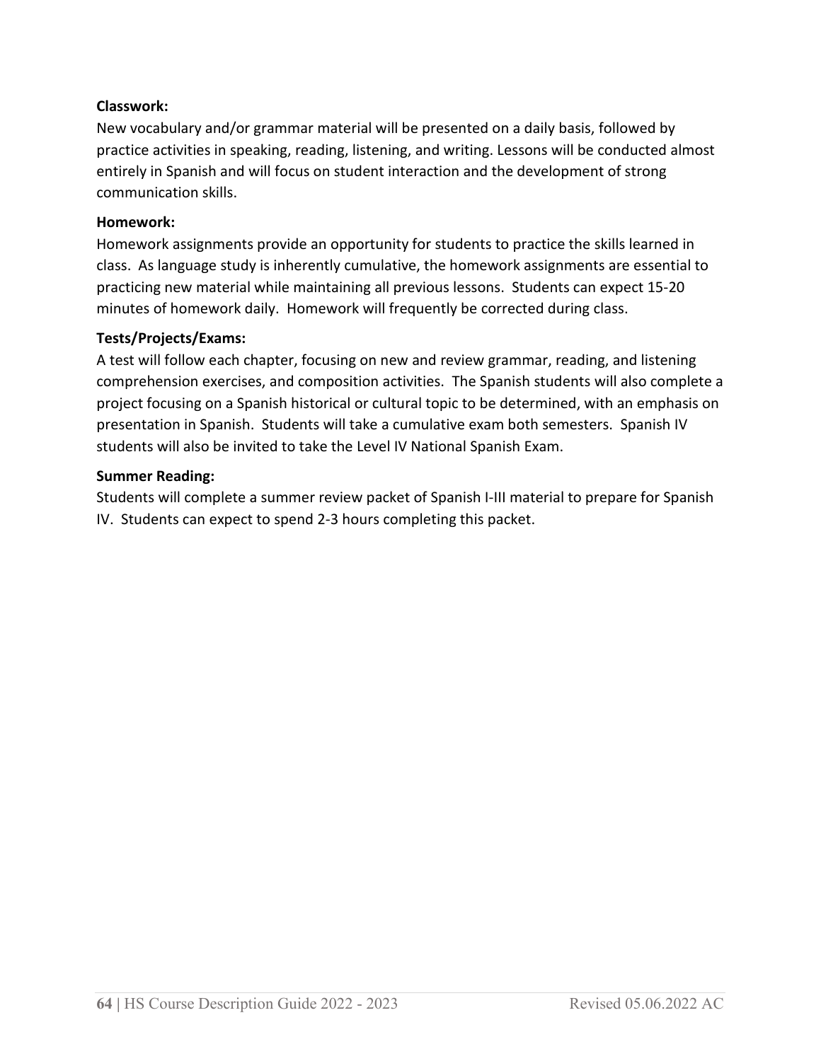**Classwork:**

New vocabulary and/or grammar material will be presented on a daily basis, followed by practice activities in speaking, reading, listening, and writing. Lessons will be conducted almost entirely in Spanish and will focus on student interaction and the development of strong communication skills.

**Homework:**

Homework assignments provide an opportunity for students to practice the skills learned in class. As language study is inherently cumulative, the homework assignments are essential to practicing new material while maintaining all previous lessons. Students can expect 15-20 minutes of homework daily. Homework will frequently be corrected during class.

**Tests/Projects/Exams:**

A test will follow each chapter, focusing on new and review grammar, reading, and listening comprehension exercises, and composition activities. The Spanish students will also complete a project focusing on a Spanish historical or cultural topic to be determined, with an emphasis on presentation in Spanish. Students will take a cumulative exam both semesters. Spanish IV students will also be invited to take the Level IV National Spanish Exam.

**Summer Reading:**

Students will complete a summer review packet of Spanish I-III material to prepare for Spanish IV. Students can expect to spend 2-3 hours completing this packet.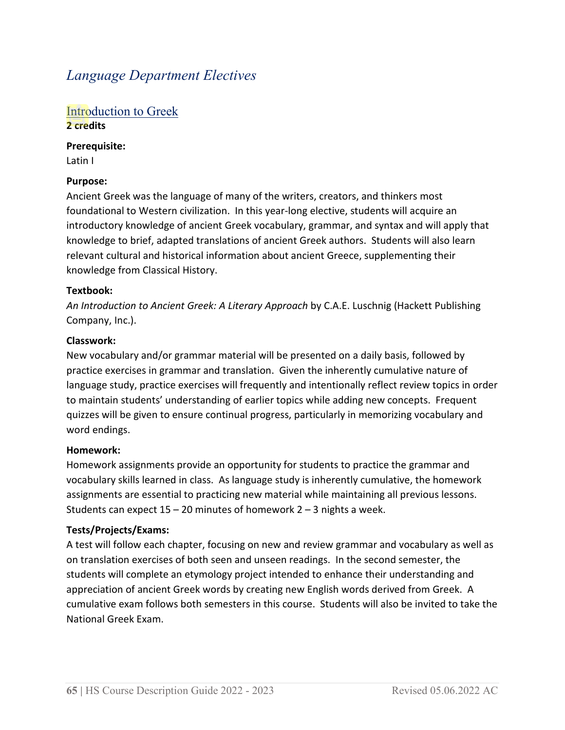# *Language Department Electives*

## Introduction to Greek

**2 credits**

**Prerequisite:**
Latin I

**Purpose:**
Ancient Greek was the language of many of the writers, creators, and thinkers most foundational to Western civilization. In this year-long elective, students will acquire an introductory knowledge of ancient Greek vocabulary, grammar, and syntax and will apply that knowledge to brief, adapted translations of ancient Greek authors. Students will also learn relevant cultural and historical information about ancient Greece, supplementing their knowledge from Classical History.

**Textbook:**
*An Introduction to Ancient Greek: A Literary Approach* by C.A.E. Luschnig (Hackett Publishing Company, Inc.).

**Classwork:**
New vocabulary and/or grammar material will be presented on a daily basis, followed by practice exercises in grammar and translation. Given the inherently cumulative nature of language study, practice exercises will frequently and intentionally reflect review topics in order to maintain students' understanding of earlier topics while adding new concepts. Frequent quizzes will be given to ensure continual progress, particularly in memorizing vocabulary and word endings.

**Homework:**
Homework assignments provide an opportunity for students to practice the grammar and vocabulary skills learned in class. As language study is inherently cumulative, the homework assignments are essential to practicing new material while maintaining all previous lessons. Students can expect 15 – 20 minutes of homework 2 – 3 nights a week.

**Tests/Projects/Exams:**
A test will follow each chapter, focusing on new and review grammar and vocabulary as well as on translation exercises of both seen and unseen readings. In the second semester, the students will complete an etymology project intended to enhance their understanding and appreciation of ancient Greek words by creating new English words derived from Greek. A cumulative exam follows both semesters in this course. Students will also be invited to take the National Greek Exam.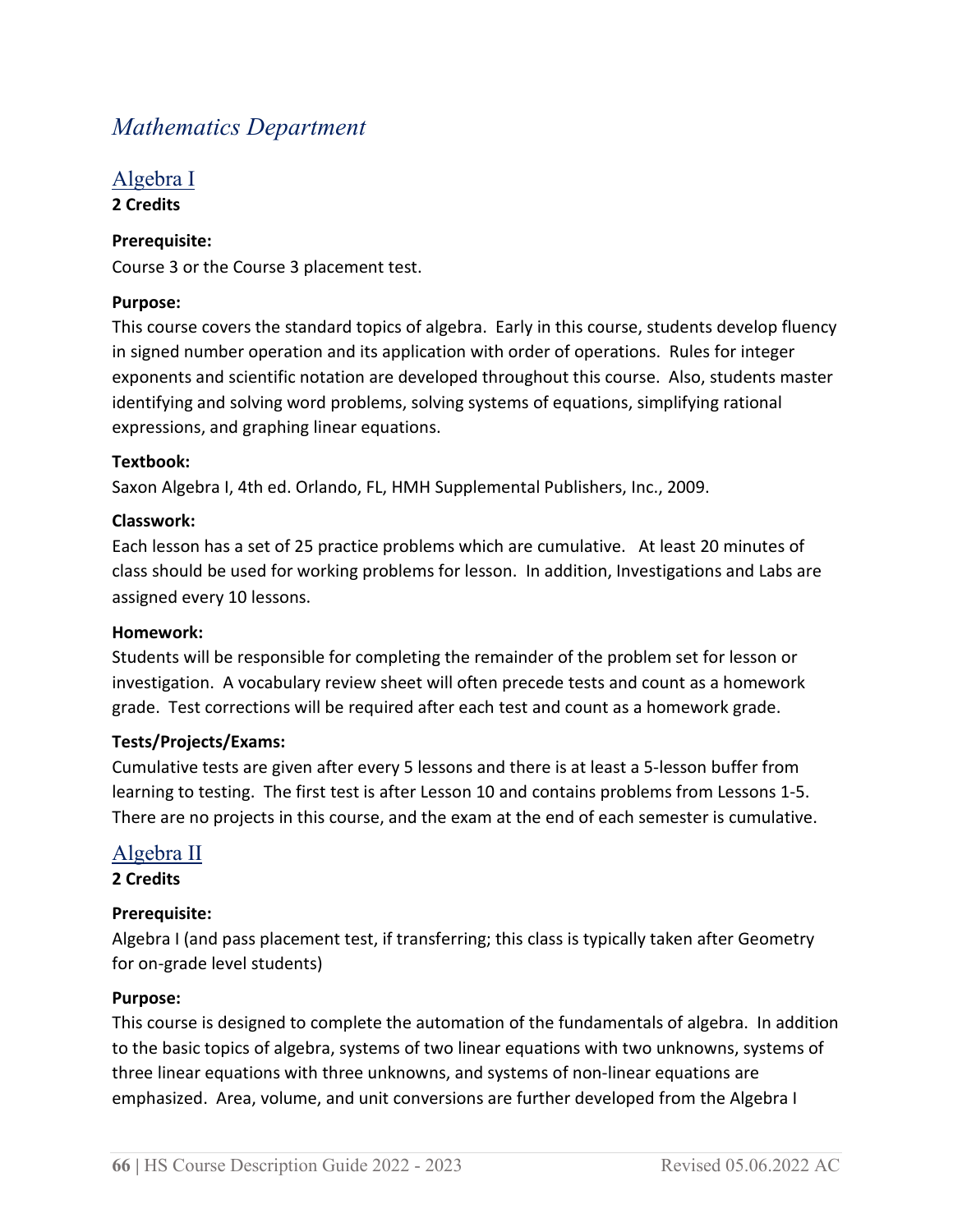# *Mathematics Department*

## Algebra I

**2 Credits**

**Prerequisite:**
Course 3 or the Course 3 placement test.

**Purpose:**
This course covers the standard topics of algebra. Early in this course, students develop fluency in signed number operation and its application with order of operations. Rules for integer exponents and scientific notation are developed throughout this course. Also, students master identifying and solving word problems, solving systems of equations, simplifying rational expressions, and graphing linear equations.

**Textbook:**
Saxon Algebra I, 4th ed. Orlando, FL, HMH Supplemental Publishers, Inc., 2009.

**Classwork:**
Each lesson has a set of 25 practice problems which are cumulative. At least 20 minutes of class should be used for working problems for lesson. In addition, Investigations and Labs are assigned every 10 lessons.

**Homework:**
Students will be responsible for completing the remainder of the problem set for lesson or investigation. A vocabulary review sheet will often precede tests and count as a homework grade. Test corrections will be required after each test and count as a homework grade.

**Tests/Projects/Exams:**
Cumulative tests are given after every 5 lessons and there is at least a 5-lesson buffer from learning to testing. The first test is after Lesson 10 and contains problems from Lessons 1-5. There are no projects in this course, and the exam at the end of each semester is cumulative.

## Algebra II

**2 Credits**

**Prerequisite:**
Algebra I (and pass placement test, if transferring; this class is typically taken after Geometry for on-grade level students)

**Purpose:**
This course is designed to complete the automation of the fundamentals of algebra. In addition to the basic topics of algebra, systems of two linear equations with two unknowns, systems of three linear equations with three unknowns, and systems of non-linear equations are emphasized. Area, volume, and unit conversions are further developed from the Algebra I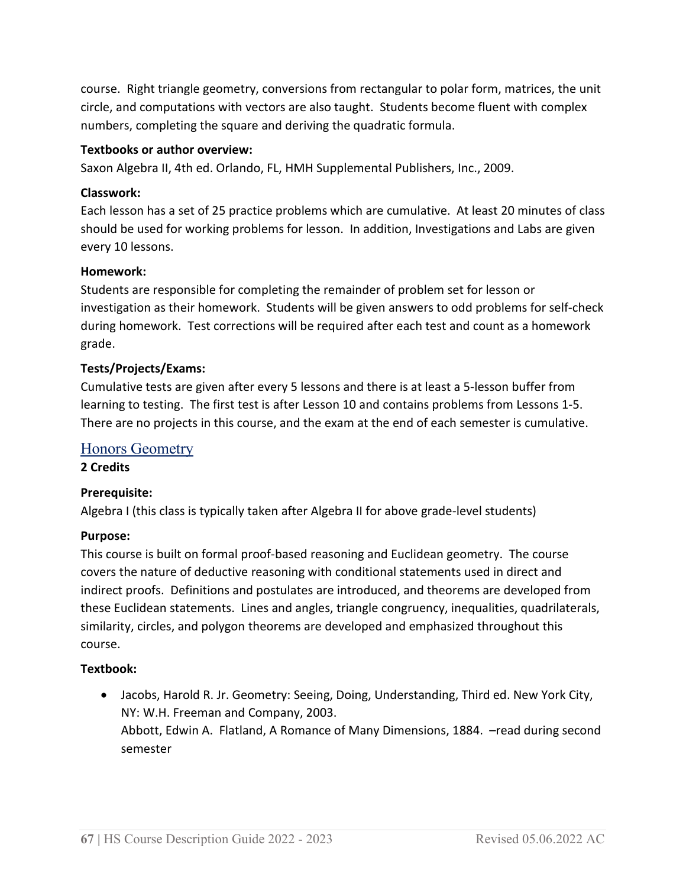course. Right triangle geometry, conversions from rectangular to polar form, matrices, the unit circle, and computations with vectors are also taught. Students become fluent with complex numbers, completing the square and deriving the quadratic formula.

**Textbooks or author overview:**
Saxon Algebra II, 4th ed. Orlando, FL, HMH Supplemental Publishers, Inc., 2009.

**Classwork:**
Each lesson has a set of 25 practice problems which are cumulative. At least 20 minutes of class should be used for working problems for lesson. In addition, Investigations and Labs are given every 10 lessons.

**Homework:**
Students are responsible for completing the remainder of problem set for lesson or investigation as their homework. Students will be given answers to odd problems for self-check during homework. Test corrections will be required after each test and count as a homework grade.

**Tests/Projects/Exams:**
Cumulative tests are given after every 5 lessons and there is at least a 5-lesson buffer from learning to testing. The first test is after Lesson 10 and contains problems from Lessons 1-5. There are no projects in this course, and the exam at the end of each semester is cumulative.

## Honors Geometry

**2 Credits**

**Prerequisite:**
Algebra I (this class is typically taken after Algebra II for above grade-level students)

**Purpose:**
This course is built on formal proof-based reasoning and Euclidean geometry. The course covers the nature of deductive reasoning with conditional statements used in direct and indirect proofs. Definitions and postulates are introduced, and theorems are developed from these Euclidean statements. Lines and angles, triangle congruency, inequalities, quadrilaterals, similarity, circles, and polygon theorems are developed and emphasized throughout this course.

**Textbook:**

- Jacobs, Harold R. Jr. Geometry: Seeing, Doing, Understanding, Third ed. New York City, NY: W.H. Freeman and Company, 2003.
  Abbott, Edwin A. Flatland, A Romance of Many Dimensions, 1884. –read during second semester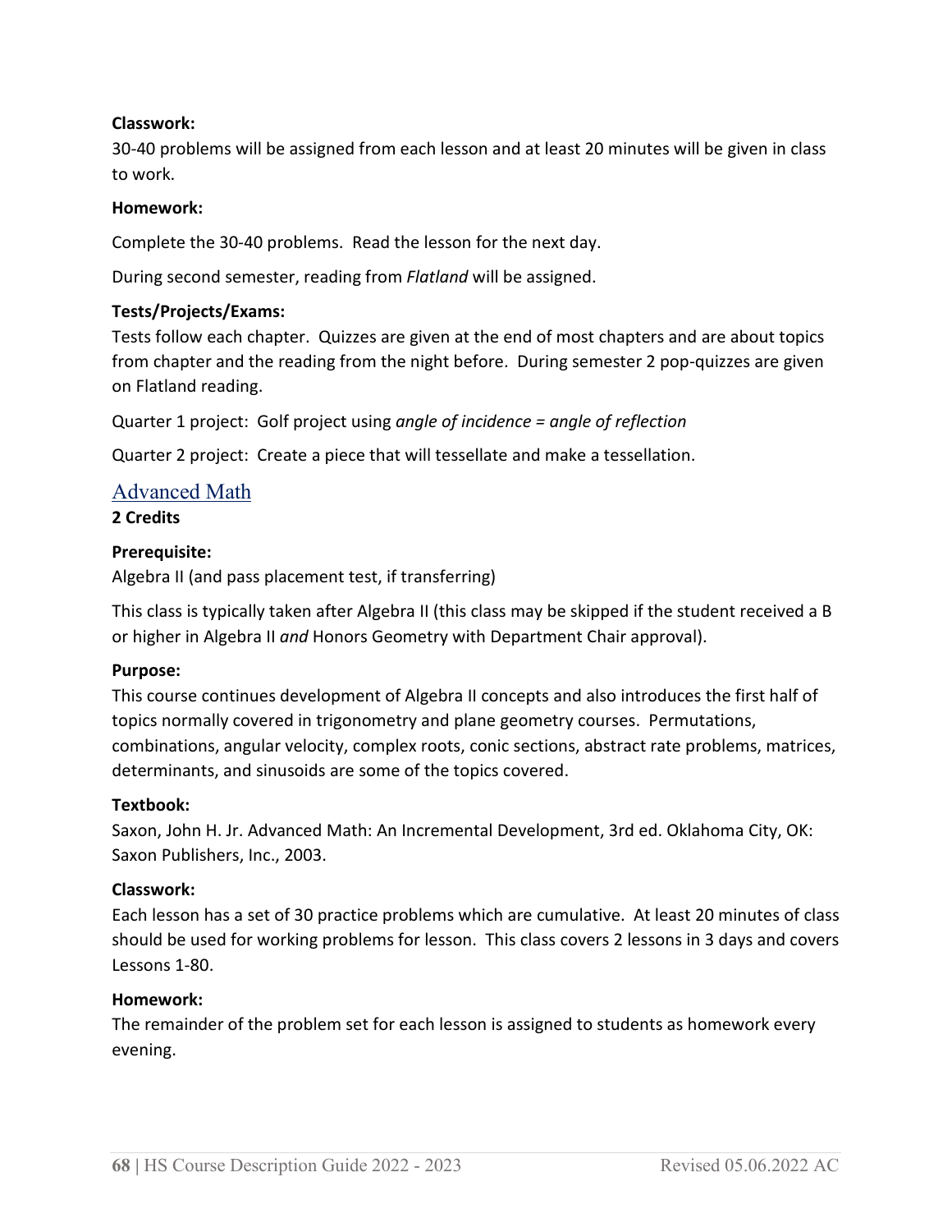**Classwork:**
30-40 problems will be assigned from each lesson and at least 20 minutes will be given in class to work.

**Homework:**

Complete the 30-40 problems. Read the lesson for the next day.

During second semester, reading from *Flatland* will be assigned.

**Tests/Projects/Exams:**
Tests follow each chapter. Quizzes are given at the end of most chapters and are about topics from chapter and the reading from the night before. During semester 2 pop-quizzes are given on Flatland reading.

Quarter 1 project: Golf project using *angle of incidence = angle of reflection*

Quarter 2 project: Create a piece that will tessellate and make a tessellation.

## Advanced Math

**2 Credits**

**Prerequisite:**
Algebra II (and pass placement test, if transferring)

This class is typically taken after Algebra II (this class may be skipped if the student received a B or higher in Algebra II *and* Honors Geometry with Department Chair approval).

**Purpose:**
This course continues development of Algebra II concepts and also introduces the first half of topics normally covered in trigonometry and plane geometry courses. Permutations, combinations, angular velocity, complex roots, conic sections, abstract rate problems, matrices, determinants, and sinusoids are some of the topics covered.

**Textbook:**
Saxon, John H. Jr. Advanced Math: An Incremental Development, 3rd ed. Oklahoma City, OK: Saxon Publishers, Inc., 2003.

**Classwork:**
Each lesson has a set of 30 practice problems which are cumulative. At least 20 minutes of class should be used for working problems for lesson. This class covers 2 lessons in 3 days and covers Lessons 1-80.

**Homework:**
The remainder of the problem set for each lesson is assigned to students as homework every evening.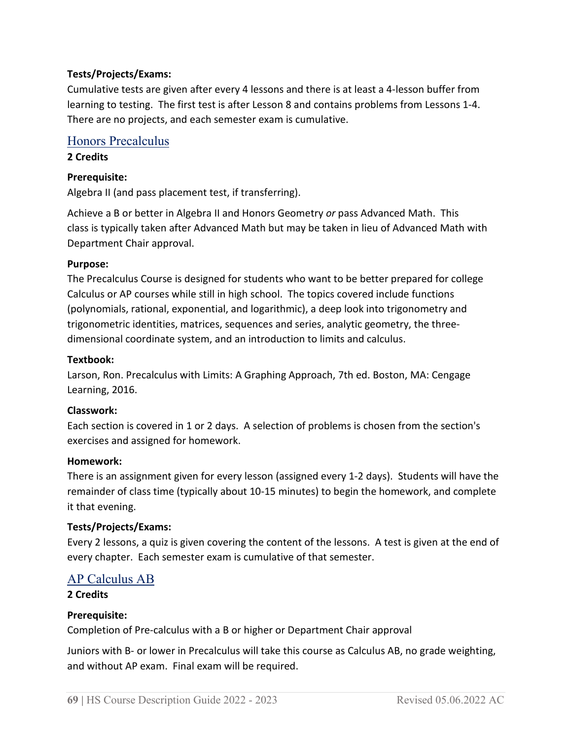**Tests/Projects/Exams:**
Cumulative tests are given after every 4 lessons and there is at least a 4-lesson buffer from learning to testing. The first test is after Lesson 8 and contains problems from Lessons 1-4. There are no projects, and each semester exam is cumulative.

## Honors Precalculus

**2 Credits**

**Prerequisite:**
Algebra II (and pass placement test, if transferring).

Achieve a B or better in Algebra II and Honors Geometry *or* pass Advanced Math. This class is typically taken after Advanced Math but may be taken in lieu of Advanced Math with Department Chair approval.

**Purpose:**
The Precalculus Course is designed for students who want to be better prepared for college Calculus or AP courses while still in high school. The topics covered include functions (polynomials, rational, exponential, and logarithmic), a deep look into trigonometry and trigonometric identities, matrices, sequences and series, analytic geometry, the three-dimensional coordinate system, and an introduction to limits and calculus.

**Textbook:**
Larson, Ron. Precalculus with Limits: A Graphing Approach, 7th ed. Boston, MA: Cengage Learning, 2016.

**Classwork:**
Each section is covered in 1 or 2 days. A selection of problems is chosen from the section's exercises and assigned for homework.

**Homework:**
There is an assignment given for every lesson (assigned every 1-2 days). Students will have the remainder of class time (typically about 10-15 minutes) to begin the homework, and complete it that evening.

**Tests/Projects/Exams:**
Every 2 lessons, a quiz is given covering the content of the lessons. A test is given at the end of every chapter. Each semester exam is cumulative of that semester.

## AP Calculus AB

**2 Credits**

**Prerequisite:**
Completion of Pre-calculus with a B or higher or Department Chair approval

Juniors with B- or lower in Precalculus will take this course as Calculus AB, no grade weighting, and without AP exam. Final exam will be required.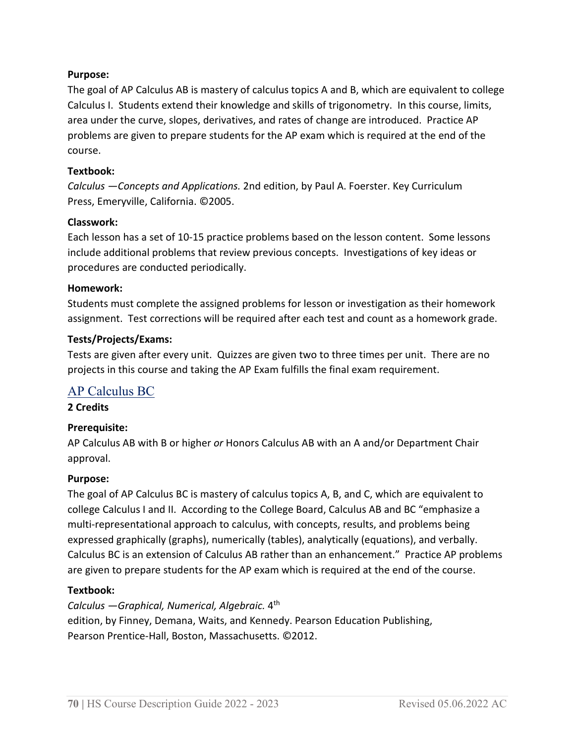**Purpose:**

The goal of AP Calculus AB is mastery of calculus topics A and B, which are equivalent to college Calculus I. Students extend their knowledge and skills of trigonometry. In this course, limits, area under the curve, slopes, derivatives, and rates of change are introduced. Practice AP problems are given to prepare students for the AP exam which is required at the end of the course.

**Textbook:**

*Calculus —Concepts and Applications.* 2nd edition, by Paul A. Foerster. Key Curriculum Press, Emeryville, California. ©2005.

**Classwork:**

Each lesson has a set of 10-15 practice problems based on the lesson content. Some lessons include additional problems that review previous concepts. Investigations of key ideas or procedures are conducted periodically.

**Homework:**

Students must complete the assigned problems for lesson or investigation as their homework assignment. Test corrections will be required after each test and count as a homework grade.

**Tests/Projects/Exams:**

Tests are given after every unit. Quizzes are given two to three times per unit. There are no projects in this course and taking the AP Exam fulfills the final exam requirement.

## AP Calculus BC

**2 Credits**

**Prerequisite:**

AP Calculus AB with B or higher *or* Honors Calculus AB with an A and/or Department Chair approval.

**Purpose:**

The goal of AP Calculus BC is mastery of calculus topics A, B, and C, which are equivalent to college Calculus I and II. According to the College Board, Calculus AB and BC "emphasize a multi-representational approach to calculus, with concepts, results, and problems being expressed graphically (graphs), numerically (tables), analytically (equations), and verbally. Calculus BC is an extension of Calculus AB rather than an enhancement." Practice AP problems are given to prepare students for the AP exam which is required at the end of the course.

**Textbook:**

*Calculus —Graphical, Numerical, Algebraic.* 4th edition, by Finney, Demana, Waits, and Kennedy. Pearson Education Publishing, Pearson Prentice-Hall, Boston, Massachusetts. ©2012.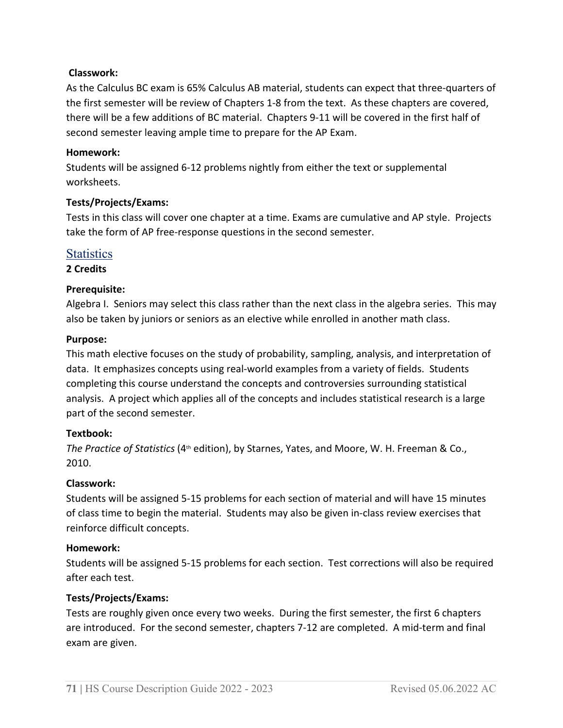**Classwork:**

As the Calculus BC exam is 65% Calculus AB material, students can expect that three-quarters of the first semester will be review of Chapters 1-8 from the text. As these chapters are covered, there will be a few additions of BC material. Chapters 9-11 will be covered in the first half of second semester leaving ample time to prepare for the AP Exam.

**Homework:**

Students will be assigned 6-12 problems nightly from either the text or supplemental worksheets.

**Tests/Projects/Exams:**

Tests in this class will cover one chapter at a time. Exams are cumulative and AP style. Projects take the form of AP free-response questions in the second semester.

## Statistics

**2 Credits**

**Prerequisite:**

Algebra I. Seniors may select this class rather than the next class in the algebra series. This may also be taken by juniors or seniors as an elective while enrolled in another math class.

**Purpose:**

This math elective focuses on the study of probability, sampling, analysis, and interpretation of data. It emphasizes concepts using real-world examples from a variety of fields. Students completing this course understand the concepts and controversies surrounding statistical analysis. A project which applies all of the concepts and includes statistical research is a large part of the second semester.

**Textbook:**

*The Practice of Statistics* (4th edition), by Starnes, Yates, and Moore, W. H. Freeman & Co., 2010.

**Classwork:**

Students will be assigned 5-15 problems for each section of material and will have 15 minutes of class time to begin the material. Students may also be given in-class review exercises that reinforce difficult concepts.

**Homework:**

Students will be assigned 5-15 problems for each section. Test corrections will also be required after each test.

**Tests/Projects/Exams:**

Tests are roughly given once every two weeks. During the first semester, the first 6 chapters are introduced. For the second semester, chapters 7-12 are completed. A mid-term and final exam are given.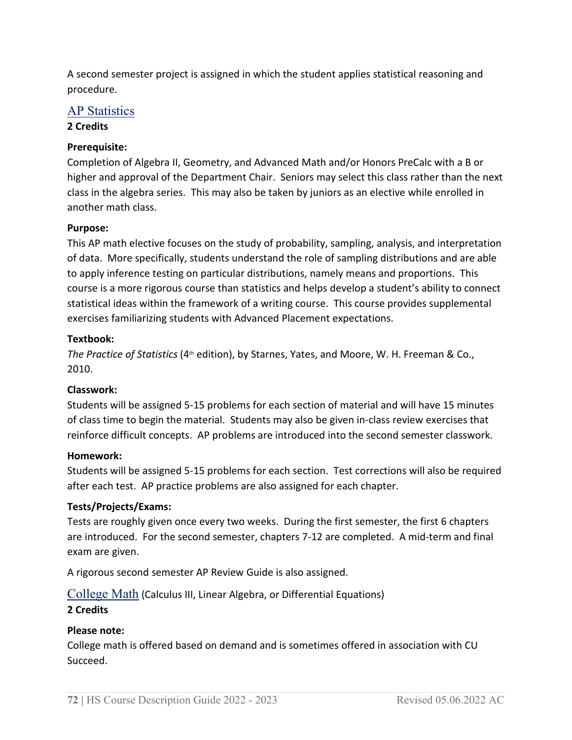A second semester project is assigned in which the student applies statistical reasoning and procedure.

## AP Statistics

**2 Credits**

**Prerequisite:**

Completion of Algebra II, Geometry, and Advanced Math and/or Honors PreCalc with a B or higher and approval of the Department Chair. Seniors may select this class rather than the next class in the algebra series. This may also be taken by juniors as an elective while enrolled in another math class.

**Purpose:**

This AP math elective focuses on the study of probability, sampling, analysis, and interpretation of data. More specifically, students understand the role of sampling distributions and are able to apply inference testing on particular distributions, namely means and proportions. This course is a more rigorous course than statistics and helps develop a student's ability to connect statistical ideas within the framework of a writing course. This course provides supplemental exercises familiarizing students with Advanced Placement expectations.

**Textbook:**

*The Practice of Statistics* (4th edition), by Starnes, Yates, and Moore, W. H. Freeman & Co., 2010.

**Classwork:**

Students will be assigned 5-15 problems for each section of material and will have 15 minutes of class time to begin the material. Students may also be given in-class review exercises that reinforce difficult concepts. AP problems are introduced into the second semester classwork.

**Homework:**

Students will be assigned 5-15 problems for each section. Test corrections will also be required after each test. AP practice problems are also assigned for each chapter.

**Tests/Projects/Exams:**

Tests are roughly given once every two weeks. During the first semester, the first 6 chapters are introduced. For the second semester, chapters 7-12 are completed. A mid-term and final exam are given.

A rigorous second semester AP Review Guide is also assigned.

## College Math (Calculus III, Linear Algebra, or Differential Equations)

**2 Credits**

**Please note:**

College math is offered based on demand and is sometimes offered in association with CU Succeed.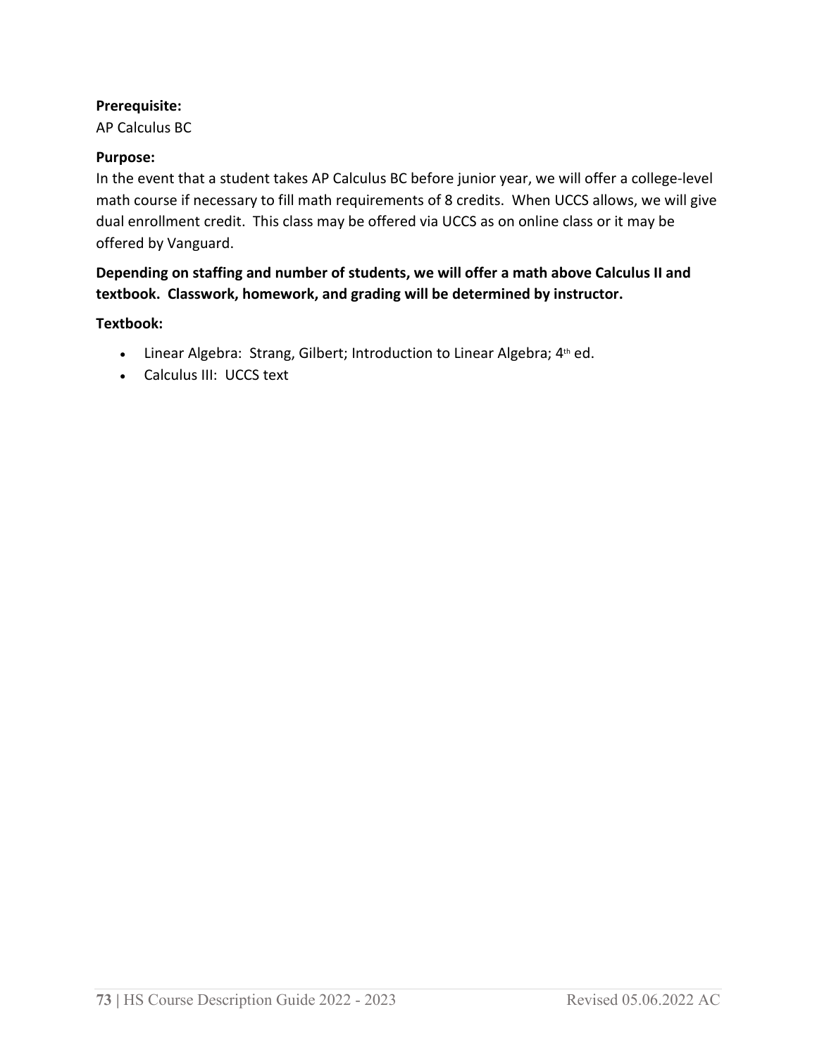**Prerequisite:**
AP Calculus BC

**Purpose:**
In the event that a student takes AP Calculus BC before junior year, we will offer a college-level math course if necessary to fill math requirements of 8 credits.  When UCCS allows, we will give dual enrollment credit.  This class may be offered via UCCS as on online class or it may be offered by Vanguard.

**Depending on staffing and number of students, we will offer a math above Calculus II and textbook.  Classwork, homework, and grading will be determined by instructor.**

**Textbook:**

- Linear Algebra:  Strang, Gilbert; Introduction to Linear Algebra; 4th ed.
- Calculus III:  UCCS text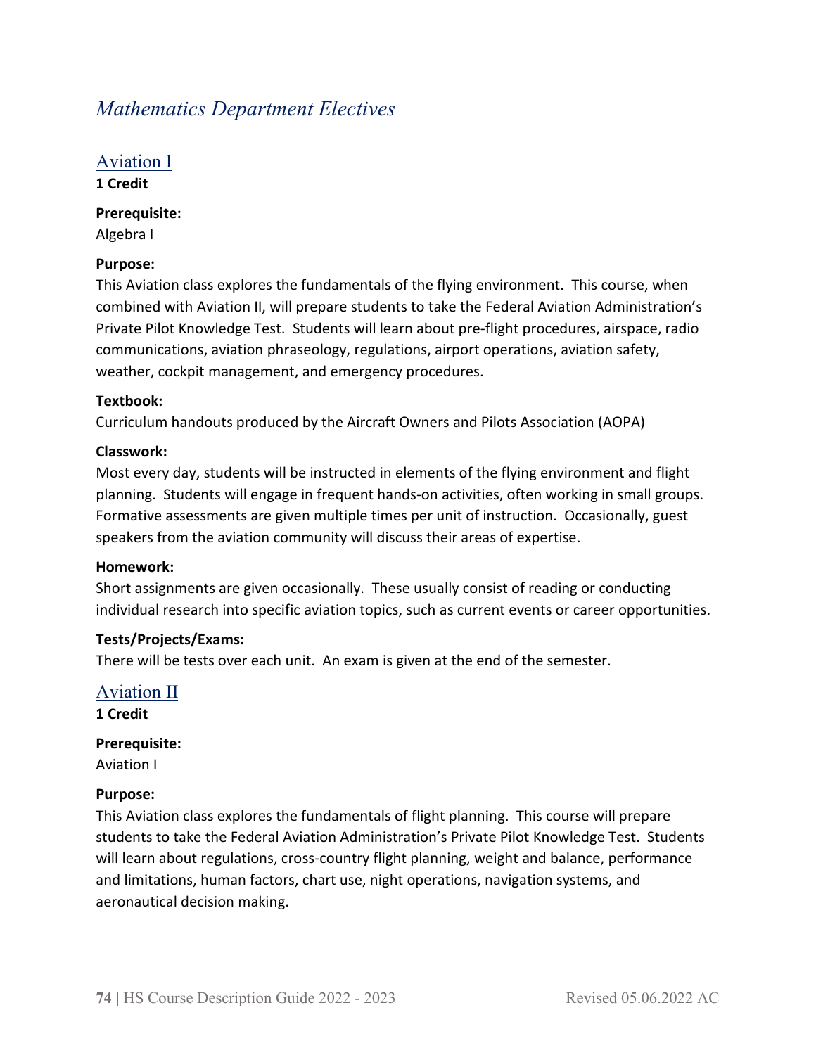# Mathematics Department Electives

## Aviation I

**1 Credit**

**Prerequisite:**
Algebra I

**Purpose:**
This Aviation class explores the fundamentals of the flying environment. This course, when combined with Aviation II, will prepare students to take the Federal Aviation Administration's Private Pilot Knowledge Test. Students will learn about pre-flight procedures, airspace, radio communications, aviation phraseology, regulations, airport operations, aviation safety, weather, cockpit management, and emergency procedures.

**Textbook:**
Curriculum handouts produced by the Aircraft Owners and Pilots Association (AOPA)

**Classwork:**
Most every day, students will be instructed in elements of the flying environment and flight planning. Students will engage in frequent hands-on activities, often working in small groups. Formative assessments are given multiple times per unit of instruction. Occasionally, guest speakers from the aviation community will discuss their areas of expertise.

**Homework:**
Short assignments are given occasionally. These usually consist of reading or conducting individual research into specific aviation topics, such as current events or career opportunities.

**Tests/Projects/Exams:**
There will be tests over each unit. An exam is given at the end of the semester.

## Aviation II

**1 Credit**

**Prerequisite:**
Aviation I

**Purpose:**
This Aviation class explores the fundamentals of flight planning. This course will prepare students to take the Federal Aviation Administration's Private Pilot Knowledge Test. Students will learn about regulations, cross-country flight planning, weight and balance, performance and limitations, human factors, chart use, night operations, navigation systems, and aeronautical decision making.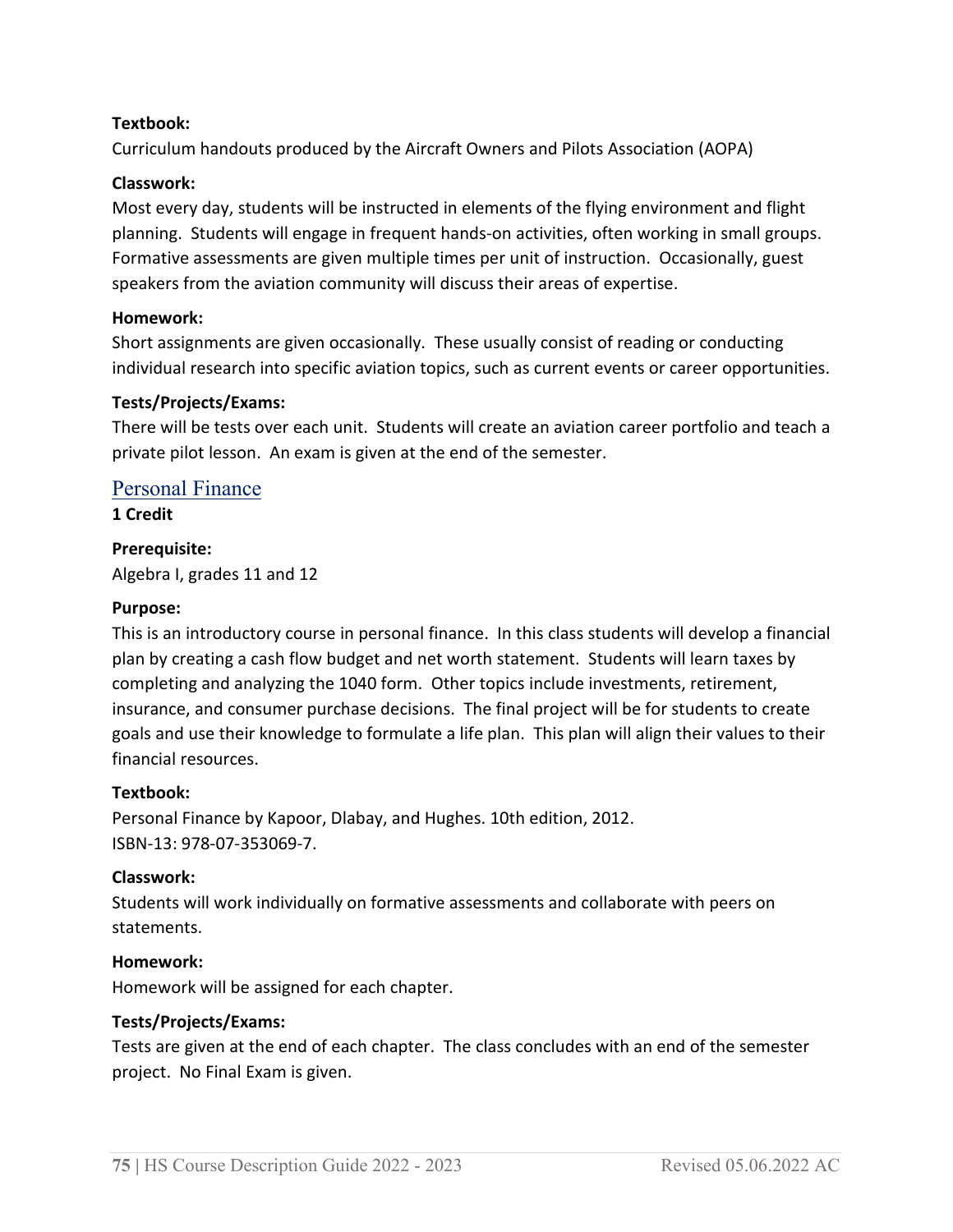**Textbook:**
Curriculum handouts produced by the Aircraft Owners and Pilots Association (AOPA)

**Classwork:**
Most every day, students will be instructed in elements of the flying environment and flight planning. Students will engage in frequent hands-on activities, often working in small groups. Formative assessments are given multiple times per unit of instruction. Occasionally, guest speakers from the aviation community will discuss their areas of expertise.

**Homework:**
Short assignments are given occasionally. These usually consist of reading or conducting individual research into specific aviation topics, such as current events or career opportunities.

**Tests/Projects/Exams:**
There will be tests over each unit. Students will create an aviation career portfolio and teach a private pilot lesson. An exam is given at the end of the semester.

## Personal Finance

**1 Credit**

**Prerequisite:**
Algebra I, grades 11 and 12

**Purpose:**
This is an introductory course in personal finance. In this class students will develop a financial plan by creating a cash flow budget and net worth statement. Students will learn taxes by completing and analyzing the 1040 form. Other topics include investments, retirement, insurance, and consumer purchase decisions. The final project will be for students to create goals and use their knowledge to formulate a life plan. This plan will align their values to their financial resources.

**Textbook:**
Personal Finance by Kapoor, Dlabay, and Hughes. 10th edition, 2012.
ISBN-13: 978-07-353069-7.

**Classwork:**
Students will work individually on formative assessments and collaborate with peers on statements.

**Homework:**
Homework will be assigned for each chapter.

**Tests/Projects/Exams:**
Tests are given at the end of each chapter. The class concludes with an end of the semester project. No Final Exam is given.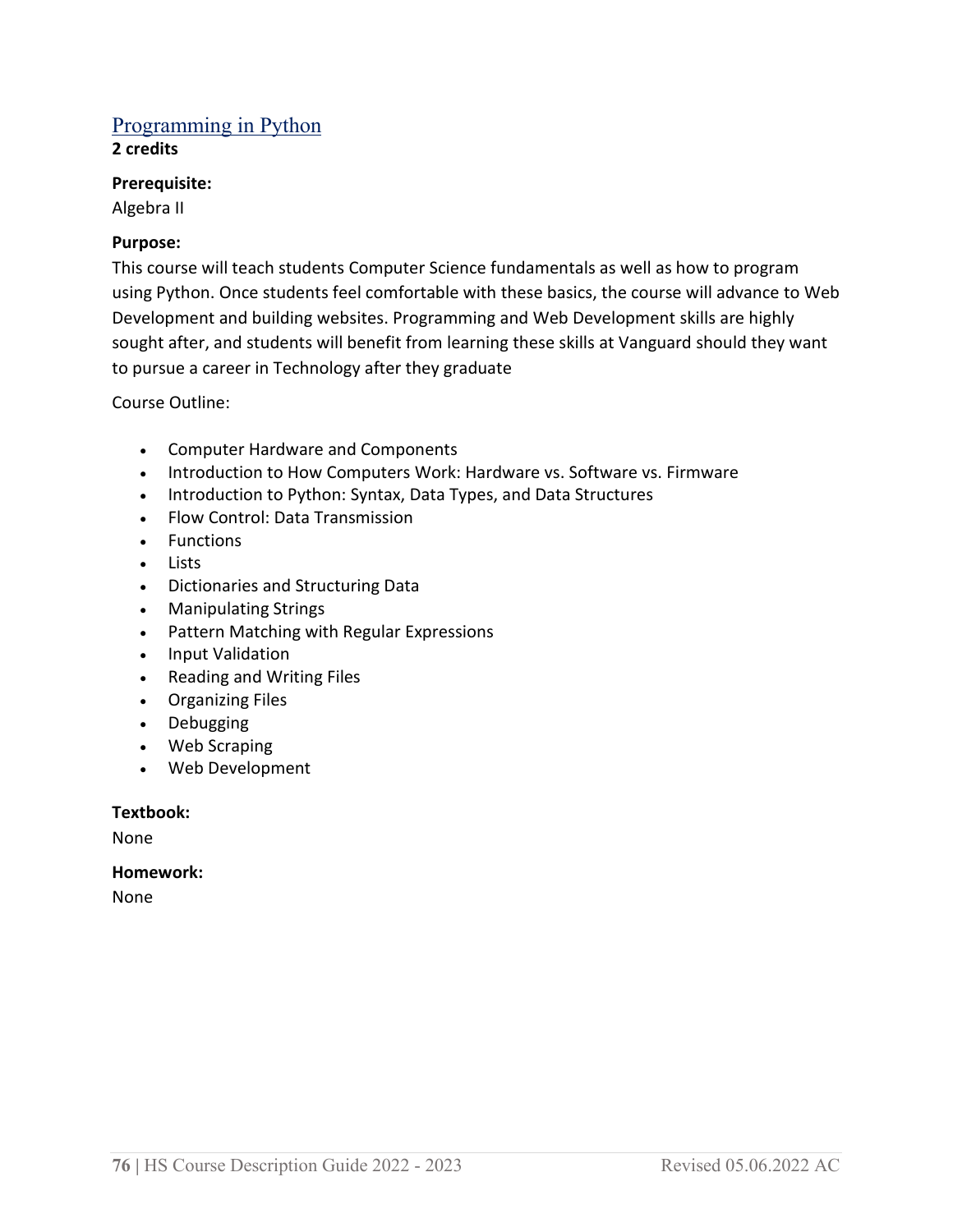## Programming in Python

**2 credits**

**Prerequisite:**

Algebra II

**Purpose:**

This course will teach students Computer Science fundamentals as well as how to program using Python. Once students feel comfortable with these basics, the course will advance to Web Development and building websites. Programming and Web Development skills are highly sought after, and students will benefit from learning these skills at Vanguard should they want to pursue a career in Technology after they graduate

Course Outline:

- Computer Hardware and Components
- Introduction to How Computers Work: Hardware vs. Software vs. Firmware
- Introduction to Python: Syntax, Data Types, and Data Structures
- Flow Control: Data Transmission
- Functions
- Lists
- Dictionaries and Structuring Data
- Manipulating Strings
- Pattern Matching with Regular Expressions
- Input Validation
- Reading and Writing Files
- Organizing Files
- Debugging
- Web Scraping
- Web Development

**Textbook:**

None

**Homework:**

None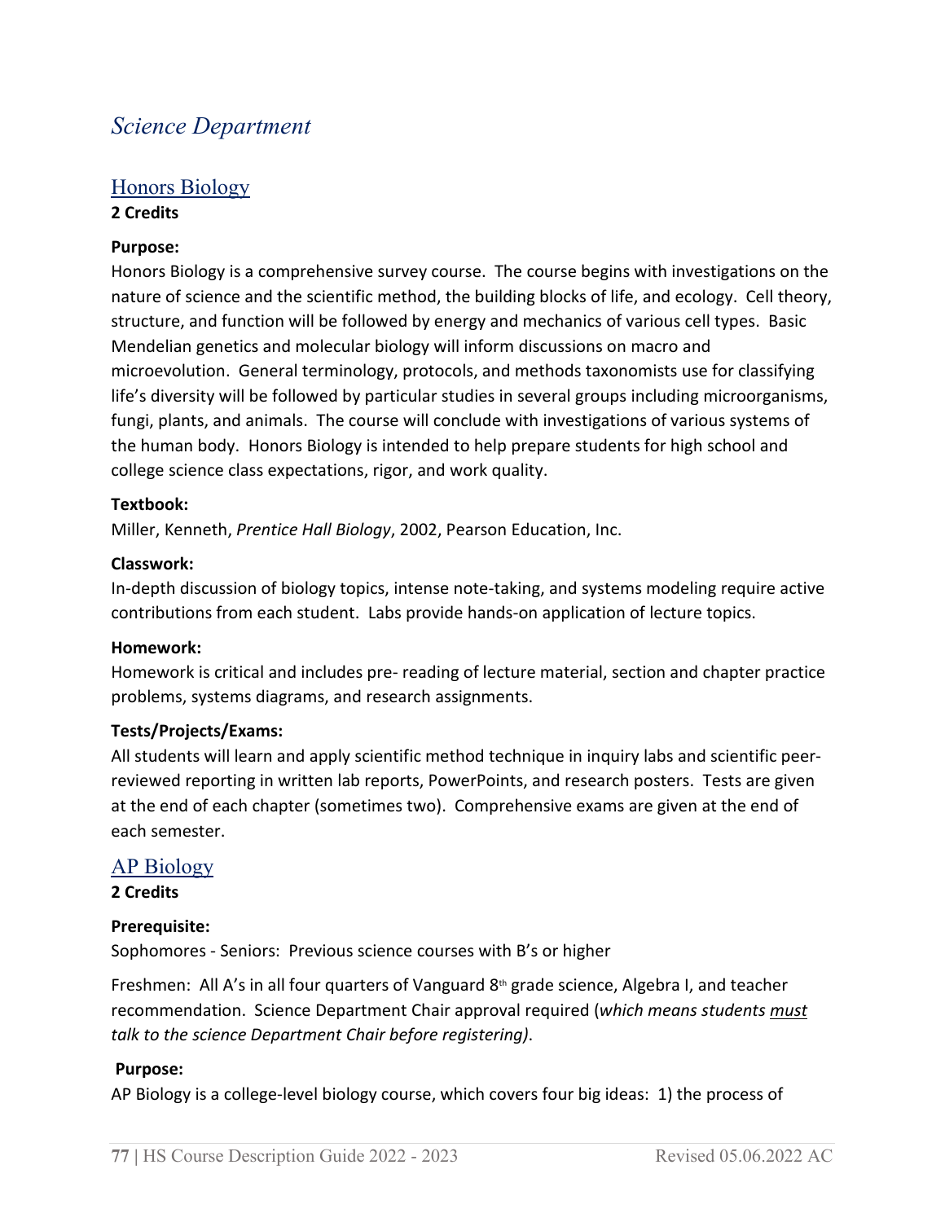# *Science Department*

## Honors Biology

**2 Credits**

**Purpose:**

Honors Biology is a comprehensive survey course. The course begins with investigations on the nature of science and the scientific method, the building blocks of life, and ecology. Cell theory, structure, and function will be followed by energy and mechanics of various cell types. Basic Mendelian genetics and molecular biology will inform discussions on macro and microevolution. General terminology, protocols, and methods taxonomists use for classifying life's diversity will be followed by particular studies in several groups including microorganisms, fungi, plants, and animals. The course will conclude with investigations of various systems of the human body. Honors Biology is intended to help prepare students for high school and college science class expectations, rigor, and work quality.

**Textbook:**

Miller, Kenneth, *Prentice Hall Biology*, 2002, Pearson Education, Inc.

**Classwork:**

In-depth discussion of biology topics, intense note-taking, and systems modeling require active contributions from each student. Labs provide hands-on application of lecture topics.

**Homework:**

Homework is critical and includes pre- reading of lecture material, section and chapter practice problems, systems diagrams, and research assignments.

**Tests/Projects/Exams:**

All students will learn and apply scientific method technique in inquiry labs and scientific peer-reviewed reporting in written lab reports, PowerPoints, and research posters. Tests are given at the end of each chapter (sometimes two). Comprehensive exams are given at the end of each semester.

## AP Biology

**2 Credits**

**Prerequisite:**

Sophomores - Seniors: Previous science courses with B's or higher

Freshmen: All A's in all four quarters of Vanguard 8th grade science, Algebra I, and teacher recommendation. Science Department Chair approval required (*which means students <u>must</u> talk to the science Department Chair before registering)*.

**Purpose:**

AP Biology is a college-level biology course, which covers four big ideas: 1) the process of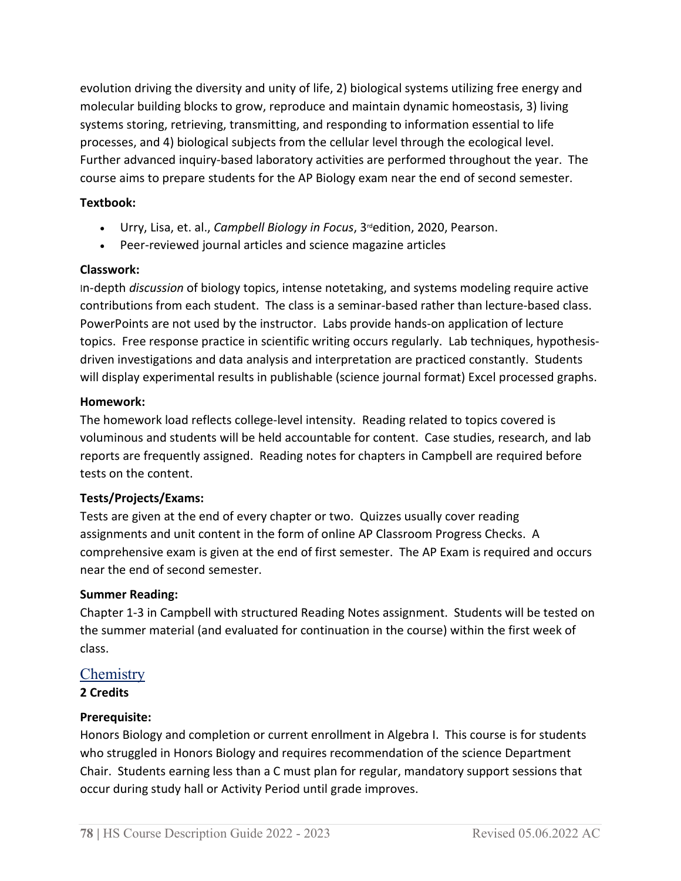evolution driving the diversity and unity of life, 2) biological systems utilizing free energy and molecular building blocks to grow, reproduce and maintain dynamic homeostasis, 3) living systems storing, retrieving, transmitting, and responding to information essential to life processes, and 4) biological subjects from the cellular level through the ecological level. Further advanced inquiry-based laboratory activities are performed throughout the year. The course aims to prepare students for the AP Biology exam near the end of second semester.

**Textbook:**

- Urry, Lisa, et. al., *Campbell Biology in Focus*, 3rd edition, 2020, Pearson.
- Peer-reviewed journal articles and science magazine articles

**Classwork:**

In-depth *discussion* of biology topics, intense notetaking, and systems modeling require active contributions from each student. The class is a seminar-based rather than lecture-based class. PowerPoints are not used by the instructor. Labs provide hands-on application of lecture topics. Free response practice in scientific writing occurs regularly. Lab techniques, hypothesis-driven investigations and data analysis and interpretation are practiced constantly. Students will display experimental results in publishable (science journal format) Excel processed graphs.

**Homework:**

The homework load reflects college-level intensity. Reading related to topics covered is voluminous and students will be held accountable for content. Case studies, research, and lab reports are frequently assigned. Reading notes for chapters in Campbell are required before tests on the content.

**Tests/Projects/Exams:**

Tests are given at the end of every chapter or two. Quizzes usually cover reading assignments and unit content in the form of online AP Classroom Progress Checks. A comprehensive exam is given at the end of first semester. The AP Exam is required and occurs near the end of second semester.

**Summer Reading:**

Chapter 1-3 in Campbell with structured Reading Notes assignment. Students will be tested on the summer material (and evaluated for continuation in the course) within the first week of class.

## Chemistry

**2 Credits**

**Prerequisite:**

Honors Biology and completion or current enrollment in Algebra I. This course is for students who struggled in Honors Biology and requires recommendation of the science Department Chair. Students earning less than a C must plan for regular, mandatory support sessions that occur during study hall or Activity Period until grade improves.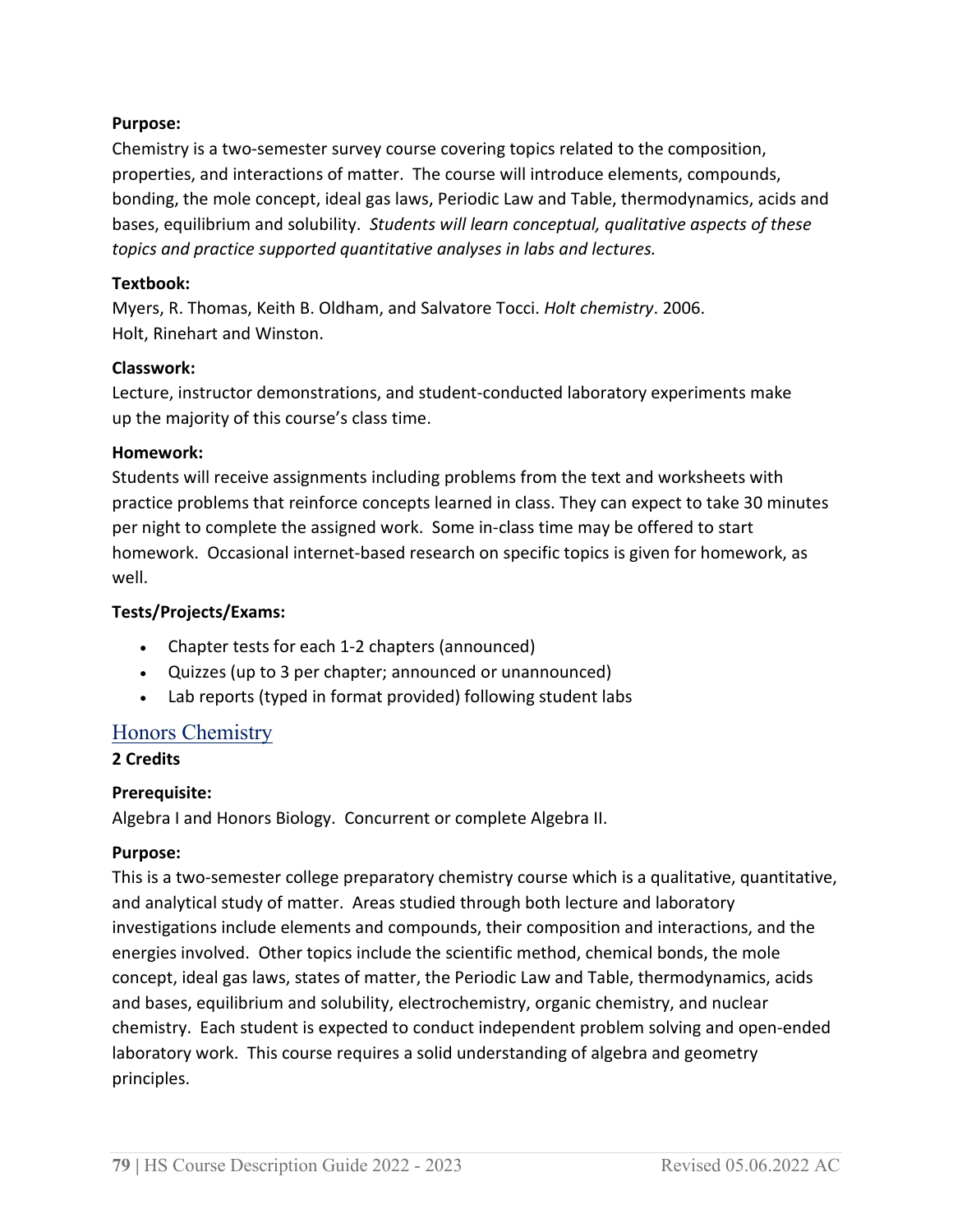**Purpose:**

Chemistry is a two-semester survey course covering topics related to the composition, properties, and interactions of matter. The course will introduce elements, compounds, bonding, the mole concept, ideal gas laws, Periodic Law and Table, thermodynamics, acids and bases, equilibrium and solubility. *Students will learn conceptual, qualitative aspects of these topics and practice supported quantitative analyses in labs and lectures.*

**Textbook:**

Myers, R. Thomas, Keith B. Oldham, and Salvatore Tocci. *Holt chemistry*. 2006. Holt, Rinehart and Winston.

**Classwork:**

Lecture, instructor demonstrations, and student-conducted laboratory experiments make up the majority of this course's class time.

**Homework:**

Students will receive assignments including problems from the text and worksheets with practice problems that reinforce concepts learned in class. They can expect to take 30 minutes per night to complete the assigned work. Some in-class time may be offered to start homework. Occasional internet-based research on specific topics is given for homework, as well.

**Tests/Projects/Exams:**

- Chapter tests for each 1-2 chapters (announced)
- Quizzes (up to 3 per chapter; announced or unannounced)
- Lab reports (typed in format provided) following student labs

## Honors Chemistry

**2 Credits**

**Prerequisite:**

Algebra I and Honors Biology. Concurrent or complete Algebra II.

**Purpose:**

This is a two-semester college preparatory chemistry course which is a qualitative, quantitative, and analytical study of matter. Areas studied through both lecture and laboratory investigations include elements and compounds, their composition and interactions, and the energies involved. Other topics include the scientific method, chemical bonds, the mole concept, ideal gas laws, states of matter, the Periodic Law and Table, thermodynamics, acids and bases, equilibrium and solubility, electrochemistry, organic chemistry, and nuclear chemistry. Each student is expected to conduct independent problem solving and open-ended laboratory work. This course requires a solid understanding of algebra and geometry principles.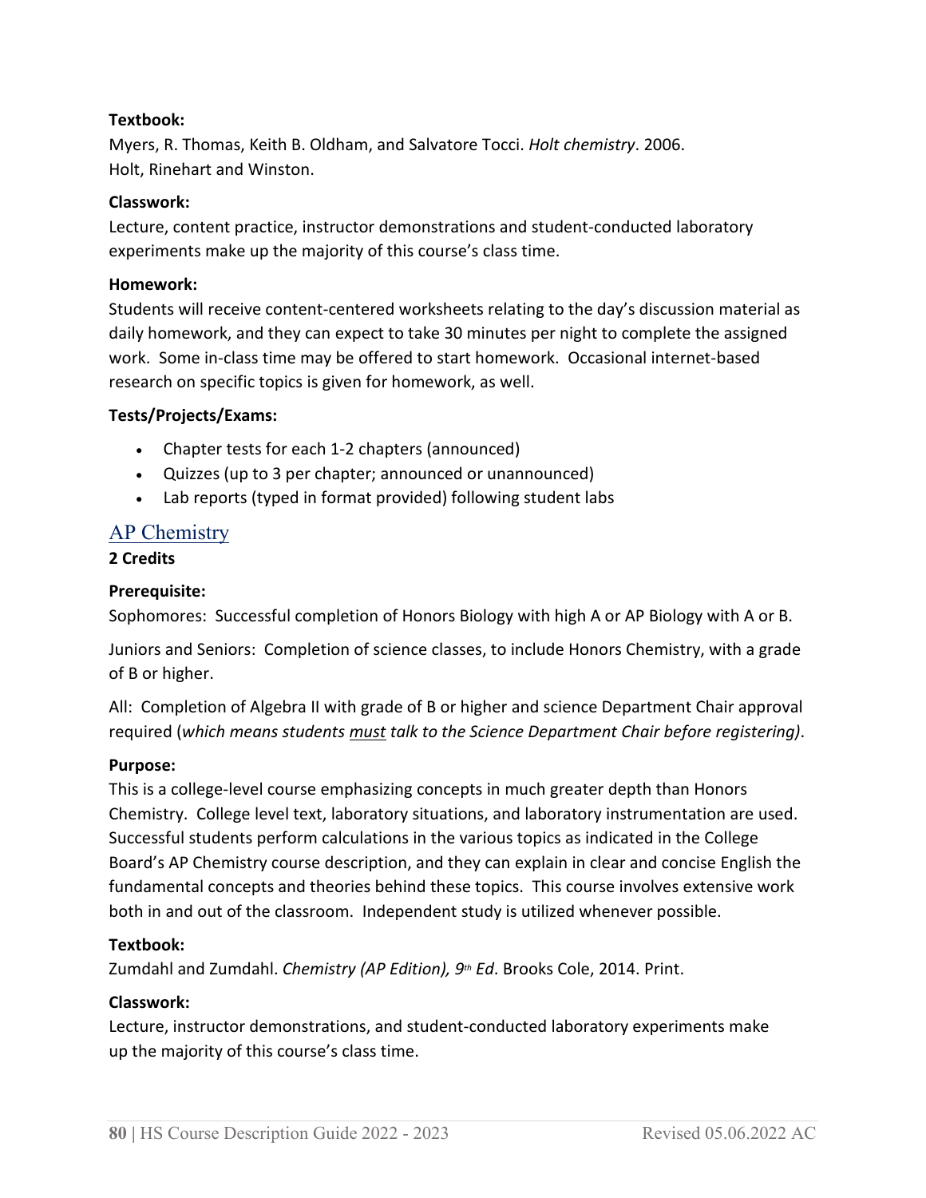**Textbook:**
Myers, R. Thomas, Keith B. Oldham, and Salvatore Tocci. *Holt chemistry*. 2006.
Holt, Rinehart and Winston.

**Classwork:**
Lecture, content practice, instructor demonstrations and student-conducted laboratory experiments make up the majority of this course's class time.

**Homework:**
Students will receive content-centered worksheets relating to the day's discussion material as daily homework, and they can expect to take 30 minutes per night to complete the assigned work. Some in-class time may be offered to start homework. Occasional internet-based research on specific topics is given for homework, as well.

**Tests/Projects/Exams:**

- Chapter tests for each 1-2 chapters (announced)
- Quizzes (up to 3 per chapter; announced or unannounced)
- Lab reports (typed in format provided) following student labs

## AP Chemistry

**2 Credits**

**Prerequisite:**
Sophomores: Successful completion of Honors Biology with high A or AP Biology with A or B.

Juniors and Seniors: Completion of science classes, to include Honors Chemistry, with a grade of B or higher.

All: Completion of Algebra II with grade of B or higher and science Department Chair approval required (*which means students <u>must</u> talk to the Science Department Chair before registering)*.

**Purpose:**
This is a college-level course emphasizing concepts in much greater depth than Honors Chemistry. College level text, laboratory situations, and laboratory instrumentation are used. Successful students perform calculations in the various topics as indicated in the College Board's AP Chemistry course description, and they can explain in clear and concise English the fundamental concepts and theories behind these topics. This course involves extensive work both in and out of the classroom. Independent study is utilized whenever possible.

**Textbook:**
Zumdahl and Zumdahl. *Chemistry (AP Edition), 9th Ed*. Brooks Cole, 2014. Print.

**Classwork:**
Lecture, instructor demonstrations, and student-conducted laboratory experiments make up the majority of this course's class time.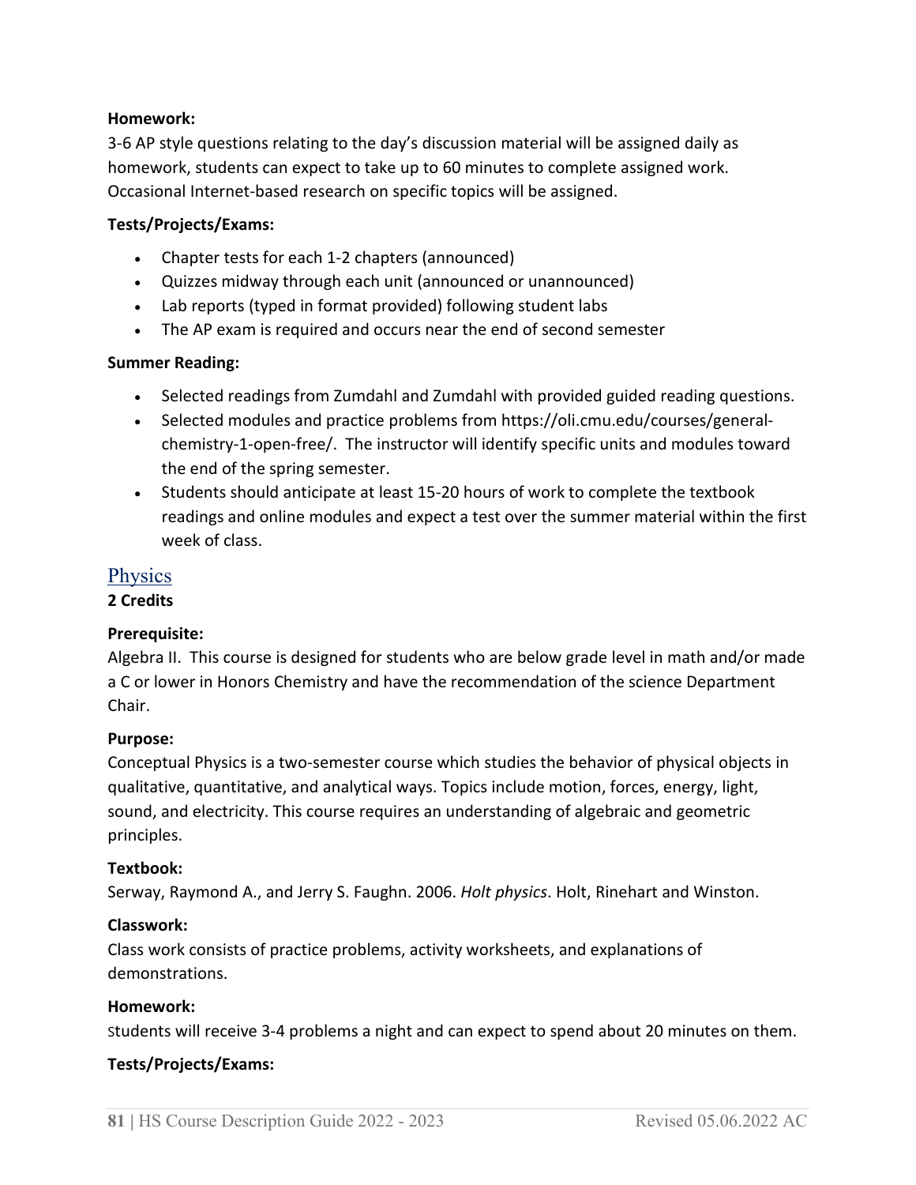**Homework:**
3-6 AP style questions relating to the day's discussion material will be assigned daily as homework, students can expect to take up to 60 minutes to complete assigned work. Occasional Internet-based research on specific topics will be assigned.

**Tests/Projects/Exams:**

- Chapter tests for each 1-2 chapters (announced)
- Quizzes midway through each unit (announced or unannounced)
- Lab reports (typed in format provided) following student labs
- The AP exam is required and occurs near the end of second semester

**Summer Reading:**

- Selected readings from Zumdahl and Zumdahl with provided guided reading questions.
- Selected modules and practice problems from https://oli.cmu.edu/courses/general-chemistry-1-open-free/. The instructor will identify specific units and modules toward the end of the spring semester.
- Students should anticipate at least 15-20 hours of work to complete the textbook readings and online modules and expect a test over the summer material within the first week of class.

## Physics

**2 Credits**

**Prerequisite:**
Algebra II. This course is designed for students who are below grade level in math and/or made a C or lower in Honors Chemistry and have the recommendation of the science Department Chair.

**Purpose:**
Conceptual Physics is a two-semester course which studies the behavior of physical objects in qualitative, quantitative, and analytical ways. Topics include motion, forces, energy, light, sound, and electricity. This course requires an understanding of algebraic and geometric principles.

**Textbook:**
Serway, Raymond A., and Jerry S. Faughn. 2006. *Holt physics*. Holt, Rinehart and Winston.

**Classwork:**
Class work consists of practice problems, activity worksheets, and explanations of demonstrations.

**Homework:**
Students will receive 3-4 problems a night and can expect to spend about 20 minutes on them.

**Tests/Projects/Exams:**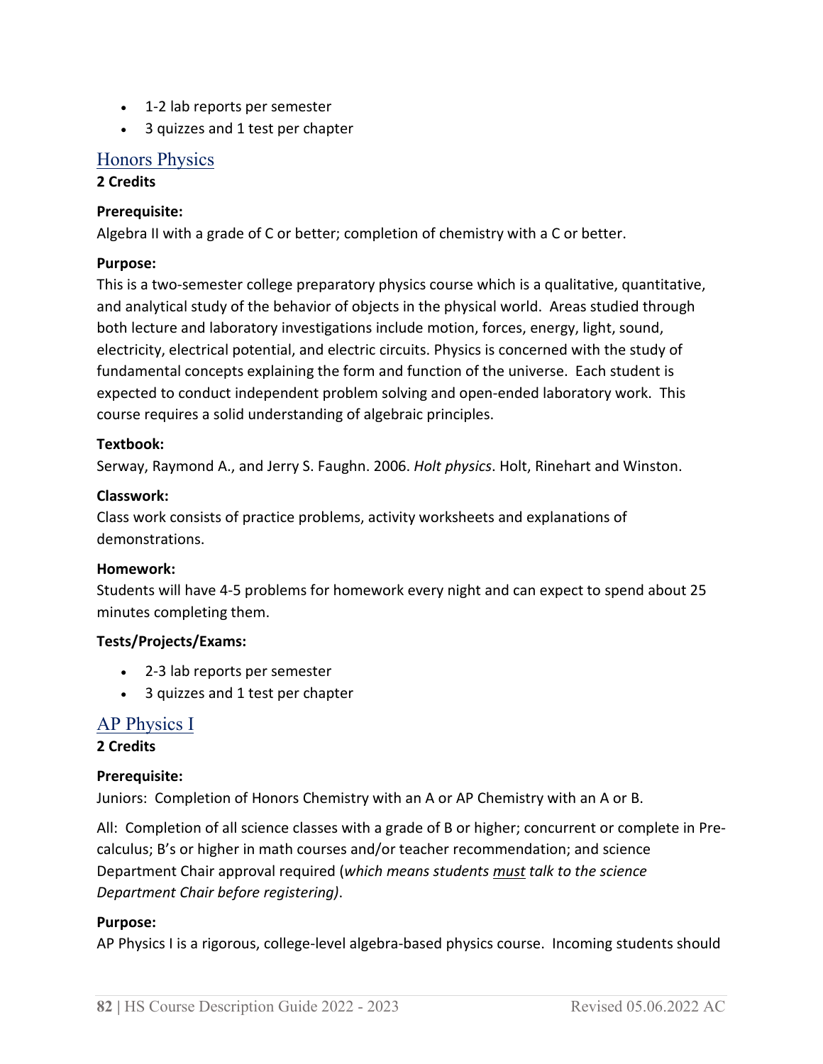- 1-2 lab reports per semester
- 3 quizzes and 1 test per chapter

## Honors Physics

**2 Credits**

**Prerequisite:**

Algebra II with a grade of C or better; completion of chemistry with a C or better.

**Purpose:**

This is a two-semester college preparatory physics course which is a qualitative, quantitative, and analytical study of the behavior of objects in the physical world. Areas studied through both lecture and laboratory investigations include motion, forces, energy, light, sound, electricity, electrical potential, and electric circuits. Physics is concerned with the study of fundamental concepts explaining the form and function of the universe. Each student is expected to conduct independent problem solving and open-ended laboratory work. This course requires a solid understanding of algebraic principles.

**Textbook:**

Serway, Raymond A., and Jerry S. Faughn. 2006. *Holt physics*. Holt, Rinehart and Winston.

**Classwork:**

Class work consists of practice problems, activity worksheets and explanations of demonstrations.

**Homework:**

Students will have 4-5 problems for homework every night and can expect to spend about 25 minutes completing them.

**Tests/Projects/Exams:**

- 2-3 lab reports per semester
- 3 quizzes and 1 test per chapter

## AP Physics I

**2 Credits**

**Prerequisite:**

Juniors: Completion of Honors Chemistry with an A or AP Chemistry with an A or B.

All: Completion of all science classes with a grade of B or higher; concurrent or complete in Pre-calculus; B's or higher in math courses and/or teacher recommendation; and science Department Chair approval required (*which means students must talk to the science Department Chair before registering)*.

**Purpose:**

AP Physics I is a rigorous, college-level algebra-based physics course. Incoming students should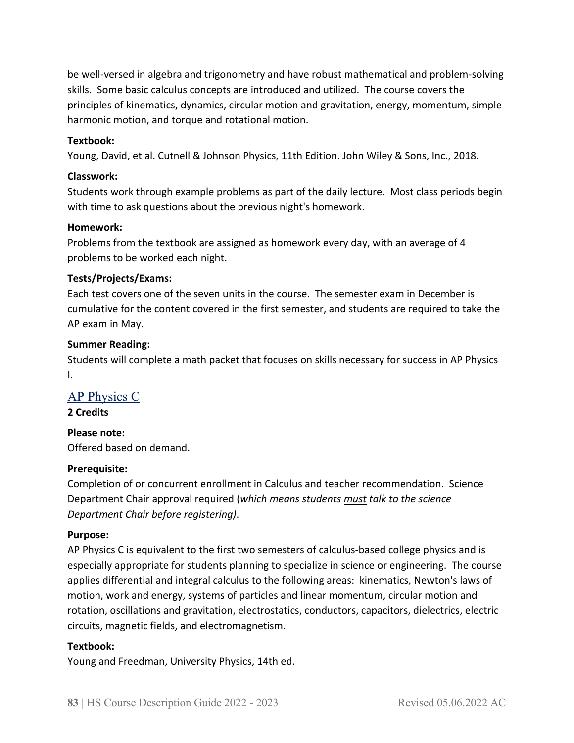be well-versed in algebra and trigonometry and have robust mathematical and problem-solving skills. Some basic calculus concepts are introduced and utilized. The course covers the principles of kinematics, dynamics, circular motion and gravitation, energy, momentum, simple harmonic motion, and torque and rotational motion.

**Textbook:**
Young, David, et al. Cutnell & Johnson Physics, 11th Edition. John Wiley & Sons, Inc., 2018.

**Classwork:**
Students work through example problems as part of the daily lecture. Most class periods begin with time to ask questions about the previous night's homework.

**Homework:**
Problems from the textbook are assigned as homework every day, with an average of 4 problems to be worked each night.

**Tests/Projects/Exams:**
Each test covers one of the seven units in the course. The semester exam in December is cumulative for the content covered in the first semester, and students are required to take the AP exam in May.

**Summer Reading:**
Students will complete a math packet that focuses on skills necessary for success in AP Physics I.

## AP Physics C

**2 Credits**

**Please note:**
Offered based on demand.

**Prerequisite:**
Completion of or concurrent enrollment in Calculus and teacher recommendation. Science Department Chair approval required (*which means students <u>must</u> talk to the science Department Chair before registering)*.

**Purpose:**
AP Physics C is equivalent to the first two semesters of calculus-based college physics and is especially appropriate for students planning to specialize in science or engineering. The course applies differential and integral calculus to the following areas: kinematics, Newton's laws of motion, work and energy, systems of particles and linear momentum, circular motion and rotation, oscillations and gravitation, electrostatics, conductors, capacitors, dielectrics, electric circuits, magnetic fields, and electromagnetism.

**Textbook:**
Young and Freedman, University Physics, 14th ed.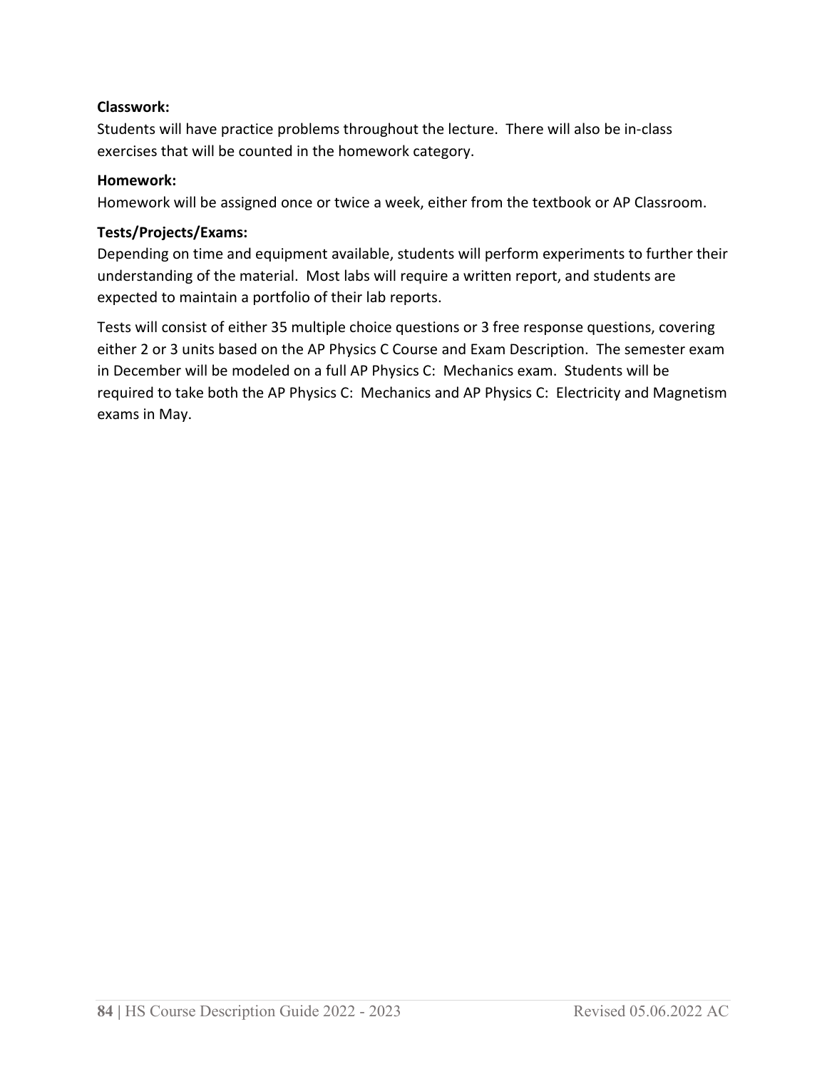**Classwork:**

Students will have practice problems throughout the lecture.  There will also be in-class exercises that will be counted in the homework category.

**Homework:**

Homework will be assigned once or twice a week, either from the textbook or AP Classroom.

**Tests/Projects/Exams:**

Depending on time and equipment available, students will perform experiments to further their understanding of the material.  Most labs will require a written report, and students are expected to maintain a portfolio of their lab reports.

Tests will consist of either 35 multiple choice questions or 3 free response questions, covering either 2 or 3 units based on the AP Physics C Course and Exam Description.  The semester exam in December will be modeled on a full AP Physics C:  Mechanics exam.  Students will be required to take both the AP Physics C:  Mechanics and AP Physics C:  Electricity and Magnetism exams in May.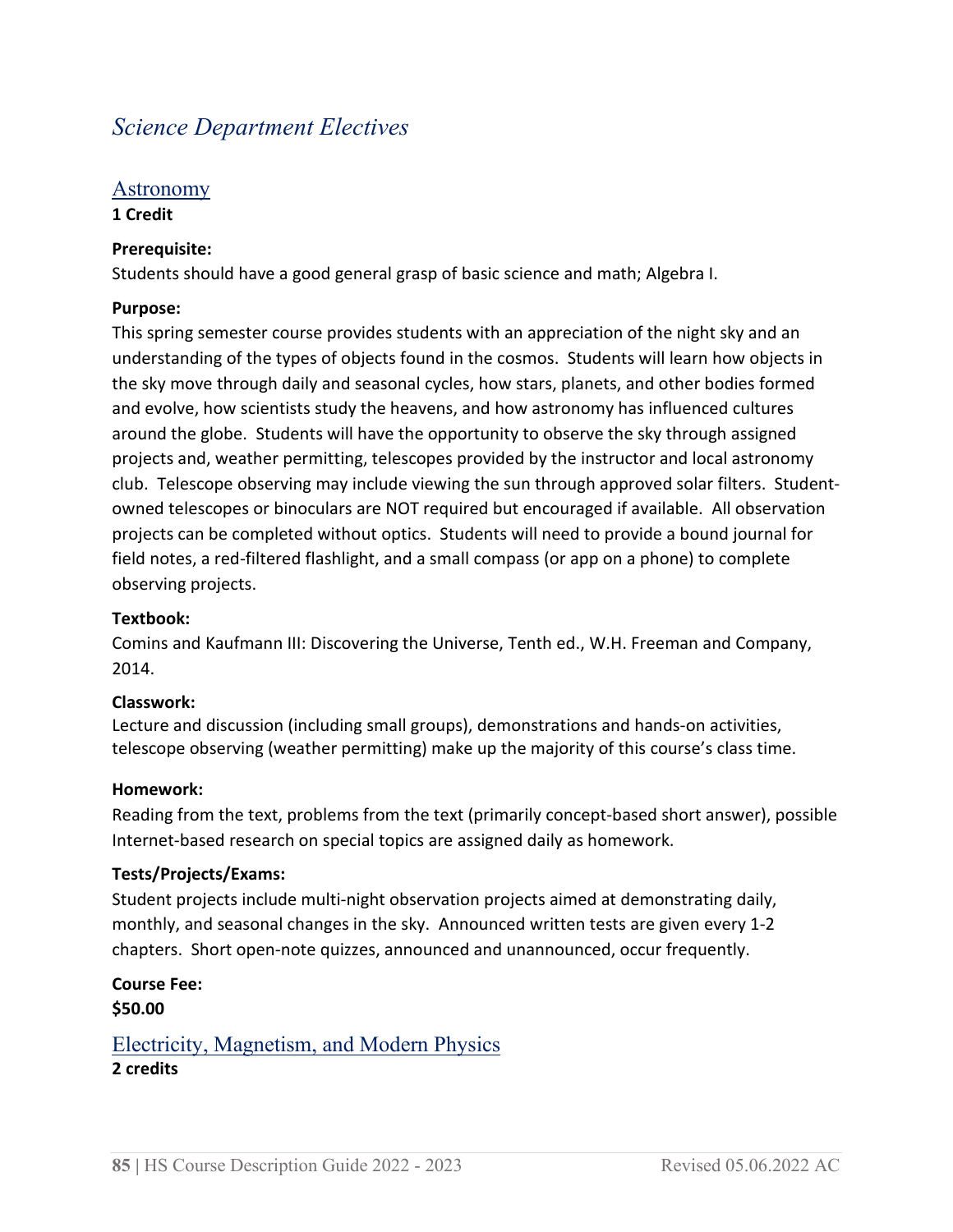# *Science Department Electives*

## Astronomy

**1 Credit**

**Prerequisite:**

Students should have a good general grasp of basic science and math; Algebra I.

**Purpose:**

This spring semester course provides students with an appreciation of the night sky and an understanding of the types of objects found in the cosmos. Students will learn how objects in the sky move through daily and seasonal cycles, how stars, planets, and other bodies formed and evolve, how scientists study the heavens, and how astronomy has influenced cultures around the globe. Students will have the opportunity to observe the sky through assigned projects and, weather permitting, telescopes provided by the instructor and local astronomy club. Telescope observing may include viewing the sun through approved solar filters. Student-owned telescopes or binoculars are NOT required but encouraged if available. All observation projects can be completed without optics. Students will need to provide a bound journal for field notes, a red-filtered flashlight, and a small compass (or app on a phone) to complete observing projects.

**Textbook:**

Comins and Kaufmann III: Discovering the Universe, Tenth ed., W.H. Freeman and Company, 2014.

**Classwork:**

Lecture and discussion (including small groups), demonstrations and hands-on activities, telescope observing (weather permitting) make up the majority of this course's class time.

**Homework:**

Reading from the text, problems from the text (primarily concept-based short answer), possible Internet-based research on special topics are assigned daily as homework.

**Tests/Projects/Exams:**

Student projects include multi-night observation projects aimed at demonstrating daily, monthly, and seasonal changes in the sky. Announced written tests are given every 1-2 chapters. Short open-note quizzes, announced and unannounced, occur frequently.

**Course Fee:**

**$50.00**

## Electricity, Magnetism, and Modern Physics

**2 credits**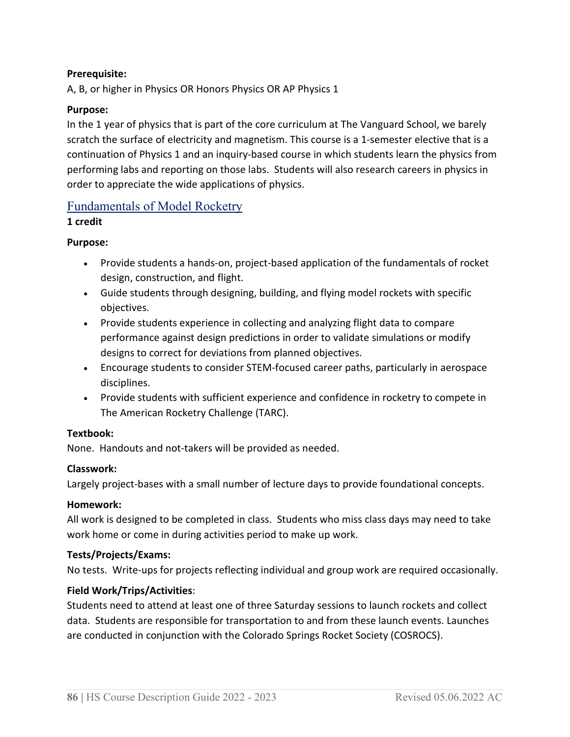**Prerequisite:**

A, B, or higher in Physics OR Honors Physics OR AP Physics 1

**Purpose:**

In the 1 year of physics that is part of the core curriculum at The Vanguard School, we barely scratch the surface of electricity and magnetism. This course is a 1-semester elective that is a continuation of Physics 1 and an inquiry-based course in which students learn the physics from performing labs and reporting on those labs. Students will also research careers in physics in order to appreciate the wide applications of physics.

## Fundamentals of Model Rocketry

**1 credit**

**Purpose:**

- Provide students a hands-on, project-based application of the fundamentals of rocket design, construction, and flight.
- Guide students through designing, building, and flying model rockets with specific objectives.
- Provide students experience in collecting and analyzing flight data to compare performance against design predictions in order to validate simulations or modify designs to correct for deviations from planned objectives.
- Encourage students to consider STEM-focused career paths, particularly in aerospace disciplines.
- Provide students with sufficient experience and confidence in rocketry to compete in The American Rocketry Challenge (TARC).

**Textbook:**

None. Handouts and not-takers will be provided as needed.

**Classwork:**

Largely project-bases with a small number of lecture days to provide foundational concepts.

**Homework:**

All work is designed to be completed in class. Students who miss class days may need to take work home or come in during activities period to make up work.

**Tests/Projects/Exams:**

No tests. Write-ups for projects reflecting individual and group work are required occasionally.

**Field Work/Trips/Activities**:

Students need to attend at least one of three Saturday sessions to launch rockets and collect data. Students are responsible for transportation to and from these launch events. Launches are conducted in conjunction with the Colorado Springs Rocket Society (COSROCS).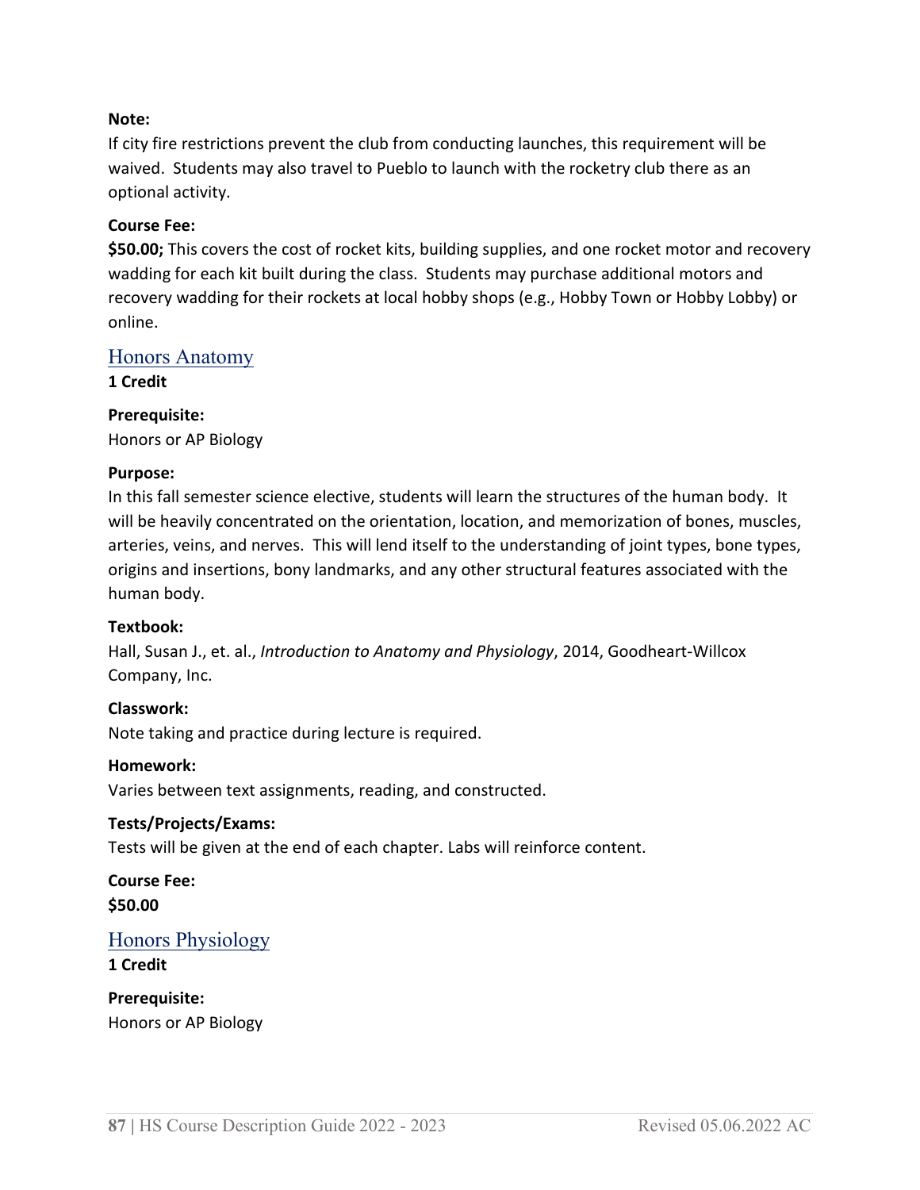**Note:**

If city fire restrictions prevent the club from conducting launches, this requirement will be waived. Students may also travel to Pueblo to launch with the rocketry club there as an optional activity.

**Course Fee:**

**$50.00;** This covers the cost of rocket kits, building supplies, and one rocket motor and recovery wadding for each kit built during the class. Students may purchase additional motors and recovery wadding for their rockets at local hobby shops (e.g., Hobby Town or Hobby Lobby) or online.

## Honors Anatomy

**1 Credit**

**Prerequisite:**

Honors or AP Biology

**Purpose:**

In this fall semester science elective, students will learn the structures of the human body. It will be heavily concentrated on the orientation, location, and memorization of bones, muscles, arteries, veins, and nerves. This will lend itself to the understanding of joint types, bone types, origins and insertions, bony landmarks, and any other structural features associated with the human body.

**Textbook:**

Hall, Susan J., et. al., *Introduction to Anatomy and Physiology*, 2014, Goodheart-Willcox Company, Inc.

**Classwork:**

Note taking and practice during lecture is required.

**Homework:**

Varies between text assignments, reading, and constructed.

**Tests/Projects/Exams:**

Tests will be given at the end of each chapter. Labs will reinforce content.

**Course Fee:**

**$50.00**

## Honors Physiology

**1 Credit**

**Prerequisite:**

Honors or AP Biology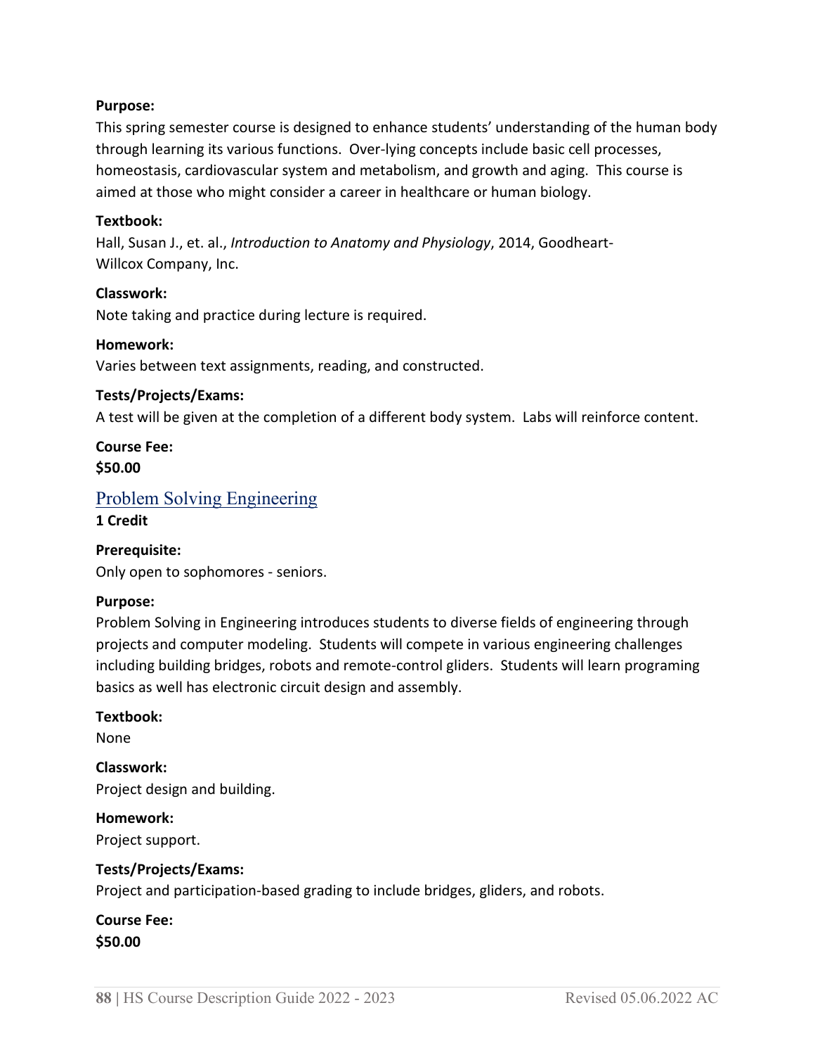**Purpose:**

This spring semester course is designed to enhance students' understanding of the human body through learning its various functions. Over-lying concepts include basic cell processes, homeostasis, cardiovascular system and metabolism, and growth and aging. This course is aimed at those who might consider a career in healthcare or human biology.

**Textbook:**

Hall, Susan J., et. al., *Introduction to Anatomy and Physiology*, 2014, Goodheart-Willcox Company, Inc.

**Classwork:**

Note taking and practice during lecture is required.

**Homework:**

Varies between text assignments, reading, and constructed.

**Tests/Projects/Exams:**

A test will be given at the completion of a different body system. Labs will reinforce content.

**Course Fee:**

**$50.00**

## Problem Solving Engineering

**1 Credit**

**Prerequisite:**

Only open to sophomores - seniors.

**Purpose:**

Problem Solving in Engineering introduces students to diverse fields of engineering through projects and computer modeling. Students will compete in various engineering challenges including building bridges, robots and remote-control gliders. Students will learn programing basics as well has electronic circuit design and assembly.

**Textbook:**

None

**Classwork:**

Project design and building.

**Homework:**

Project support.

**Tests/Projects/Exams:**

Project and participation-based grading to include bridges, gliders, and robots.

**Course Fee:**

**$50.00**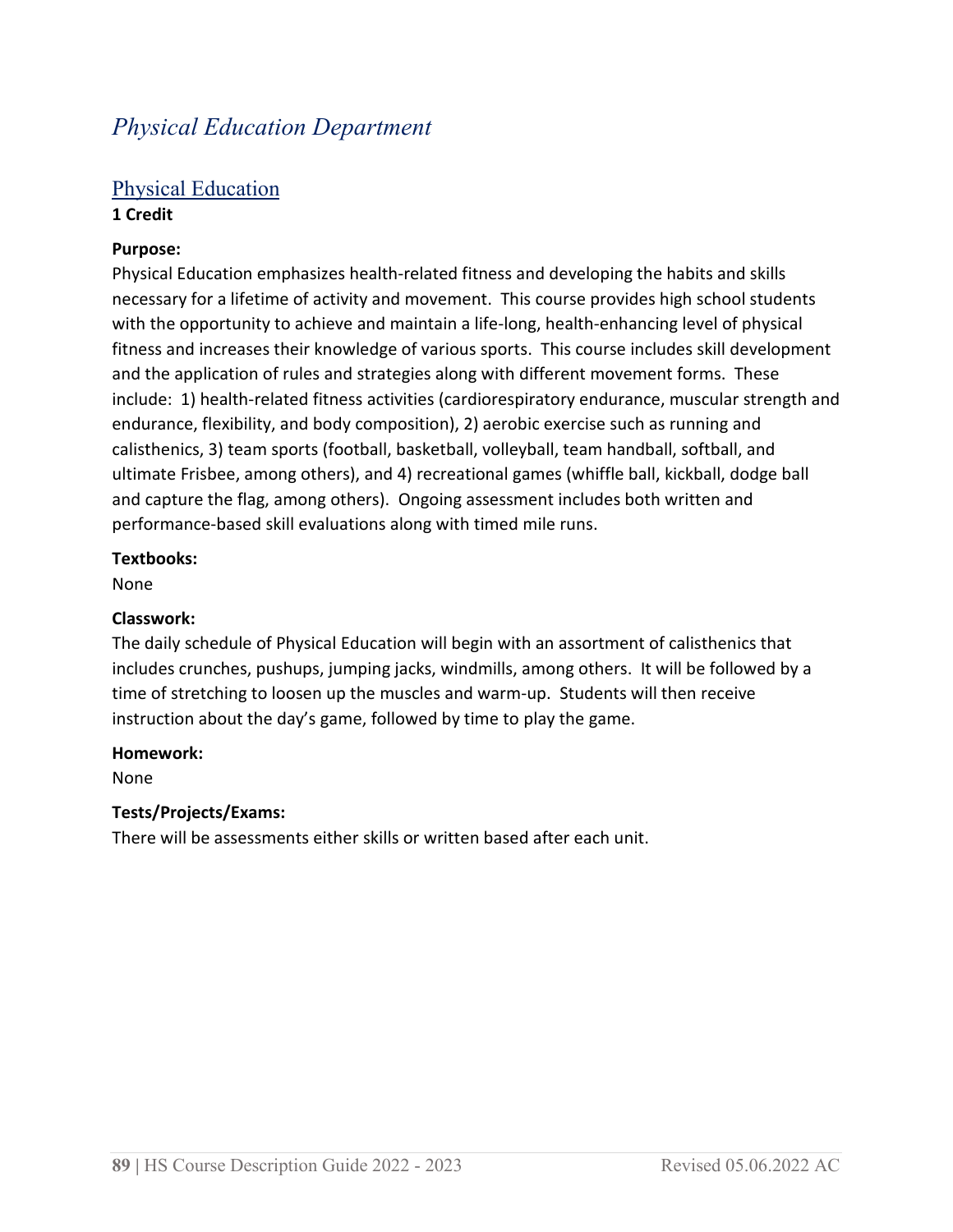# *Physical Education Department*

## Physical Education

**1 Credit**

**Purpose:**

Physical Education emphasizes health-related fitness and developing the habits and skills necessary for a lifetime of activity and movement. This course provides high school students with the opportunity to achieve and maintain a life-long, health-enhancing level of physical fitness and increases their knowledge of various sports. This course includes skill development and the application of rules and strategies along with different movement forms. These include: 1) health-related fitness activities (cardiorespiratory endurance, muscular strength and endurance, flexibility, and body composition), 2) aerobic exercise such as running and calisthenics, 3) team sports (football, basketball, volleyball, team handball, softball, and ultimate Frisbee, among others), and 4) recreational games (whiffle ball, kickball, dodge ball and capture the flag, among others). Ongoing assessment includes both written and performance-based skill evaluations along with timed mile runs.

**Textbooks:**

None

**Classwork:**

The daily schedule of Physical Education will begin with an assortment of calisthenics that includes crunches, pushups, jumping jacks, windmills, among others. It will be followed by a time of stretching to loosen up the muscles and warm-up. Students will then receive instruction about the day's game, followed by time to play the game.

**Homework:**

None

**Tests/Projects/Exams:**

There will be assessments either skills or written based after each unit.